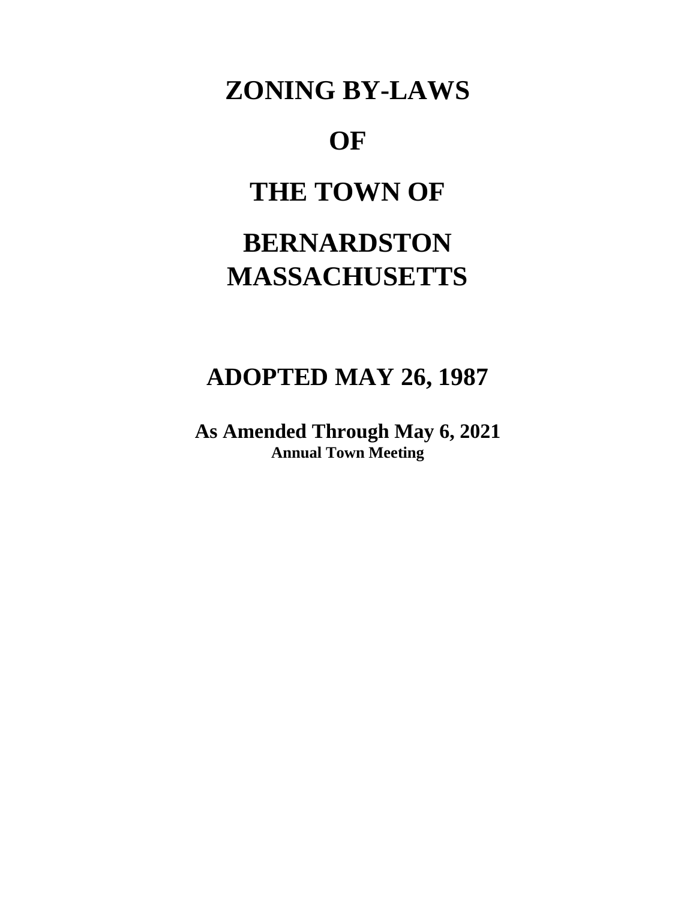# ZONING BY-LAWS

# OF

# THE TOWN OF

# BERNARDSTON MASSACHUSETTS

## ADOPTED MAY 26, 1987

**As Amended Through May 6, 2021**
**Annual Town Meeting**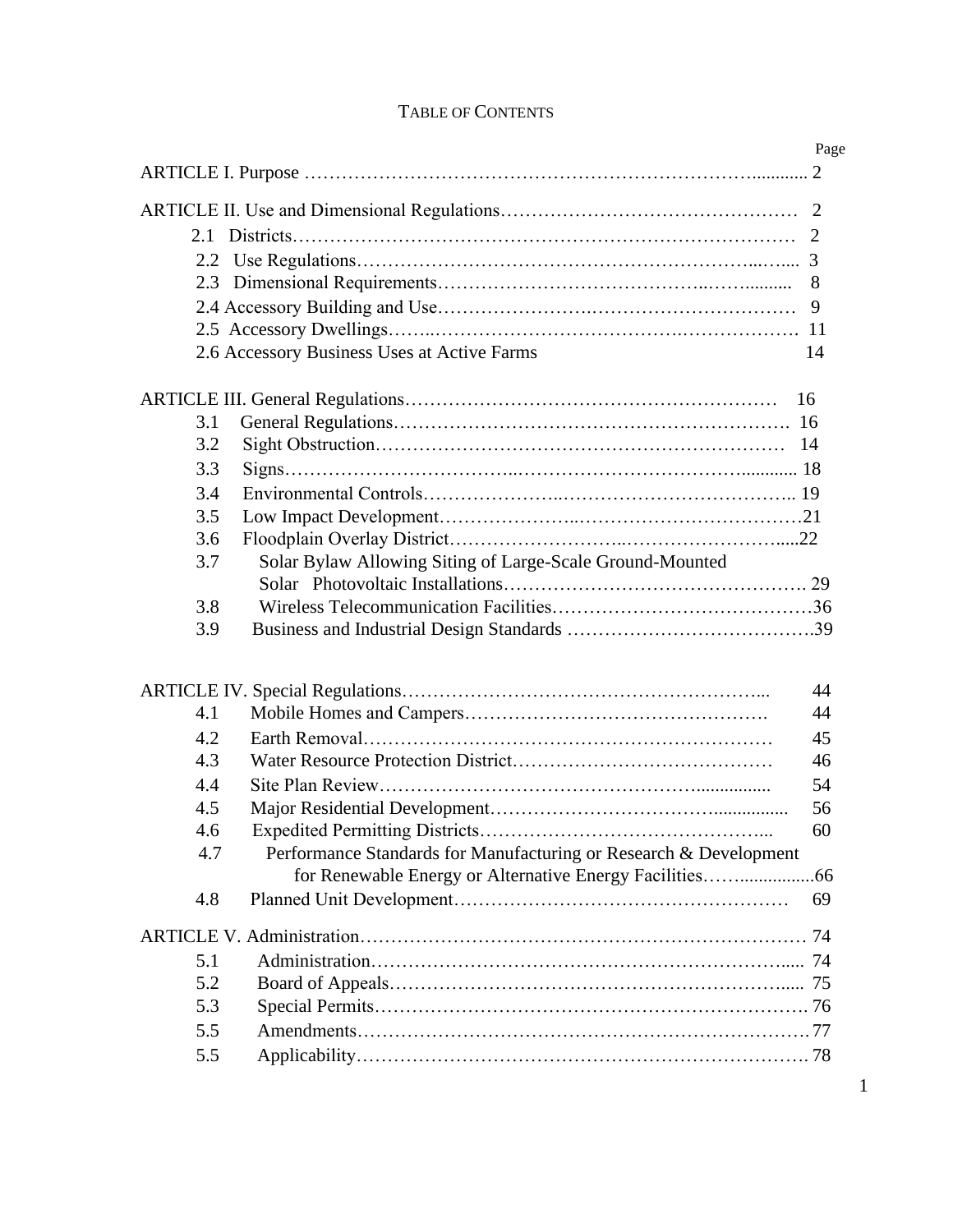# TABLE OF CONTENTS

| | Page |
|---|---|
| ARTICLE I. Purpose | 2 |
| ARTICLE II. Use and Dimensional Regulations | 2 |
| 2.1 Districts | 2 |
| 2.2 Use Regulations | 3 |
| 2.3 Dimensional Requirements | 8 |
| 2.4 Accessory Building and Use | 9 |
| 2.5 Accessory Dwellings | 11 |
| 2.6 Accessory Business Uses at Active Farms | 14 |
| ARTICLE III. General Regulations | 16 |
| 3.1 General Regulations | 16 |
| 3.2 Sight Obstruction | 14 |
| 3.3 Signs | 18 |
| 3.4 Environmental Controls | 19 |
| 3.5 Low Impact Development | 21 |
| 3.6 Floodplain Overlay District | 22 |
| 3.7 Solar Bylaw Allowing Siting of Large-Scale Ground-Mounted Solar Photovoltaic Installations | 29 |
| 3.8 Wireless Telecommunication Facilities | 36 |
| 3.9 Business and Industrial Design Standards | 39 |
| ARTICLE IV. Special Regulations | 44 |
| 4.1 Mobile Homes and Campers | 44 |
| 4.2 Earth Removal | 45 |
| 4.3 Water Resource Protection District | 46 |
| 4.4 Site Plan Review | 54 |
| 4.5 Major Residential Development | 56 |
| 4.6 Expedited Permitting Districts | 60 |
| 4.7 Performance Standards for Manufacturing or Research & Development for Renewable Energy or Alternative Energy Facilities | 66 |
| 4.8 Planned Unit Development | 69 |
| ARTICLE V. Administration | 74 |
| 5.1 Administration | 74 |
| 5.2 Board of Appeals | 75 |
| 5.3 Special Permits | 76 |
| 5.5 Amendments | 77 |
| 5.5 Applicability | 78 |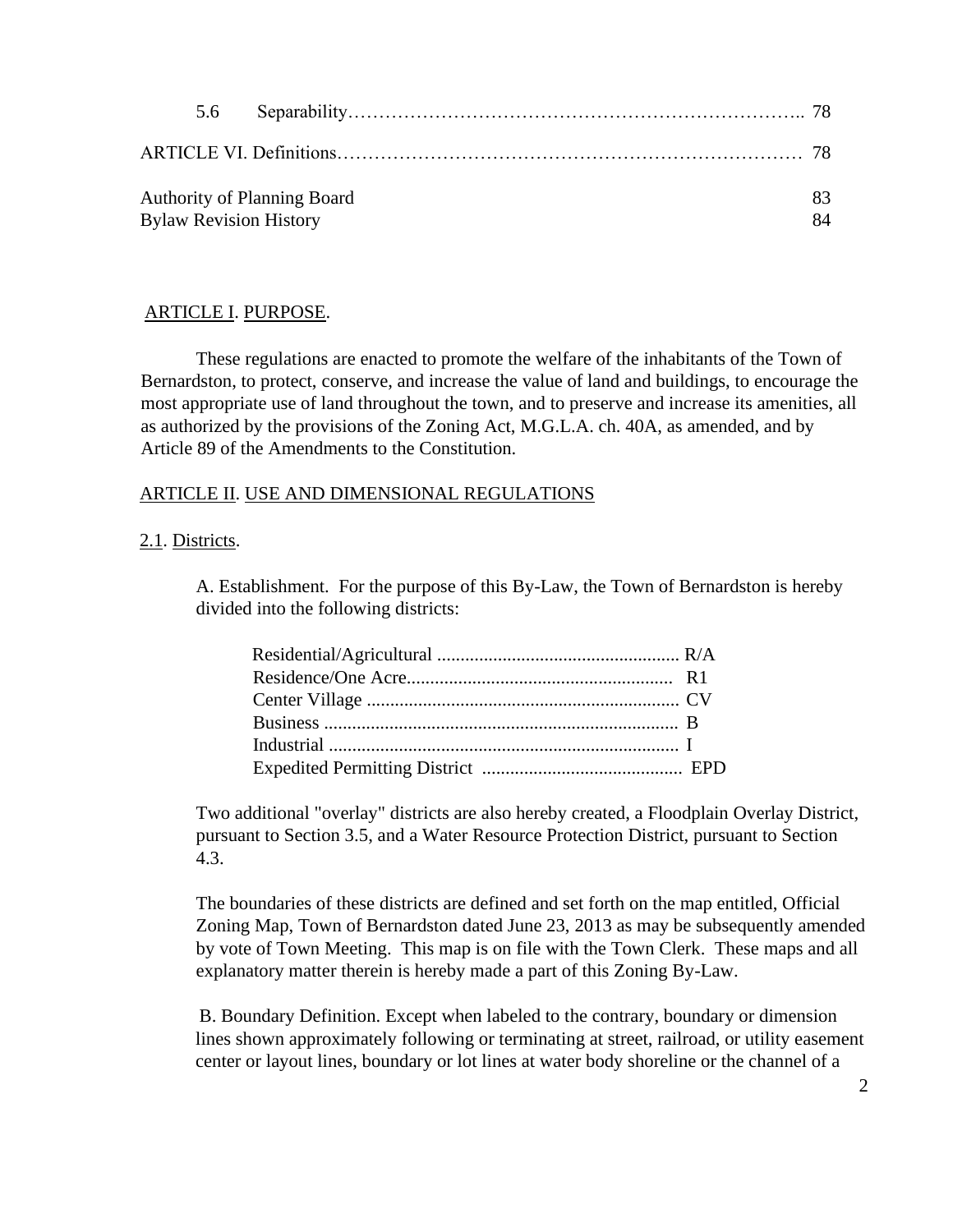5.6 Separability…………………………………………………………….. 78

ARTICLE VI. Definitions……………………………………………………………… 78

Authority of Planning Board 83
Bylaw Revision History 84

## ARTICLE I. PURPOSE.

These regulations are enacted to promote the welfare of the inhabitants of the Town of Bernardston, to protect, conserve, and increase the value of land and buildings, to encourage the most appropriate use of land throughout the town, and to preserve and increase its amenities, all as authorized by the provisions of the Zoning Act, M.G.L.A. ch. 40A, as amended, and by Article 89 of the Amendments to the Constitution.

## ARTICLE II. USE AND DIMENSIONAL REGULATIONS

### 2.1. Districts.

A. Establishment. For the purpose of this By-Law, the Town of Bernardston is hereby divided into the following districts:

Residential/Agricultural .................................................... R/A
Residence/One Acre......................................................... R1
Center Village ................................................................... CV
Business ............................................................................ B
Industrial ........................................................................... I
Expedited Permitting District ........................................... EPD

Two additional "overlay" districts are also hereby created, a Floodplain Overlay District, pursuant to Section 3.5, and a Water Resource Protection District, pursuant to Section 4.3.

The boundaries of these districts are defined and set forth on the map entitled, Official Zoning Map, Town of Bernardston dated June 23, 2013 as may be subsequently amended by vote of Town Meeting. This map is on file with the Town Clerk. These maps and all explanatory matter therein is hereby made a part of this Zoning By-Law.

B. Boundary Definition. Except when labeled to the contrary, boundary or dimension lines shown approximately following or terminating at street, railroad, or utility easement center or layout lines, boundary or lot lines at water body shoreline or the channel of a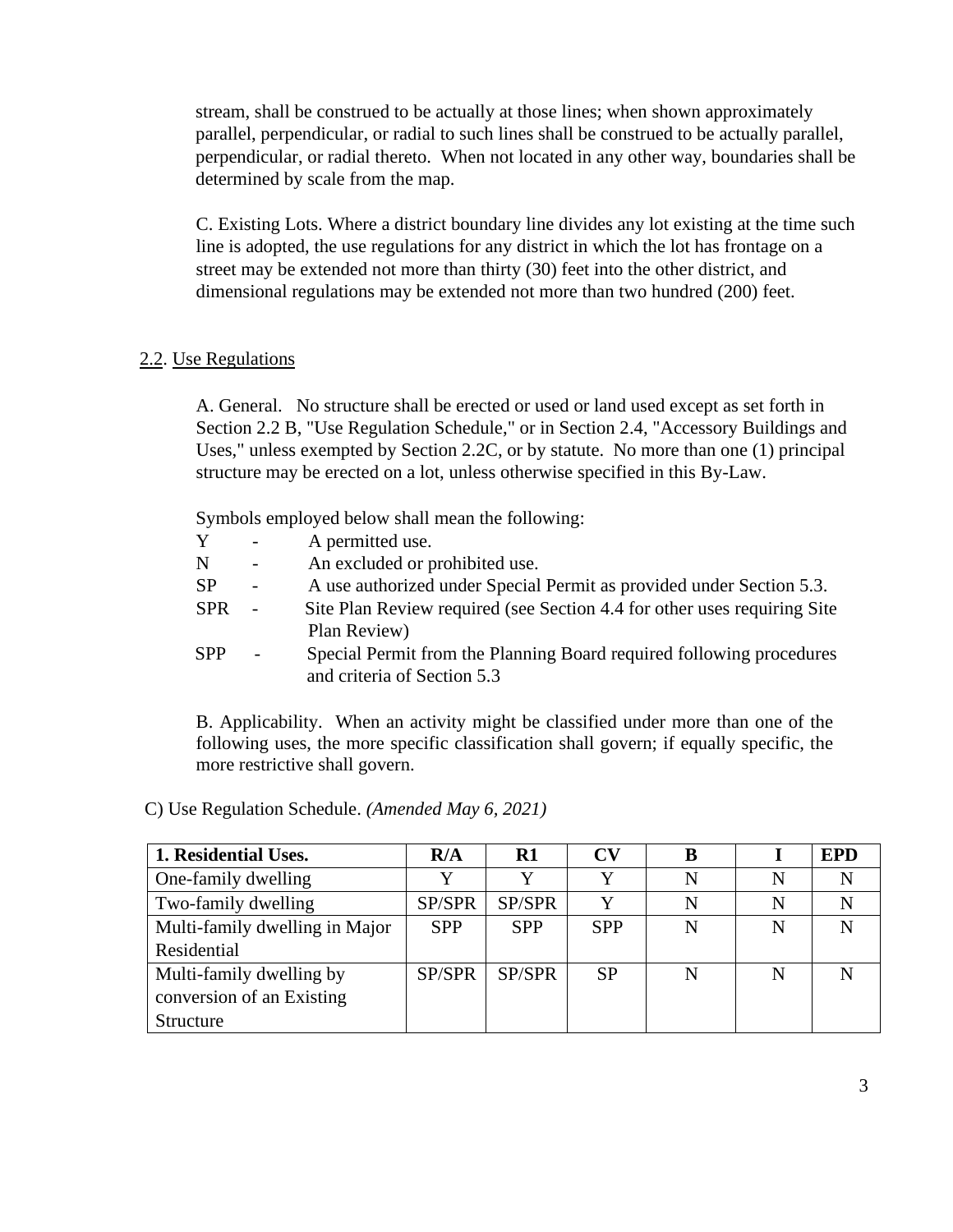stream, shall be construed to be actually at those lines; when shown approximately parallel, perpendicular, or radial to such lines shall be construed to be actually parallel, perpendicular, or radial thereto. When not located in any other way, boundaries shall be determined by scale from the map.

C. Existing Lots. Where a district boundary line divides any lot existing at the time such line is adopted, the use regulations for any district in which the lot has frontage on a street may be extended not more than thirty (30) feet into the other district, and dimensional regulations may be extended not more than two hundred (200) feet.

## 2.2. Use Regulations

A. General. No structure shall be erected or used or land used except as set forth in Section 2.2 B, "Use Regulation Schedule," or in Section 2.4, "Accessory Buildings and Uses," unless exempted by Section 2.2C, or by statute. No more than one (1) principal structure may be erected on a lot, unless otherwise specified in this By-Law.

Symbols employed below shall mean the following:

- Y - A permitted use.
- N - An excluded or prohibited use.
- SP - A use authorized under Special Permit as provided under Section 5.3.
- SPR - Site Plan Review required (see Section 4.4 for other uses requiring Site Plan Review)
- SPP - Special Permit from the Planning Board required following procedures and criteria of Section 5.3

B. Applicability. When an activity might be classified under more than one of the following uses, the more specific classification shall govern; if equally specific, the more restrictive shall govern.

C) Use Regulation Schedule. *(Amended May 6, 2021)*

| **1. Residential Uses.** | **R/A** | **R1** | **CV** | **B** | **I** | **EPD** |
|---|---|---|---|---|---|---|
| One-family dwelling | Y | Y | Y | N | N | N |
| Two-family dwelling | SP/SPR | SP/SPR | Y | N | N | N |
| Multi-family dwelling in Major Residential | SPP | SPP | SPP | N | N | N |
| Multi-family dwelling by conversion of an Existing Structure | SP/SPR | SP/SPR | SP | N | N | N |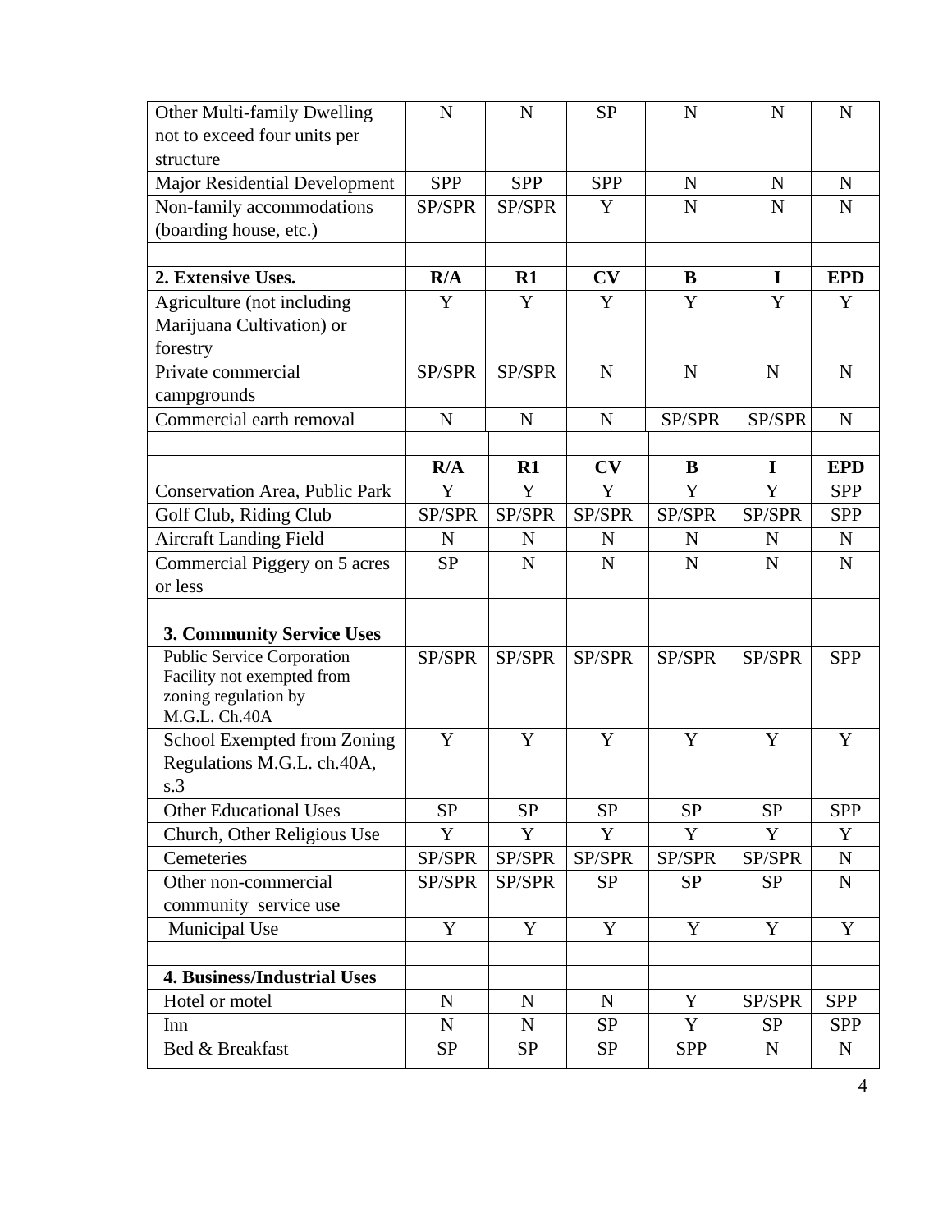| | | | | | | |
|---|---|---|---|---|---|---|
| Other Multi-family Dwelling not to exceed four units per structure | N | N | SP | N | N | N |
| Major Residential Development | SPP | SPP | SPP | N | N | N |
| Non-family accommodations (boarding house, etc.) | SP/SPR | SP/SPR | Y | N | N | N |
| | | | | | | |
| **2. Extensive Uses.** | **R/A** | **R1** | **CV** | **B** | **I** | **EPD** |
| Agriculture (not including Marijuana Cultivation) or forestry | Y | Y | Y | Y | Y | Y |
| Private commercial campgrounds | SP/SPR | SP/SPR | N | N | N | N |
| Commercial earth removal | N | N | N | SP/SPR | SP/SPR | N |
| | | | | | | |
| | **R/A** | **R1** | **CV** | **B** | **I** | **EPD** |
| Conservation Area, Public Park | Y | Y | Y | Y | Y | SPP |
| Golf Club, Riding Club | SP/SPR | SP/SPR | SP/SPR | SP/SPR | SP/SPR | SPP |
| Aircraft Landing Field | N | N | N | N | N | N |
| Commercial Piggery on 5 acres or less | SP | N | N | N | N | N |
| | | | | | | |
| **3. Community Service Uses** | | | | | | |
| Public Service Corporation Facility not exempted from zoning regulation by M.G.L. Ch.40A | SP/SPR | SP/SPR | SP/SPR | SP/SPR | SP/SPR | SPP |
| School Exempted from Zoning Regulations M.G.L. ch.40A, s.3 | Y | Y | Y | Y | Y | Y |
| Other Educational Uses | SP | SP | SP | SP | SP | SPP |
| Church, Other Religious Use | Y | Y | Y | Y | Y | Y |
| Cemeteries | SP/SPR | SP/SPR | SP/SPR | SP/SPR | SP/SPR | N |
| Other non-commercial community service use | SP/SPR | SP/SPR | SP | SP | SP | N |
| Municipal Use | Y | Y | Y | Y | Y | Y |
| | | | | | | |
| **4. Business/Industrial Uses** | | | | | | |
| Hotel or motel | N | N | N | Y | SP/SPR | SPP |
| Inn | N | N | SP | Y | SP | SPP |
| Bed & Breakfast | SP | SP | SP | SPP | N | N |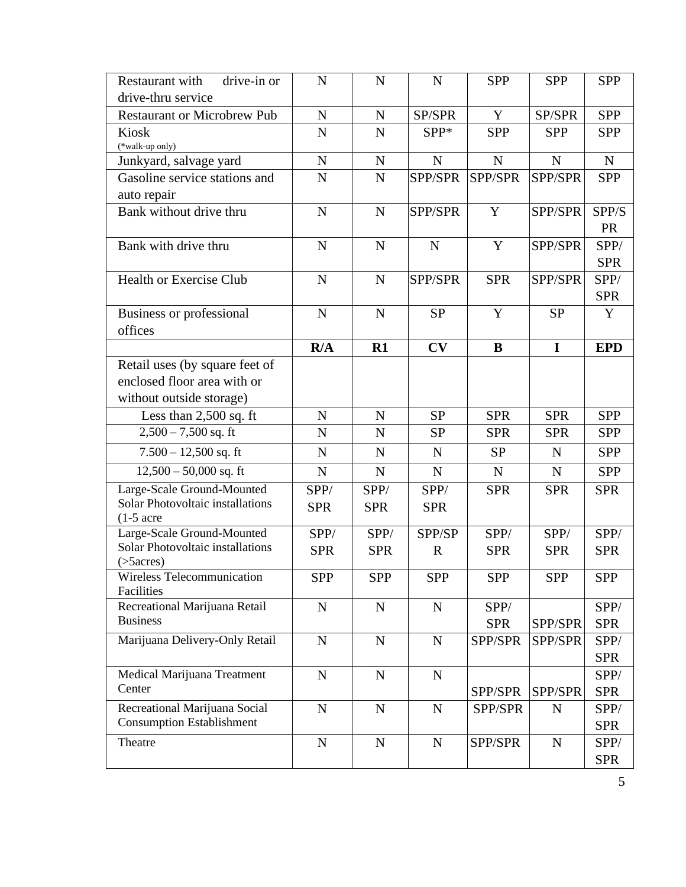| | | | | | | |
|---|---|---|---|---|---|---|
| Restaurant with drive-in or drive-thru service | N | N | N | SPP | SPP | SPP |
| Restaurant or Microbrew Pub | N | N | SP/SPR | Y | SP/SPR | SPP |
| Kiosk (*walk-up only) | N | N | SPP* | SPP | SPP | SPP |
| Junkyard, salvage yard | N | N | N | N | N | N |
| Gasoline service stations and auto repair | N | N | SPP/SPR | SPP/SPR | SPP/SPR | SPP |
| Bank without drive thru | N | N | SPP/SPR | Y | SPP/SPR | SPP/SPR |
| Bank with drive thru | N | N | N | Y | SPP/SPR | SPP/SPR |
| Health or Exercise Club | N | N | SPP/SPR | SPR | SPP/SPR | SPP/SPR |
| Business or professional offices | N | N | SP | Y | SP | Y |
| | **R/A** | **R1** | **CV** | **B** | **I** | **EPD** |
| Retail uses (by square feet of enclosed floor area with or without outside storage) | | | | | | |
| Less than 2,500 sq. ft | N | N | SP | SPR | SPR | SPP |
| 2,500 – 7,500 sq. ft | N | N | SP | SPR | SPR | SPP |
| 7.500 – 12,500 sq. ft | N | N | N | SP | N | SPP |
| 12,500 – 50,000 sq. ft | N | N | N | N | N | SPP |
| Large-Scale Ground-Mounted Solar Photovoltaic installations (1-5 acre | SPP/SPR | SPP/SPR | SPP/SPR | SPR | SPR | SPR |
| Large-Scale Ground-Mounted Solar Photovoltaic installations (>5acres) | SPP/SPR | SPP/SPR | SPP/SPR | SPP/SPR | SPP/SPR | SPP/SPR |
| Wireless Telecommunication Facilities | SPP | SPP | SPP | SPP | SPP | SPP |
| Recreational Marijuana Retail Business | N | N | N | SPP/SPR | SPP/SPR | SPP/SPR |
| Marijuana Delivery-Only Retail | N | N | N | SPP/SPR | SPP/SPR | SPP/SPR |
| Medical Marijuana Treatment Center | N | N | N | SPP/SPR | SPP/SPR | SPP/SPR |
| Recreational Marijuana Social Consumption Establishment | N | N | N | SPP/SPR | N | SPP/SPR |
| Theatre | N | N | N | SPP/SPR | N | SPP/SPR |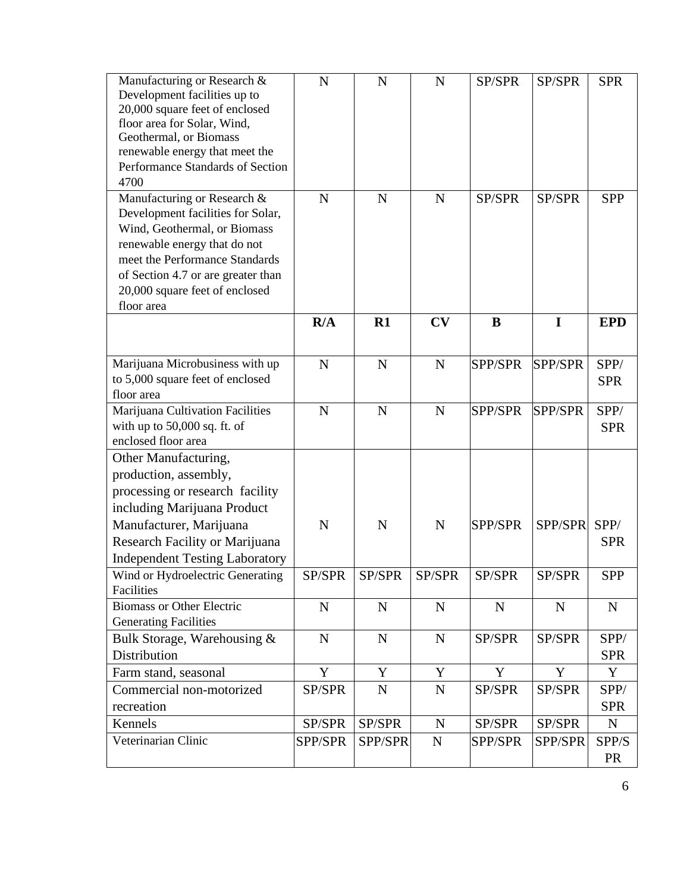| | | | | | | |
|---|---|---|---|---|---|---|
| Manufacturing or Research & Development facilities up to 20,000 square feet of enclosed floor area for Solar, Wind, Geothermal, or Biomass renewable energy that meet the Performance Standards of Section 4700 | N | N | N | SP/SPR | SP/SPR | SPR |
| Manufacturing or Research & Development facilities for Solar, Wind, Geothermal, or Biomass renewable energy that do not meet the Performance Standards of Section 4.7 or are greater than 20,000 square feet of enclosed floor area | N | N | N | SP/SPR | SP/SPR | SPP |
| | **R/A** | **R1** | **CV** | **B** | **I** | **EPD** |
| Marijuana Microbusiness with up to 5,000 square feet of enclosed floor area | N | N | N | SPP/SPR | SPP/SPR | SPP/SPR |
| Marijuana Cultivation Facilities with up to 50,000 sq. ft. of enclosed floor area | N | N | N | SPP/SPR | SPP/SPR | SPP/SPR |
| Other Manufacturing, production, assembly, processing or research facility including Marijuana Product Manufacturer, Marijuana Research Facility or Marijuana Independent Testing Laboratory | N | N | N | SPP/SPR | SPP/SPR | SPP/SPR |
| Wind or Hydroelectric Generating Facilities | SP/SPR | SP/SPR | SP/SPR | SP/SPR | SP/SPR | SPP |
| Biomass or Other Electric Generating Facilities | N | N | N | N | N | N |
| Bulk Storage, Warehousing & Distribution | N | N | N | SP/SPR | SP/SPR | SPP/SPR |
| Farm stand, seasonal | Y | Y | Y | Y | Y | Y |
| Commercial non-motorized recreation | SP/SPR | N | N | SP/SPR | SP/SPR | SPP/SPR |
| Kennels | SP/SPR | SP/SPR | N | SP/SPR | SP/SPR | N |
| Veterinarian Clinic | SPP/SPR | SPP/SPR | N | SPP/SPR | SPP/SPR | SPP/SPR |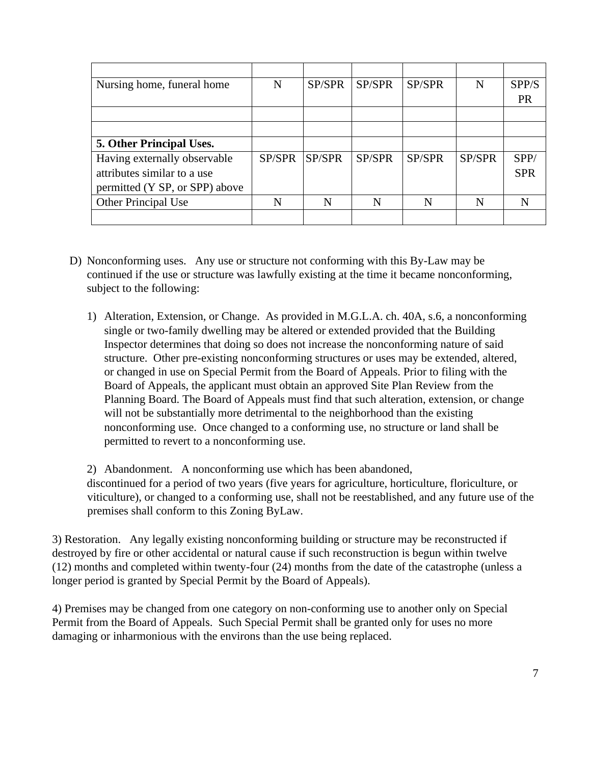| | | | | | | |
|---|---|---|---|---|---|---|
| Nursing home, funeral home | N | SP/SPR | SP/SPR | SP/SPR | N | SPP/SPR |
| | | | | | | |
| | | | | | | |
| **5. Other Principal Uses.** | | | | | | |
| Having externally observable attributes similar to a use permitted (Y SP, or SPP) above | SP/SPR | SP/SPR | SP/SPR | SP/SPR | SP/SPR | SPP/SPR |
| Other Principal Use | N | N | N | N | N | N |
| | | | | | | |

D) Nonconforming uses. Any use or structure not conforming with this By-Law may be continued if the use or structure was lawfully existing at the time it became nonconforming, subject to the following:

1) Alteration, Extension, or Change. As provided in M.G.L.A. ch. 40A, s.6, a nonconforming single or two-family dwelling may be altered or extended provided that the Building Inspector determines that doing so does not increase the nonconforming nature of said structure. Other pre-existing nonconforming structures or uses may be extended, altered, or changed in use on Special Permit from the Board of Appeals. Prior to filing with the Board of Appeals, the applicant must obtain an approved Site Plan Review from the Planning Board. The Board of Appeals must find that such alteration, extension, or change will not be substantially more detrimental to the neighborhood than the existing nonconforming use. Once changed to a conforming use, no structure or land shall be permitted to revert to a nonconforming use.

2) Abandonment. A nonconforming use which has been abandoned, discontinued for a period of two years (five years for agriculture, horticulture, floriculture, or viticulture), or changed to a conforming use, shall not be reestablished, and any future use of the premises shall conform to this Zoning ByLaw.

3) Restoration. Any legally existing nonconforming building or structure may be reconstructed if destroyed by fire or other accidental or natural cause if such reconstruction is begun within twelve (12) months and completed within twenty-four (24) months from the date of the catastrophe (unless a longer period is granted by Special Permit by the Board of Appeals).

4) Premises may be changed from one category on non-conforming use to another only on Special Permit from the Board of Appeals. Such Special Permit shall be granted only for uses no more damaging or inharmonious with the environs than the use being replaced.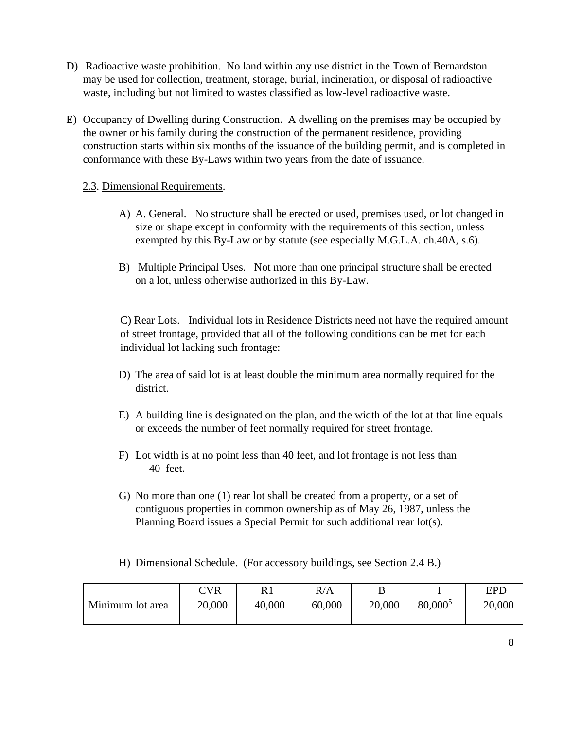D) Radioactive waste prohibition. No land within any use district in the Town of Bernardston may be used for collection, treatment, storage, burial, incineration, or disposal of radioactive waste, including but not limited to wastes classified as low-level radioactive waste.

E) Occupancy of Dwelling during Construction. A dwelling on the premises may be occupied by the owner or his family during the construction of the permanent residence, providing construction starts within six months of the issuance of the building permit, and is completed in conformance with these By-Laws within two years from the date of issuance.

2.3. Dimensional Requirements.

A) A. General. No structure shall be erected or used, premises used, or lot changed in size or shape except in conformity with the requirements of this section, unless exempted by this By-Law or by statute (see especially M.G.L.A. ch.40A, s.6).

B) Multiple Principal Uses. Not more than one principal structure shall be erected on a lot, unless otherwise authorized in this By-Law.

C) Rear Lots. Individual lots in Residence Districts need not have the required amount of street frontage, provided that all of the following conditions can be met for each individual lot lacking such frontage:

D) The area of said lot is at least double the minimum area normally required for the district.

E) A building line is designated on the plan, and the width of the lot at that line equals or exceeds the number of feet normally required for street frontage.

F) Lot width is at no point less than 40 feet, and lot frontage is not less than 40 feet.

G) No more than one (1) rear lot shall be created from a property, or a set of contiguous properties in common ownership as of May 26, 1987, unless the Planning Board issues a Special Permit for such additional rear lot(s).

H) Dimensional Schedule. (For accessory buildings, see Section 2.4 B.)

| | CVR | R1 | R/A | B | I | EPD |
|---|---|---|---|---|---|---|
| Minimum lot area | 20,000 | 40,000 | 60,000 | 20,000 | 80,000[5] | 20,000 |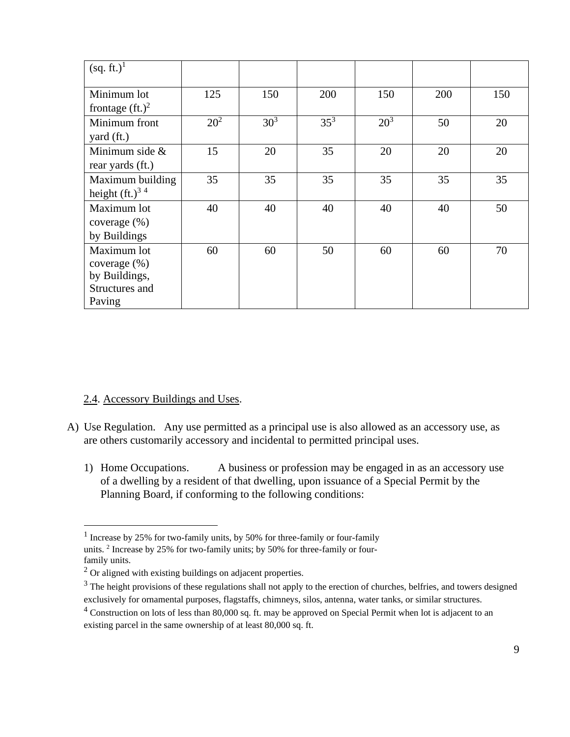| (sq. ft.)[1] | | | | | | |
|---|---|---|---|---|---|---|
| Minimum lot frontage (ft.)[2] | 125 | 150 | 200 | 150 | 200 | 150 |
| Minimum front yard (ft.) | 20[2] | 30[3] | 35[3] | 20[3] | 50 | 20 |
| Minimum side & rear yards (ft.) | 15 | 20 | 35 | 20 | 20 | 20 |
| Maximum building height (ft.)[3] [4] | 35 | 35 | 35 | 35 | 35 | 35 |
| Maximum lot coverage (%) by Buildings | 40 | 40 | 40 | 40 | 40 | 50 |
| Maximum lot coverage (%) by Buildings, Structures and Paving | 60 | 60 | 50 | 60 | 60 | 70 |

<u>2.4</u>. <u>Accessory Buildings and Uses</u>.

A) Use Regulation. Any use permitted as a principal use is also allowed as an accessory use, as are others customarily accessory and incidental to permitted principal uses.

1) Home Occupations. A business or profession may be engaged in as an accessory use of a dwelling by a resident of that dwelling, upon issuance of a Special Permit by the Planning Board, if conforming to the following conditions:

---

[1] Increase by 25% for two-family units, by 50% for three-family or four-family units. [2] Increase by 25% for two-family units; by 50% for three-family or four-family units.

[2] Or aligned with existing buildings on adjacent properties.

[3] The height provisions of these regulations shall not apply to the erection of churches, belfries, and towers designed exclusively for ornamental purposes, flagstaffs, chimneys, silos, antenna, water tanks, or similar structures.

[4] Construction on lots of less than 80,000 sq. ft. may be approved on Special Permit when lot is adjacent to an existing parcel in the same ownership of at least 80,000 sq. ft.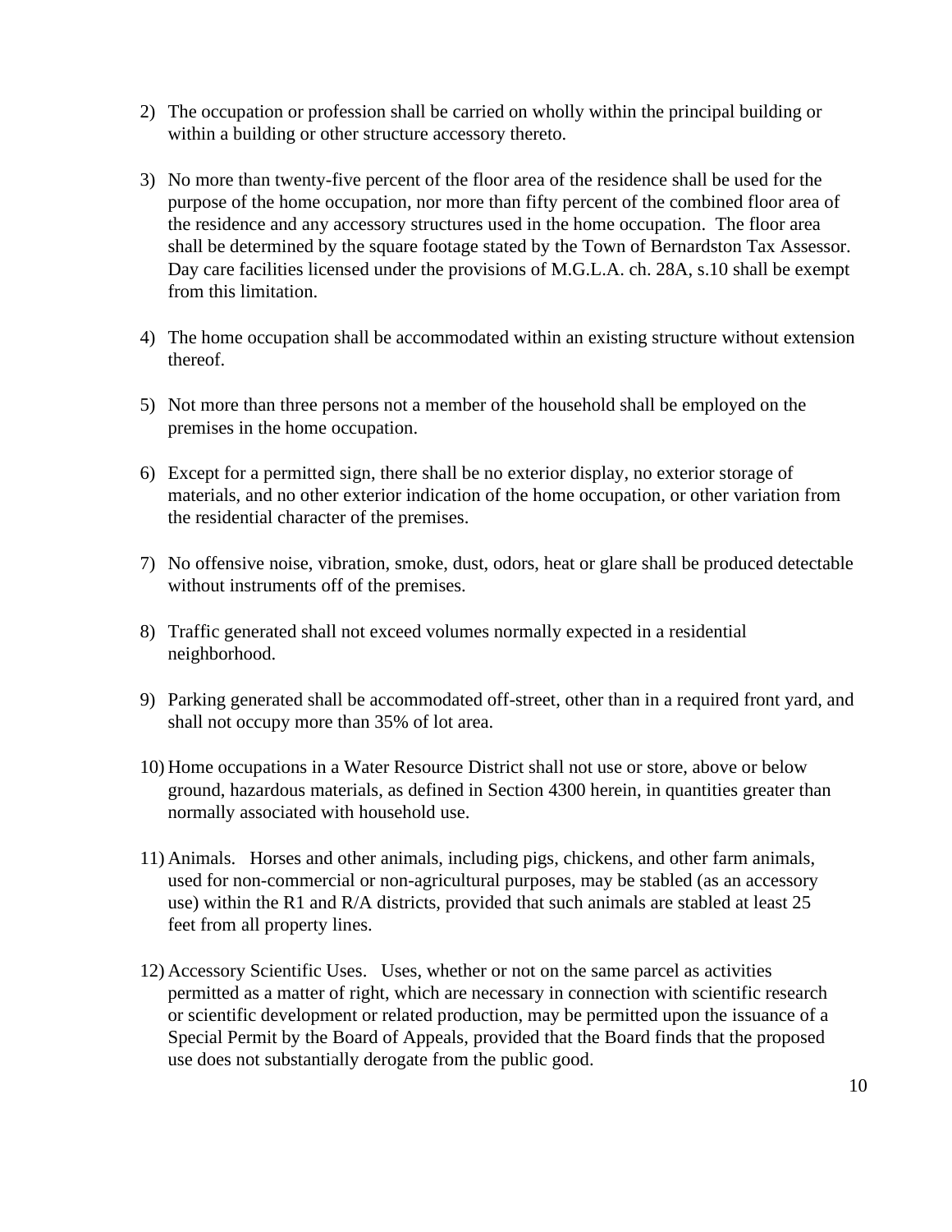2) The occupation or profession shall be carried on wholly within the principal building or within a building or other structure accessory thereto.

3) No more than twenty-five percent of the floor area of the residence shall be used for the purpose of the home occupation, nor more than fifty percent of the combined floor area of the residence and any accessory structures used in the home occupation. The floor area shall be determined by the square footage stated by the Town of Bernardston Tax Assessor. Day care facilities licensed under the provisions of M.G.L.A. ch. 28A, s.10 shall be exempt from this limitation.

4) The home occupation shall be accommodated within an existing structure without extension thereof.

5) Not more than three persons not a member of the household shall be employed on the premises in the home occupation.

6) Except for a permitted sign, there shall be no exterior display, no exterior storage of materials, and no other exterior indication of the home occupation, or other variation from the residential character of the premises.

7) No offensive noise, vibration, smoke, dust, odors, heat or glare shall be produced detectable without instruments off of the premises.

8) Traffic generated shall not exceed volumes normally expected in a residential neighborhood.

9) Parking generated shall be accommodated off-street, other than in a required front yard, and shall not occupy more than 35% of lot area.

10) Home occupations in a Water Resource District shall not use or store, above or below ground, hazardous materials, as defined in Section 4300 herein, in quantities greater than normally associated with household use.

11) Animals. Horses and other animals, including pigs, chickens, and other farm animals, used for non-commercial or non-agricultural purposes, may be stabled (as an accessory use) within the R1 and R/A districts, provided that such animals are stabled at least 25 feet from all property lines.

12) Accessory Scientific Uses. Uses, whether or not on the same parcel as activities permitted as a matter of right, which are necessary in connection with scientific research or scientific development or related production, may be permitted upon the issuance of a Special Permit by the Board of Appeals, provided that the Board finds that the proposed use does not substantially derogate from the public good.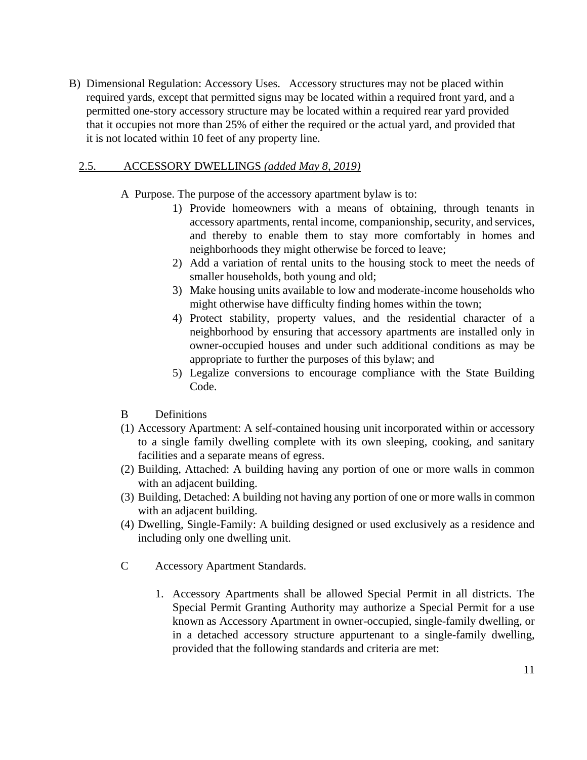B) Dimensional Regulation: Accessory Uses. Accessory structures may not be placed within required yards, except that permitted signs may be located within a required front yard, and a permitted one-story accessory structure may be located within a required rear yard provided that it occupies not more than 25% of either the required or the actual yard, and provided that it is not located within 10 feet of any property line.

## 2.5. ACCESSORY DWELLINGS *(added May 8, 2019)*

A Purpose. The purpose of the accessory apartment bylaw is to:

1) Provide homeowners with a means of obtaining, through tenants in accessory apartments, rental income, companionship, security, and services, and thereby to enable them to stay more comfortably in homes and neighborhoods they might otherwise be forced to leave;
2) Add a variation of rental units to the housing stock to meet the needs of smaller households, both young and old;
3) Make housing units available to low and moderate-income households who might otherwise have difficulty finding homes within the town;
4) Protect stability, property values, and the residential character of a neighborhood by ensuring that accessory apartments are installed only in owner-occupied houses and under such additional conditions as may be appropriate to further the purposes of this bylaw; and
5) Legalize conversions to encourage compliance with the State Building Code.

B Definitions

(1) Accessory Apartment: A self-contained housing unit incorporated within or accessory to a single family dwelling complete with its own sleeping, cooking, and sanitary facilities and a separate means of egress.

(2) Building, Attached: A building having any portion of one or more walls in common with an adjacent building.

(3) Building, Detached: A building not having any portion of one or more walls in common with an adjacent building.

(4) Dwelling, Single-Family: A building designed or used exclusively as a residence and including only one dwelling unit.

C Accessory Apartment Standards.

1. Accessory Apartments shall be allowed Special Permit in all districts. The Special Permit Granting Authority may authorize a Special Permit for a use known as Accessory Apartment in owner-occupied, single-family dwelling, or in a detached accessory structure appurtenant to a single-family dwelling, provided that the following standards and criteria are met: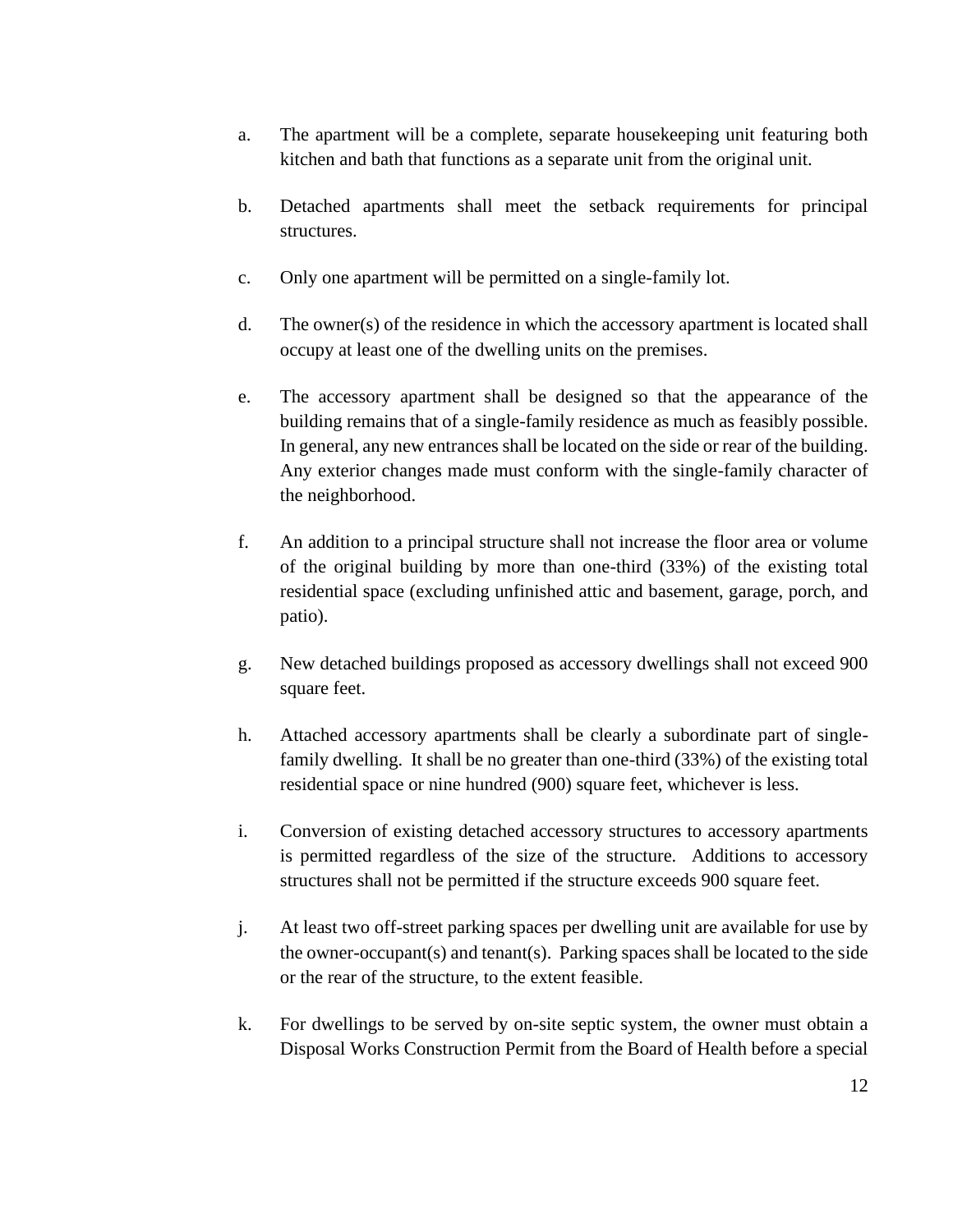a. The apartment will be a complete, separate housekeeping unit featuring both kitchen and bath that functions as a separate unit from the original unit.

b. Detached apartments shall meet the setback requirements for principal structures.

c. Only one apartment will be permitted on a single-family lot.

d. The owner(s) of the residence in which the accessory apartment is located shall occupy at least one of the dwelling units on the premises.

e. The accessory apartment shall be designed so that the appearance of the building remains that of a single-family residence as much as feasibly possible. In general, any new entrances shall be located on the side or rear of the building. Any exterior changes made must conform with the single-family character of the neighborhood.

f. An addition to a principal structure shall not increase the floor area or volume of the original building by more than one-third (33%) of the existing total residential space (excluding unfinished attic and basement, garage, porch, and patio).

g. New detached buildings proposed as accessory dwellings shall not exceed 900 square feet.

h. Attached accessory apartments shall be clearly a subordinate part of single-family dwelling. It shall be no greater than one-third (33%) of the existing total residential space or nine hundred (900) square feet, whichever is less.

i. Conversion of existing detached accessory structures to accessory apartments is permitted regardless of the size of the structure. Additions to accessory structures shall not be permitted if the structure exceeds 900 square feet.

j. At least two off-street parking spaces per dwelling unit are available for use by the owner-occupant(s) and tenant(s). Parking spaces shall be located to the side or the rear of the structure, to the extent feasible.

k. For dwellings to be served by on-site septic system, the owner must obtain a Disposal Works Construction Permit from the Board of Health before a special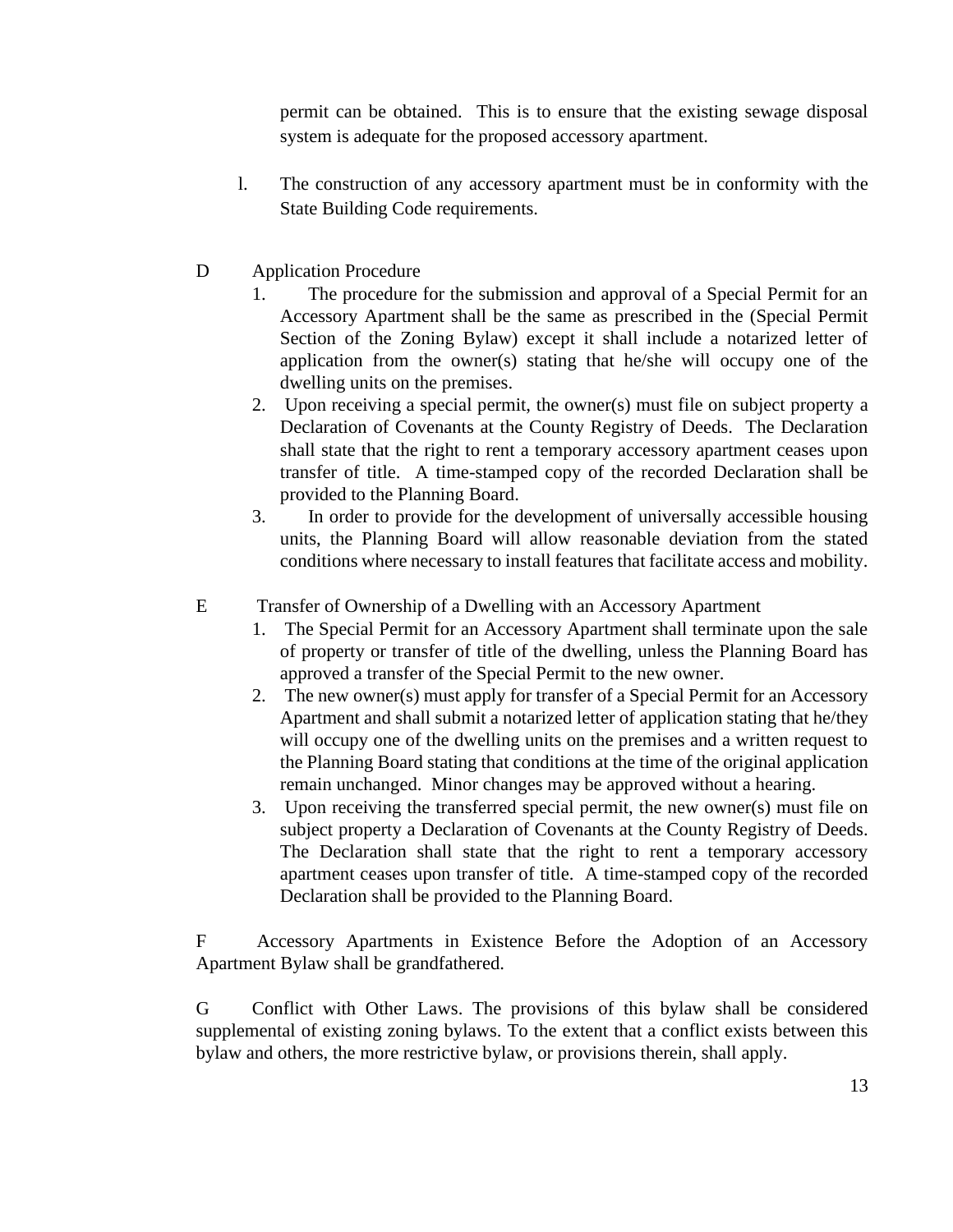permit can be obtained. This is to ensure that the existing sewage disposal system is adequate for the proposed accessory apartment.

l. The construction of any accessory apartment must be in conformity with the State Building Code requirements.

D Application Procedure

1. The procedure for the submission and approval of a Special Permit for an Accessory Apartment shall be the same as prescribed in the (Special Permit Section of the Zoning Bylaw) except it shall include a notarized letter of application from the owner(s) stating that he/she will occupy one of the dwelling units on the premises.
2. Upon receiving a special permit, the owner(s) must file on subject property a Declaration of Covenants at the County Registry of Deeds. The Declaration shall state that the right to rent a temporary accessory apartment ceases upon transfer of title. A time-stamped copy of the recorded Declaration shall be provided to the Planning Board.
3. In order to provide for the development of universally accessible housing units, the Planning Board will allow reasonable deviation from the stated conditions where necessary to install features that facilitate access and mobility.

E Transfer of Ownership of a Dwelling with an Accessory Apartment

1. The Special Permit for an Accessory Apartment shall terminate upon the sale of property or transfer of title of the dwelling, unless the Planning Board has approved a transfer of the Special Permit to the new owner.
2. The new owner(s) must apply for transfer of a Special Permit for an Accessory Apartment and shall submit a notarized letter of application stating that he/they will occupy one of the dwelling units on the premises and a written request to the Planning Board stating that conditions at the time of the original application remain unchanged. Minor changes may be approved without a hearing.
3. Upon receiving the transferred special permit, the new owner(s) must file on subject property a Declaration of Covenants at the County Registry of Deeds. The Declaration shall state that the right to rent a temporary accessory apartment ceases upon transfer of title. A time-stamped copy of the recorded Declaration shall be provided to the Planning Board.

F Accessory Apartments in Existence Before the Adoption of an Accessory Apartment Bylaw shall be grandfathered.

G Conflict with Other Laws. The provisions of this bylaw shall be considered supplemental of existing zoning bylaws. To the extent that a conflict exists between this bylaw and others, the more restrictive bylaw, or provisions therein, shall apply.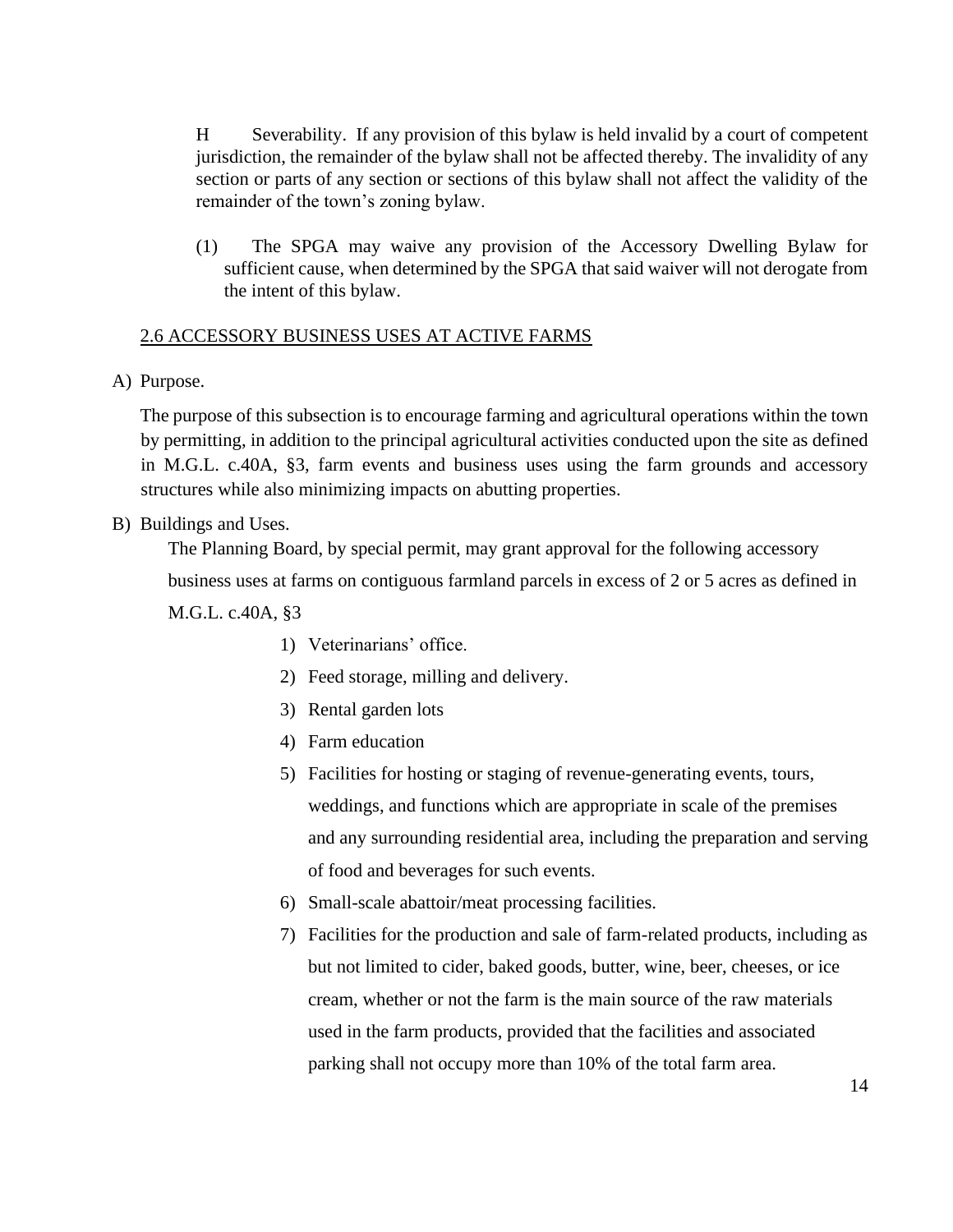H Severability. If any provision of this bylaw is held invalid by a court of competent jurisdiction, the remainder of the bylaw shall not be affected thereby. The invalidity of any section or parts of any section or sections of this bylaw shall not affect the validity of the remainder of the town's zoning bylaw.

(1) The SPGA may waive any provision of the Accessory Dwelling Bylaw for sufficient cause, when determined by the SPGA that said waiver will not derogate from the intent of this bylaw.

## 2.6 ACCESSORY BUSINESS USES AT ACTIVE FARMS

A) Purpose.

The purpose of this subsection is to encourage farming and agricultural operations within the town by permitting, in addition to the principal agricultural activities conducted upon the site as defined in M.G.L. c.40A, §3, farm events and business uses using the farm grounds and accessory structures while also minimizing impacts on abutting properties.

B) Buildings and Uses.

The Planning Board, by special permit, may grant approval for the following accessory business uses at farms on contiguous farmland parcels in excess of 2 or 5 acres as defined in M.G.L. c.40A, §3

1) Veterinarians' office.
2) Feed storage, milling and delivery.
3) Rental garden lots
4) Farm education
5) Facilities for hosting or staging of revenue-generating events, tours, weddings, and functions which are appropriate in scale of the premises and any surrounding residential area, including the preparation and serving of food and beverages for such events.
6) Small-scale abattoir/meat processing facilities.
7) Facilities for the production and sale of farm-related products, including as but not limited to cider, baked goods, butter, wine, beer, cheeses, or ice cream, whether or not the farm is the main source of the raw materials used in the farm products, provided that the facilities and associated parking shall not occupy more than 10% of the total farm area.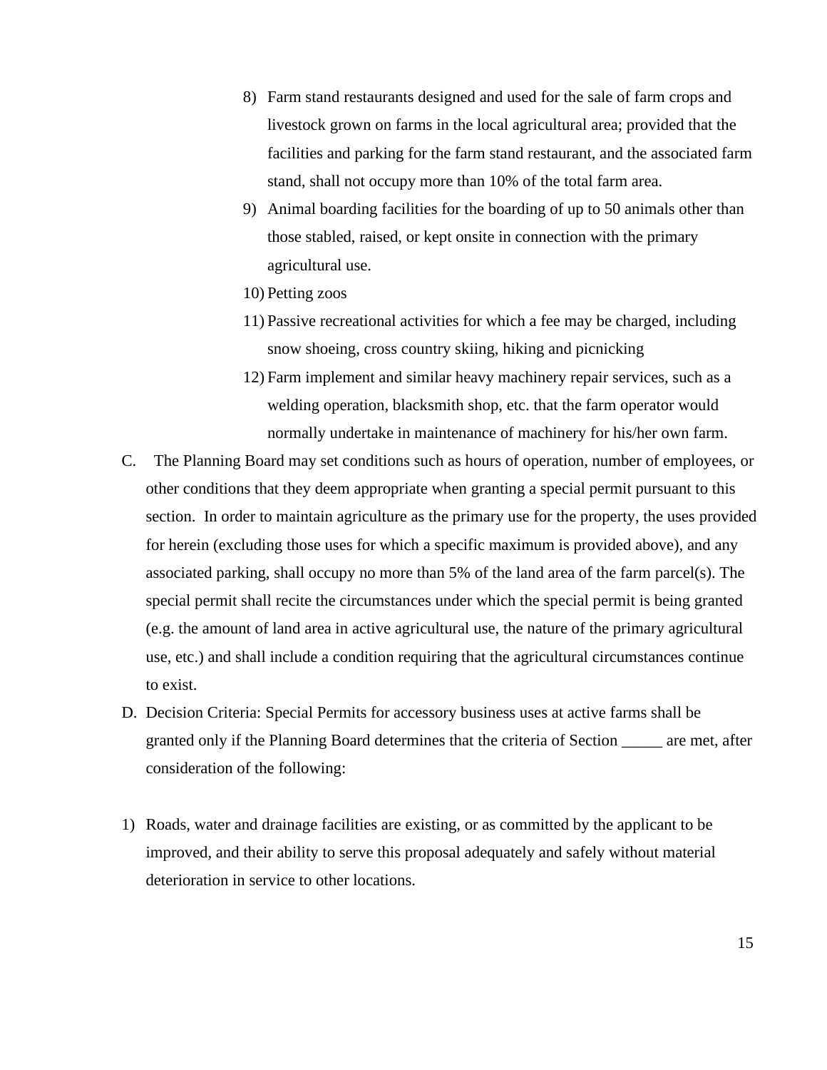8) Farm stand restaurants designed and used for the sale of farm crops and livestock grown on farms in the local agricultural area; provided that the facilities and parking for the farm stand restaurant, and the associated farm stand, shall not occupy more than 10% of the total farm area.
9) Animal boarding facilities for the boarding of up to 50 animals other than those stabled, raised, or kept onsite in connection with the primary agricultural use.
10) Petting zoos
11) Passive recreational activities for which a fee may be charged, including snow shoeing, cross country skiing, hiking and picnicking
12) Farm implement and similar heavy machinery repair services, such as a welding operation, blacksmith shop, etc. that the farm operator would normally undertake in maintenance of machinery for his/her own farm.

C. The Planning Board may set conditions such as hours of operation, number of employees, or other conditions that they deem appropriate when granting a special permit pursuant to this section. In order to maintain agriculture as the primary use for the property, the uses provided for herein (excluding those uses for which a specific maximum is provided above), and any associated parking, shall occupy no more than 5% of the land area of the farm parcel(s). The special permit shall recite the circumstances under which the special permit is being granted (e.g. the amount of land area in active agricultural use, the nature of the primary agricultural use, etc.) and shall include a condition requiring that the agricultural circumstances continue to exist.

D. Decision Criteria: Special Permits for accessory business uses at active farms shall be granted only if the Planning Board determines that the criteria of Section _____ are met, after consideration of the following:

1) Roads, water and drainage facilities are existing, or as committed by the applicant to be improved, and their ability to serve this proposal adequately and safely without material deterioration in service to other locations.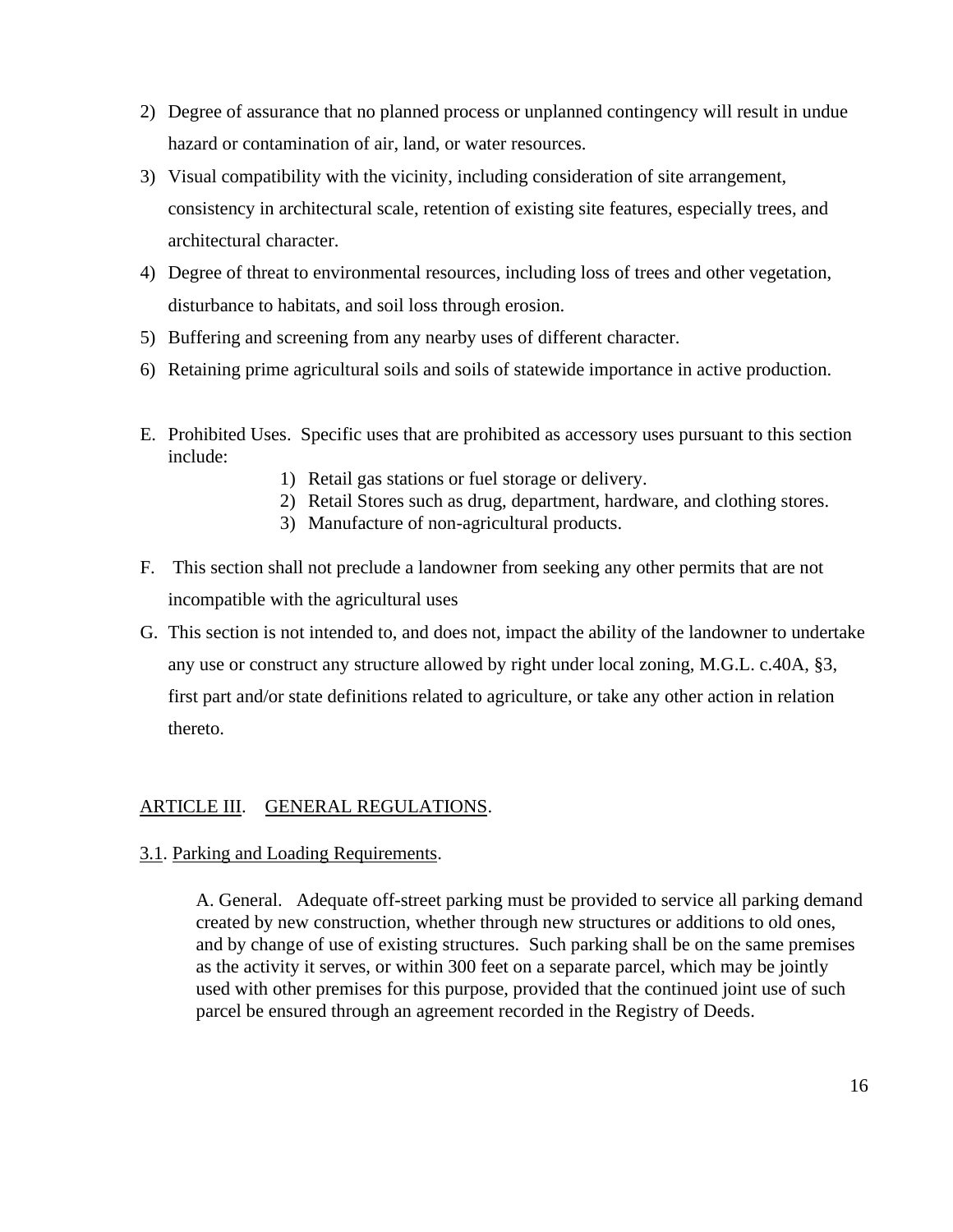2) Degree of assurance that no planned process or unplanned contingency will result in undue hazard or contamination of air, land, or water resources.
3) Visual compatibility with the vicinity, including consideration of site arrangement, consistency in architectural scale, retention of existing site features, especially trees, and architectural character.
4) Degree of threat to environmental resources, including loss of trees and other vegetation, disturbance to habitats, and soil loss through erosion.
5) Buffering and screening from any nearby uses of different character.
6) Retaining prime agricultural soils and soils of statewide importance in active production.

E. Prohibited Uses. Specific uses that are prohibited as accessory uses pursuant to this section include:

1) Retail gas stations or fuel storage or delivery.
2) Retail Stores such as drug, department, hardware, and clothing stores.
3) Manufacture of non-agricultural products.

F. This section shall not preclude a landowner from seeking any other permits that are not incompatible with the agricultural uses

G. This section is not intended to, and does not, impact the ability of the landowner to undertake any use or construct any structure allowed by right under local zoning, M.G.L. c.40A, §3, first part and/or state definitions related to agriculture, or take any other action in relation thereto.

## ARTICLE III. GENERAL REGULATIONS.

### 3.1. Parking and Loading Requirements.

A. General. Adequate off-street parking must be provided to service all parking demand created by new construction, whether through new structures or additions to old ones, and by change of use of existing structures. Such parking shall be on the same premises as the activity it serves, or within 300 feet on a separate parcel, which may be jointly used with other premises for this purpose, provided that the continued joint use of such parcel be ensured through an agreement recorded in the Registry of Deeds.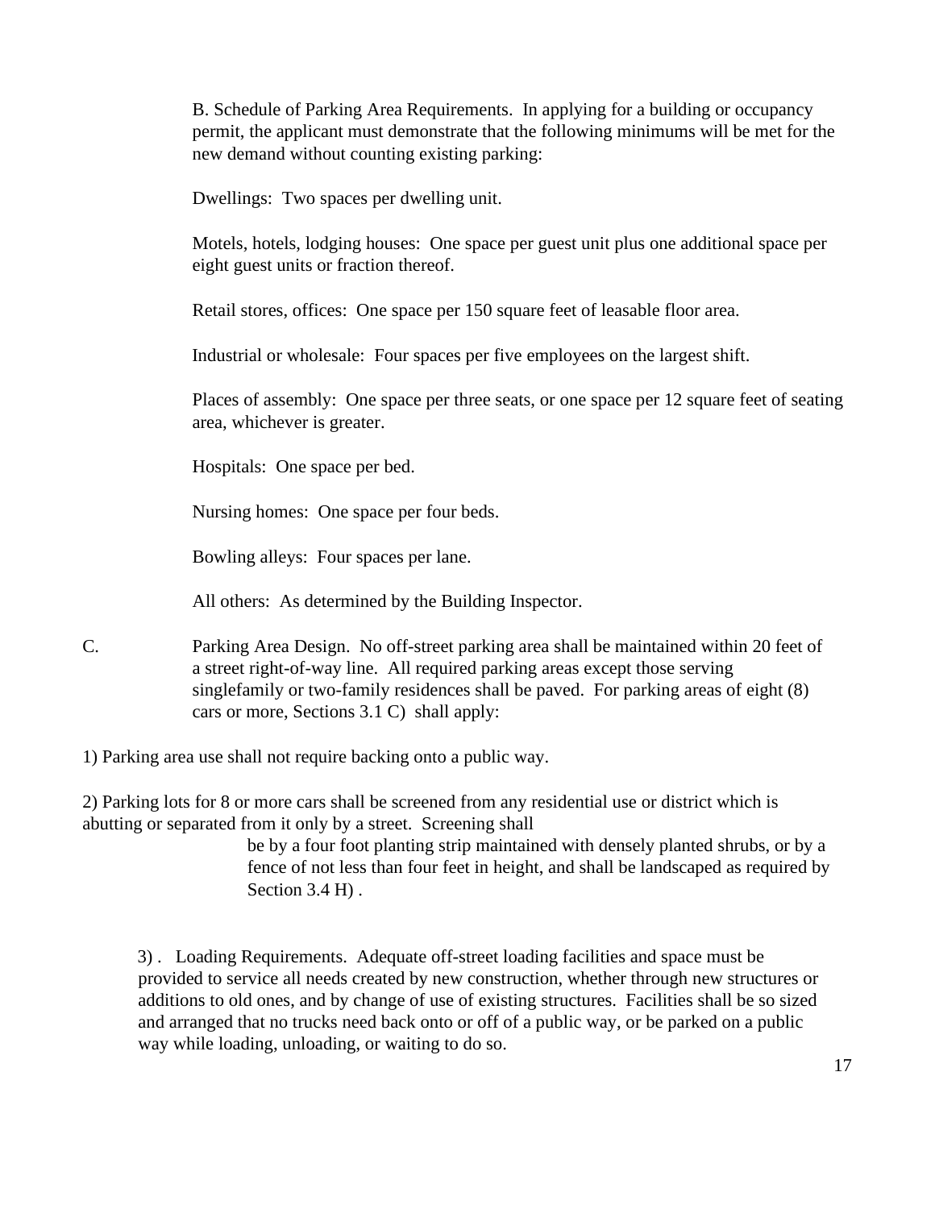B. Schedule of Parking Area Requirements. In applying for a building or occupancy permit, the applicant must demonstrate that the following minimums will be met for the new demand without counting existing parking:

Dwellings: Two spaces per dwelling unit.

Motels, hotels, lodging houses: One space per guest unit plus one additional space per eight guest units or fraction thereof.

Retail stores, offices: One space per 150 square feet of leasable floor area.

Industrial or wholesale: Four spaces per five employees on the largest shift.

Places of assembly: One space per three seats, or one space per 12 square feet of seating area, whichever is greater.

Hospitals: One space per bed.

Nursing homes: One space per four beds.

Bowling alleys: Four spaces per lane.

All others: As determined by the Building Inspector.

C. Parking Area Design. No off-street parking area shall be maintained within 20 feet of a street right-of-way line. All required parking areas except those serving singlefamily or two-family residences shall be paved. For parking areas of eight (8) cars or more, Sections 3.1 C) shall apply:

1) Parking area use shall not require backing onto a public way.

2) Parking lots for 8 or more cars shall be screened from any residential use or district which is abutting or separated from it only by a street. Screening shall be by a four foot planting strip maintained with densely planted shrubs, or by a fence of not less than four feet in height, and shall be landscaped as required by Section 3.4 H) .

3) . Loading Requirements. Adequate off-street loading facilities and space must be provided to service all needs created by new construction, whether through new structures or additions to old ones, and by change of use of existing structures. Facilities shall be so sized and arranged that no trucks need back onto or off of a public way, or be parked on a public way while loading, unloading, or waiting to do so.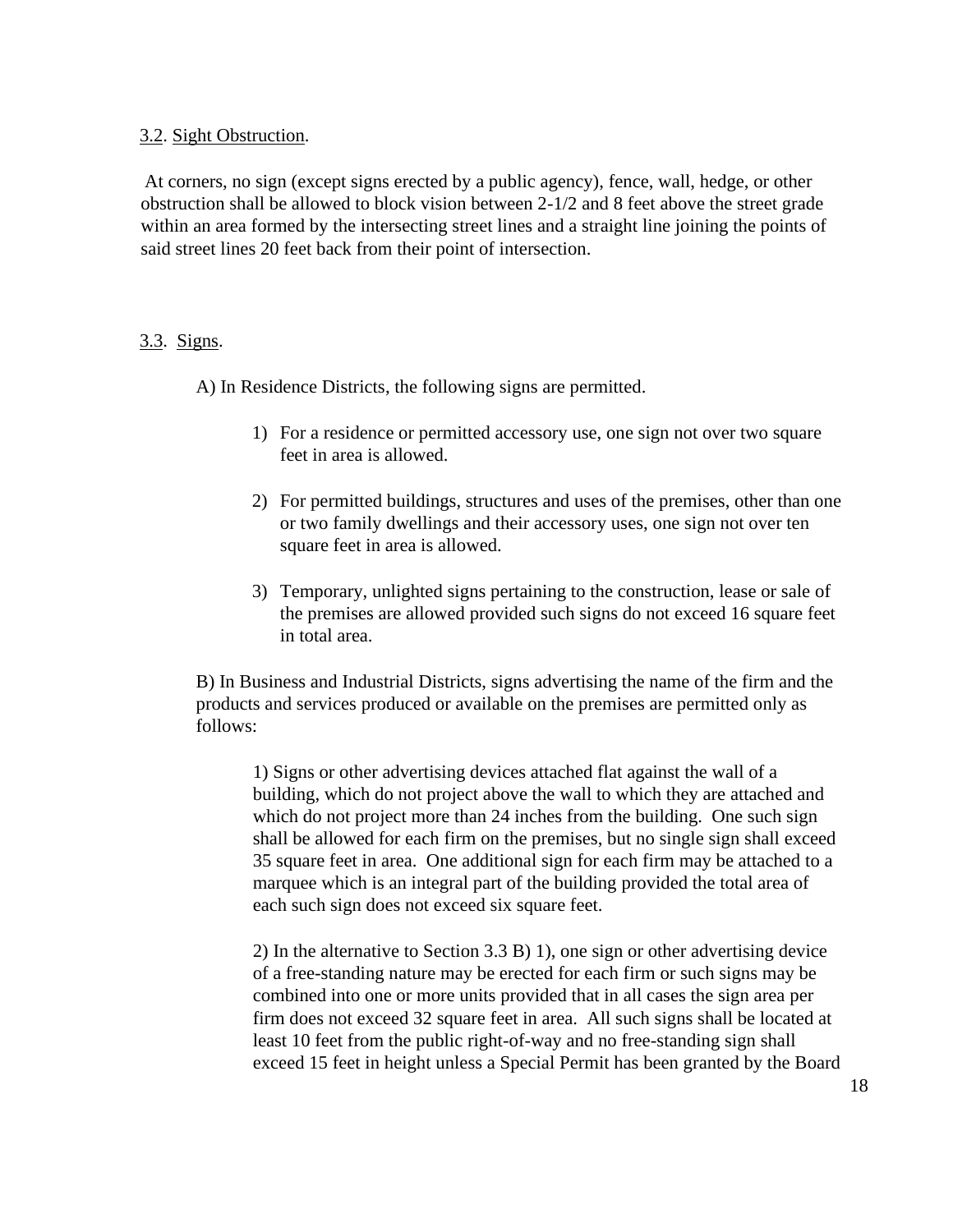3.2. Sight Obstruction.

At corners, no sign (except signs erected by a public agency), fence, wall, hedge, or other obstruction shall be allowed to block vision between 2-1/2 and 8 feet above the street grade within an area formed by the intersecting street lines and a straight line joining the points of said street lines 20 feet back from their point of intersection.

3.3. Signs.

A) In Residence Districts, the following signs are permitted.

1) For a residence or permitted accessory use, one sign not over two square feet in area is allowed.

2) For permitted buildings, structures and uses of the premises, other than one or two family dwellings and their accessory uses, one sign not over ten square feet in area is allowed.

3) Temporary, unlighted signs pertaining to the construction, lease or sale of the premises are allowed provided such signs do not exceed 16 square feet in total area.

B) In Business and Industrial Districts, signs advertising the name of the firm and the products and services produced or available on the premises are permitted only as follows:

1) Signs or other advertising devices attached flat against the wall of a building, which do not project above the wall to which they are attached and which do not project more than 24 inches from the building. One such sign shall be allowed for each firm on the premises, but no single sign shall exceed 35 square feet in area. One additional sign for each firm may be attached to a marquee which is an integral part of the building provided the total area of each such sign does not exceed six square feet.

2) In the alternative to Section 3.3 B) 1), one sign or other advertising device of a free-standing nature may be erected for each firm or such signs may be combined into one or more units provided that in all cases the sign area per firm does not exceed 32 square feet in area. All such signs shall be located at least 10 feet from the public right-of-way and no free-standing sign shall exceed 15 feet in height unless a Special Permit has been granted by the Board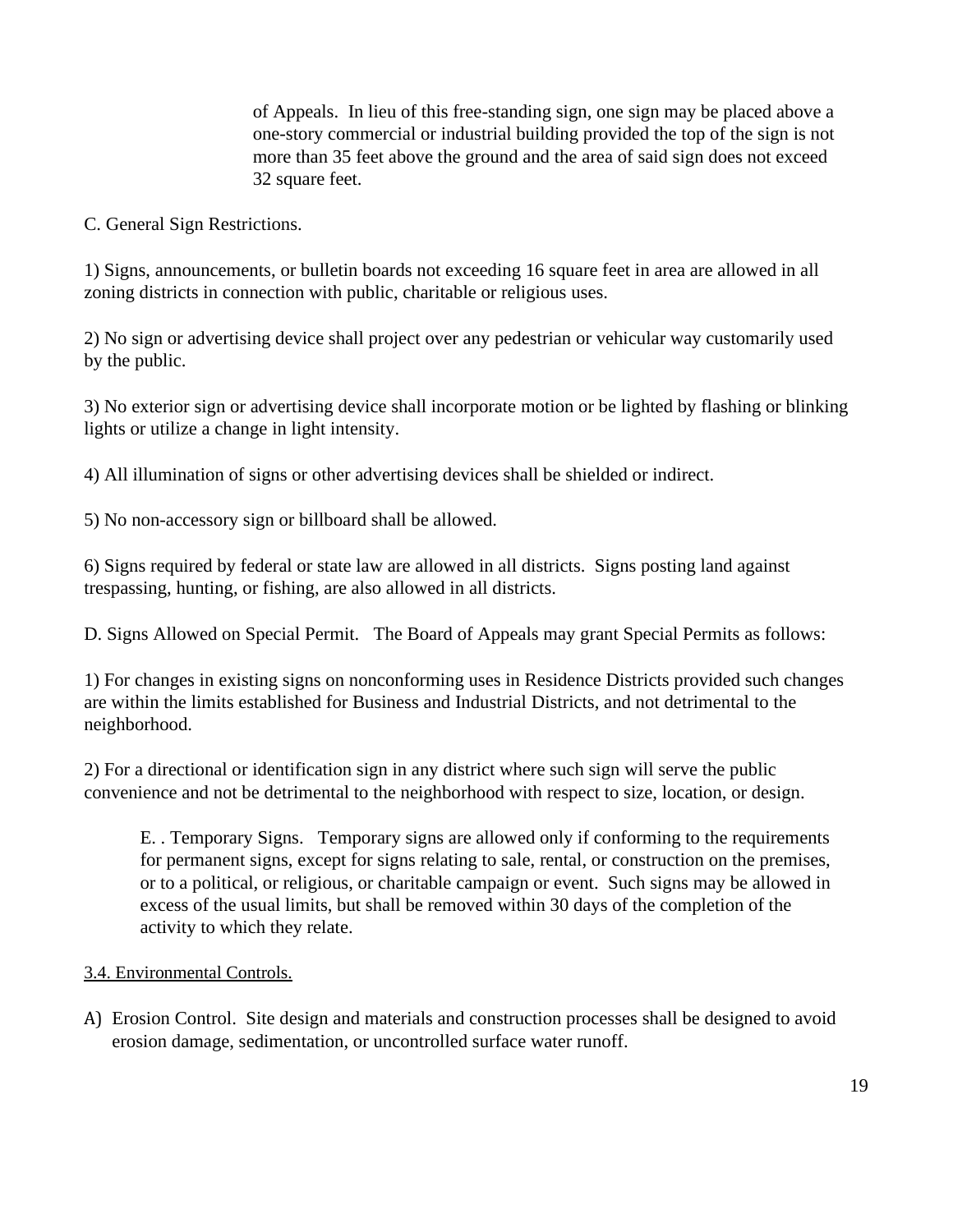of Appeals. In lieu of this free-standing sign, one sign may be placed above a one-story commercial or industrial building provided the top of the sign is not more than 35 feet above the ground and the area of said sign does not exceed 32 square feet.

C. General Sign Restrictions.

1) Signs, announcements, or bulletin boards not exceeding 16 square feet in area are allowed in all zoning districts in connection with public, charitable or religious uses.

2) No sign or advertising device shall project over any pedestrian or vehicular way customarily used by the public.

3) No exterior sign or advertising device shall incorporate motion or be lighted by flashing or blinking lights or utilize a change in light intensity.

4) All illumination of signs or other advertising devices shall be shielded or indirect.

5) No non-accessory sign or billboard shall be allowed.

6) Signs required by federal or state law are allowed in all districts. Signs posting land against trespassing, hunting, or fishing, are also allowed in all districts.

D. Signs Allowed on Special Permit. The Board of Appeals may grant Special Permits as follows:

1) For changes in existing signs on nonconforming uses in Residence Districts provided such changes are within the limits established for Business and Industrial Districts, and not detrimental to the neighborhood.

2) For a directional or identification sign in any district where such sign will serve the public convenience and not be detrimental to the neighborhood with respect to size, location, or design.

E. . Temporary Signs. Temporary signs are allowed only if conforming to the requirements for permanent signs, except for signs relating to sale, rental, or construction on the premises, or to a political, or religious, or charitable campaign or event. Such signs may be allowed in excess of the usual limits, but shall be removed within 30 days of the completion of the activity to which they relate.

3.4. Environmental Controls.

A) Erosion Control. Site design and materials and construction processes shall be designed to avoid erosion damage, sedimentation, or uncontrolled surface water runoff.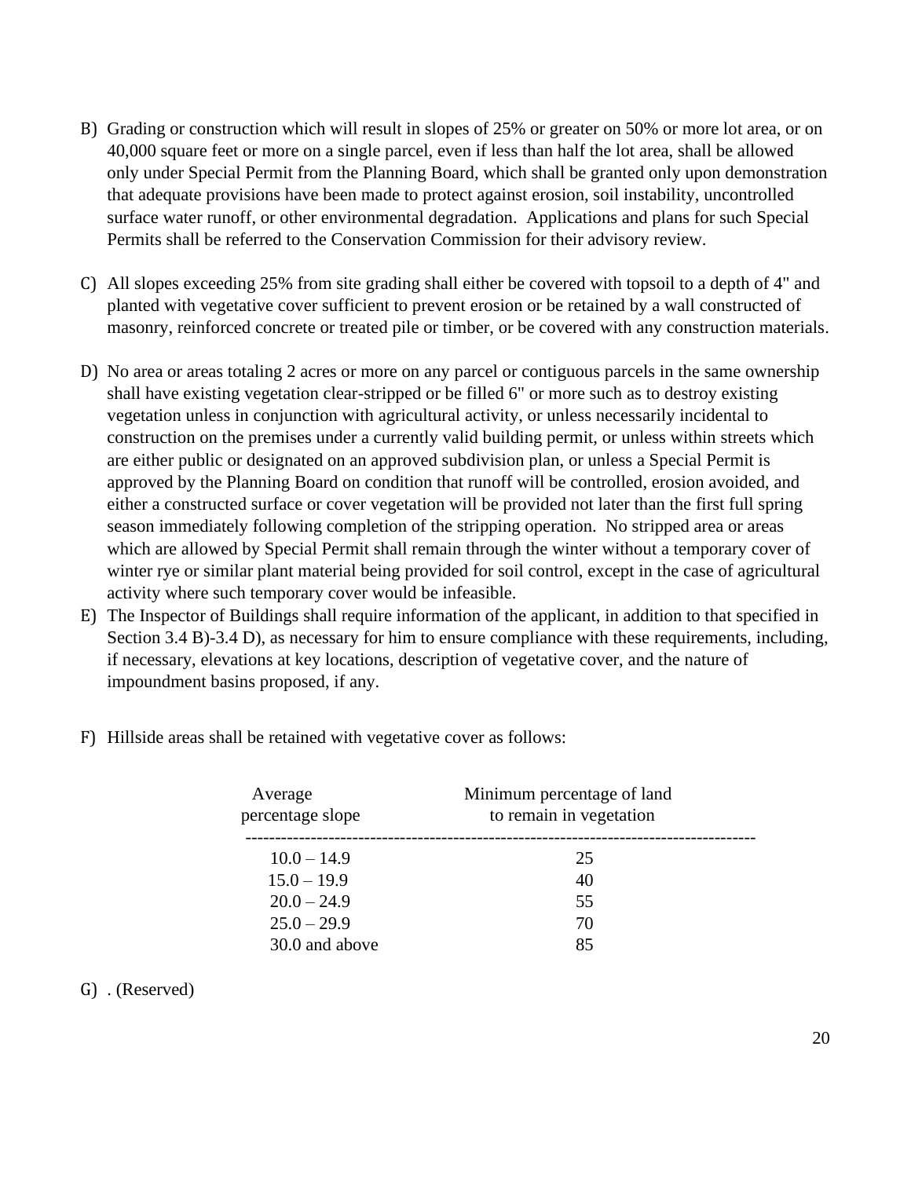B) Grading or construction which will result in slopes of 25% or greater on 50% or more lot area, or on 40,000 square feet or more on a single parcel, even if less than half the lot area, shall be allowed only under Special Permit from the Planning Board, which shall be granted only upon demonstration that adequate provisions have been made to protect against erosion, soil instability, uncontrolled surface water runoff, or other environmental degradation. Applications and plans for such Special Permits shall be referred to the Conservation Commission for their advisory review.

C) All slopes exceeding 25% from site grading shall either be covered with topsoil to a depth of 4" and planted with vegetative cover sufficient to prevent erosion or be retained by a wall constructed of masonry, reinforced concrete or treated pile or timber, or be covered with any construction materials.

D) No area or areas totaling 2 acres or more on any parcel or contiguous parcels in the same ownership shall have existing vegetation clear-stripped or be filled 6" or more such as to destroy existing vegetation unless in conjunction with agricultural activity, or unless necessarily incidental to construction on the premises under a currently valid building permit, or unless within streets which are either public or designated on an approved subdivision plan, or unless a Special Permit is approved by the Planning Board on condition that runoff will be controlled, erosion avoided, and either a constructed surface or cover vegetation will be provided not later than the first full spring season immediately following completion of the stripping operation. No stripped area or areas which are allowed by Special Permit shall remain through the winter without a temporary cover of winter rye or similar plant material being provided for soil control, except in the case of agricultural activity where such temporary cover would be infeasible.

E) The Inspector of Buildings shall require information of the applicant, in addition to that specified in Section 3.4 B)-3.4 D), as necessary for him to ensure compliance with these requirements, including, if necessary, elevations at key locations, description of vegetative cover, and the nature of impoundment basins proposed, if any.

F) Hillside areas shall be retained with vegetative cover as follows:

| Average percentage slope | Minimum percentage of land to remain in vegetation |
|---|---|
| 10.0 – 14.9 | 25 |
| 15.0 – 19.9 | 40 |
| 20.0 – 24.9 | 55 |
| 25.0 – 29.9 | 70 |
| 30.0 and above | 85 |

G) . (Reserved)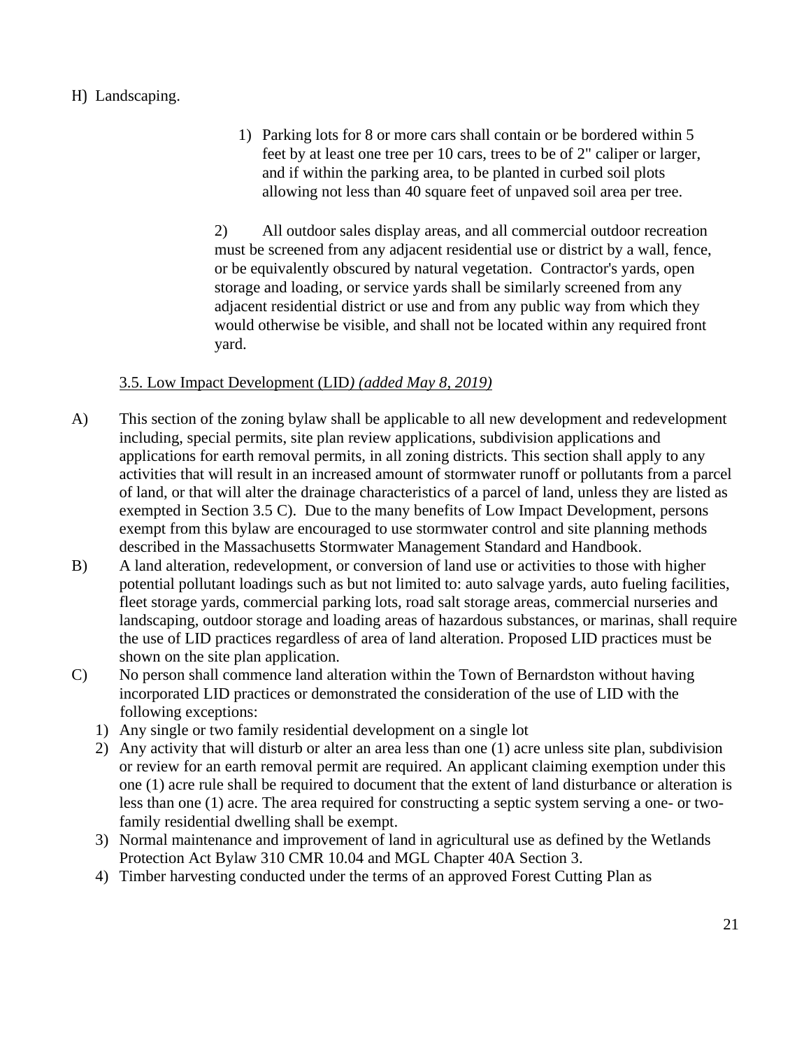H) Landscaping.

1) Parking lots for 8 or more cars shall contain or be bordered within 5 feet by at least one tree per 10 cars, trees to be of 2" caliper or larger, and if within the parking area, to be planted in curbed soil plots allowing not less than 40 square feet of unpaved soil area per tree.

2) All outdoor sales display areas, and all commercial outdoor recreation must be screened from any adjacent residential use or district by a wall, fence, or be equivalently obscured by natural vegetation. Contractor's yards, open storage and loading, or service yards shall be similarly screened from any adjacent residential district or use and from any public way from which they would otherwise be visible, and shall not be located within any required front yard.

3.5. Low Impact Development (LID*) (added May 8, 2019)*

A) This section of the zoning bylaw shall be applicable to all new development and redevelopment including, special permits, site plan review applications, subdivision applications and applications for earth removal permits, in all zoning districts. This section shall apply to any activities that will result in an increased amount of stormwater runoff or pollutants from a parcel of land, or that will alter the drainage characteristics of a parcel of land, unless they are listed as exempted in Section 3.5 C). Due to the many benefits of Low Impact Development, persons exempt from this bylaw are encouraged to use stormwater control and site planning methods described in the Massachusetts Stormwater Management Standard and Handbook.

B) A land alteration, redevelopment, or conversion of land use or activities to those with higher potential pollutant loadings such as but not limited to: auto salvage yards, auto fueling facilities, fleet storage yards, commercial parking lots, road salt storage areas, commercial nurseries and landscaping, outdoor storage and loading areas of hazardous substances, or marinas, shall require the use of LID practices regardless of area of land alteration. Proposed LID practices must be shown on the site plan application.

C) No person shall commence land alteration within the Town of Bernardston without having incorporated LID practices or demonstrated the consideration of the use of LID with the following exceptions:

1) Any single or two family residential development on a single lot
2) Any activity that will disturb or alter an area less than one (1) acre unless site plan, subdivision or review for an earth removal permit are required. An applicant claiming exemption under this one (1) acre rule shall be required to document that the extent of land disturbance or alteration is less than one (1) acre. The area required for constructing a septic system serving a one- or two-family residential dwelling shall be exempt.
3) Normal maintenance and improvement of land in agricultural use as defined by the Wetlands Protection Act Bylaw 310 CMR 10.04 and MGL Chapter 40A Section 3.
4) Timber harvesting conducted under the terms of an approved Forest Cutting Plan as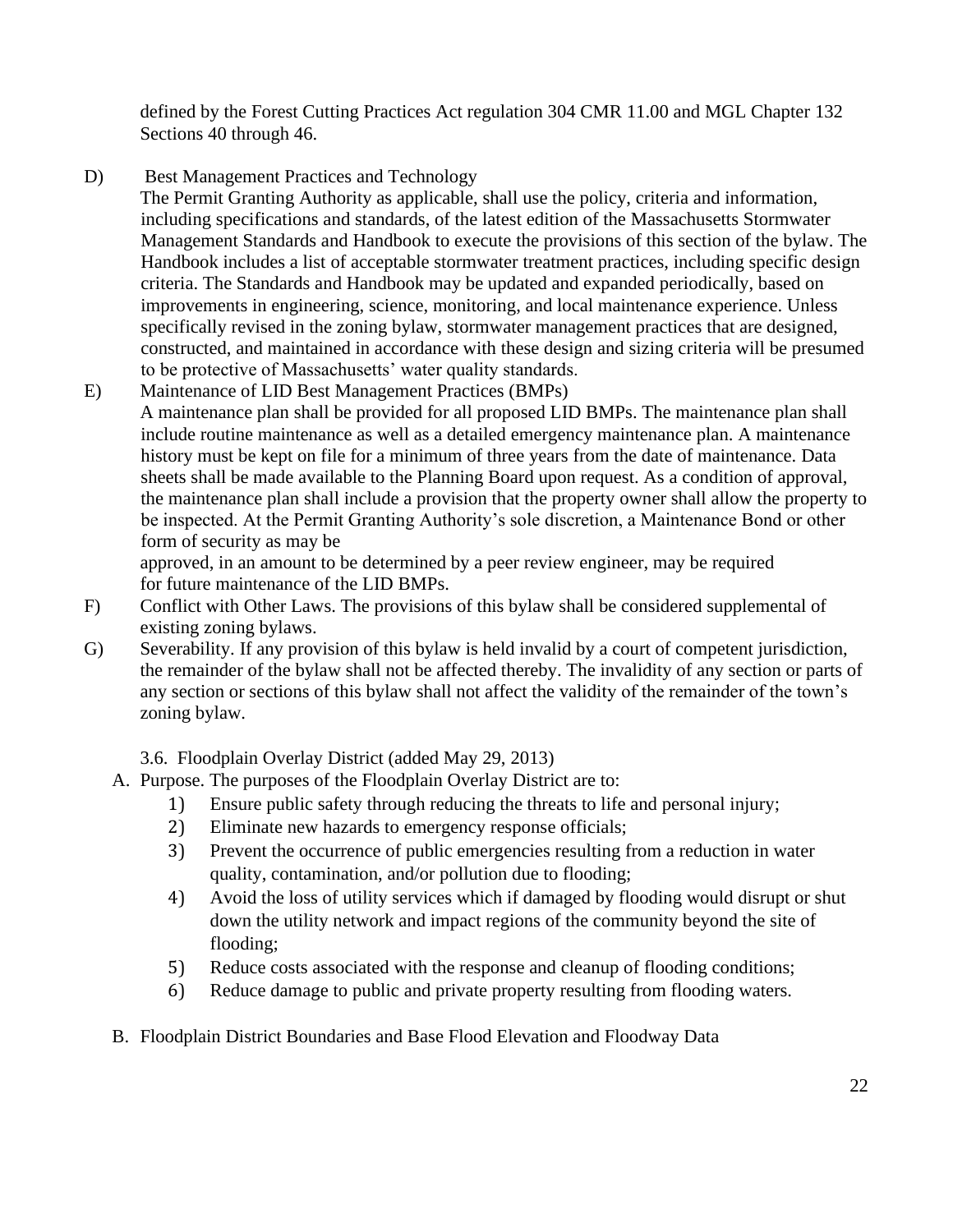defined by the Forest Cutting Practices Act regulation 304 CMR 11.00 and MGL Chapter 132 Sections 40 through 46.

D) Best Management Practices and Technology
The Permit Granting Authority as applicable, shall use the policy, criteria and information, including specifications and standards, of the latest edition of the Massachusetts Stormwater Management Standards and Handbook to execute the provisions of this section of the bylaw. The Handbook includes a list of acceptable stormwater treatment practices, including specific design criteria. The Standards and Handbook may be updated and expanded periodically, based on improvements in engineering, science, monitoring, and local maintenance experience. Unless specifically revised in the zoning bylaw, stormwater management practices that are designed, constructed, and maintained in accordance with these design and sizing criteria will be presumed to be protective of Massachusetts' water quality standards.

E) Maintenance of LID Best Management Practices (BMPs)
A maintenance plan shall be provided for all proposed LID BMPs. The maintenance plan shall include routine maintenance as well as a detailed emergency maintenance plan. A maintenance history must be kept on file for a minimum of three years from the date of maintenance. Data sheets shall be made available to the Planning Board upon request. As a condition of approval, the maintenance plan shall include a provision that the property owner shall allow the property to be inspected. At the Permit Granting Authority's sole discretion, a Maintenance Bond or other form of security as may be
approved, in an amount to be determined by a peer review engineer, may be required for future maintenance of the LID BMPs.

F) Conflict with Other Laws. The provisions of this bylaw shall be considered supplemental of existing zoning bylaws.

G) Severability. If any provision of this bylaw is held invalid by a court of competent jurisdiction, the remainder of the bylaw shall not be affected thereby. The invalidity of any section or parts of any section or sections of this bylaw shall not affect the validity of the remainder of the town's zoning bylaw.

## 3.6. Floodplain Overlay District (added May 29, 2013)

A. Purpose. The purposes of the Floodplain Overlay District are to:
   1) Ensure public safety through reducing the threats to life and personal injury;
   2) Eliminate new hazards to emergency response officials;
   3) Prevent the occurrence of public emergencies resulting from a reduction in water quality, contamination, and/or pollution due to flooding;
   4) Avoid the loss of utility services which if damaged by flooding would disrupt or shut down the utility network and impact regions of the community beyond the site of flooding;
   5) Reduce costs associated with the response and cleanup of flooding conditions;
   6) Reduce damage to public and private property resulting from flooding waters.

B. Floodplain District Boundaries and Base Flood Elevation and Floodway Data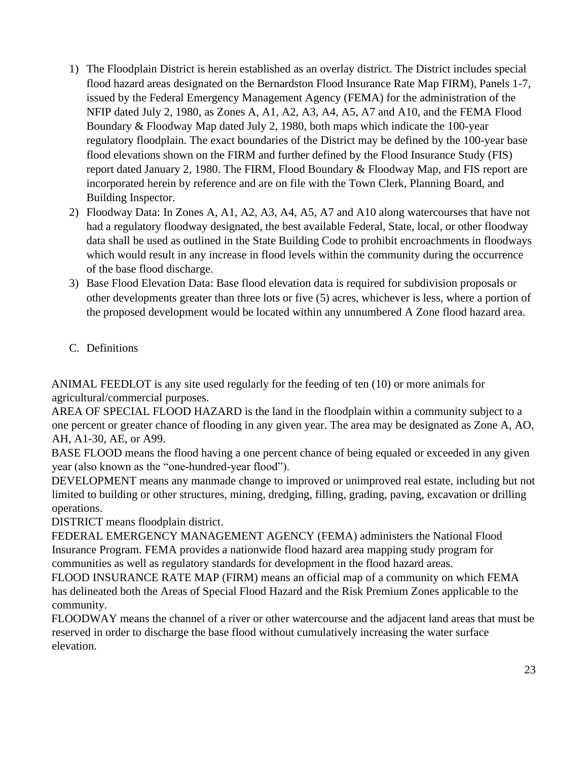1) The Floodplain District is herein established as an overlay district. The District includes special flood hazard areas designated on the Bernardston Flood Insurance Rate Map FIRM), Panels 1-7, issued by the Federal Emergency Management Agency (FEMA) for the administration of the NFIP dated July 2, 1980, as Zones A, A1, A2, A3, A4, A5, A7 and A10, and the FEMA Flood Boundary & Floodway Map dated July 2, 1980, both maps which indicate the 100-year regulatory floodplain. The exact boundaries of the District may be defined by the 100-year base flood elevations shown on the FIRM and further defined by the Flood Insurance Study (FIS) report dated January 2, 1980. The FIRM, Flood Boundary & Floodway Map, and FIS report are incorporated herein by reference and are on file with the Town Clerk, Planning Board, and Building Inspector.
2) Floodway Data: In Zones A, A1, A2, A3, A4, A5, A7 and A10 along watercourses that have not had a regulatory floodway designated, the best available Federal, State, local, or other floodway data shall be used as outlined in the State Building Code to prohibit encroachments in floodways which would result in any increase in flood levels within the community during the occurrence of the base flood discharge.
3) Base Flood Elevation Data: Base flood elevation data is required for subdivision proposals or other developments greater than three lots or five (5) acres, whichever is less, where a portion of the proposed development would be located within any unnumbered A Zone flood hazard area.

C. Definitions

ANIMAL FEEDLOT is any site used regularly for the feeding of ten (10) or more animals for agricultural/commercial purposes.

AREA OF SPECIAL FLOOD HAZARD is the land in the floodplain within a community subject to a one percent or greater chance of flooding in any given year. The area may be designated as Zone A, AO, AH, A1-30, AE, or A99.

BASE FLOOD means the flood having a one percent chance of being equaled or exceeded in any given year (also known as the "one-hundred-year flood").

DEVELOPMENT means any manmade change to improved or unimproved real estate, including but not limited to building or other structures, mining, dredging, filling, grading, paving, excavation or drilling operations.

DISTRICT means floodplain district.

FEDERAL EMERGENCY MANAGEMENT AGENCY (FEMA) administers the National Flood Insurance Program. FEMA provides a nationwide flood hazard area mapping study program for communities as well as regulatory standards for development in the flood hazard areas.

FLOOD INSURANCE RATE MAP (FIRM) means an official map of a community on which FEMA has delineated both the Areas of Special Flood Hazard and the Risk Premium Zones applicable to the community.

FLOODWAY means the channel of a river or other watercourse and the adjacent land areas that must be reserved in order to discharge the base flood without cumulatively increasing the water surface elevation.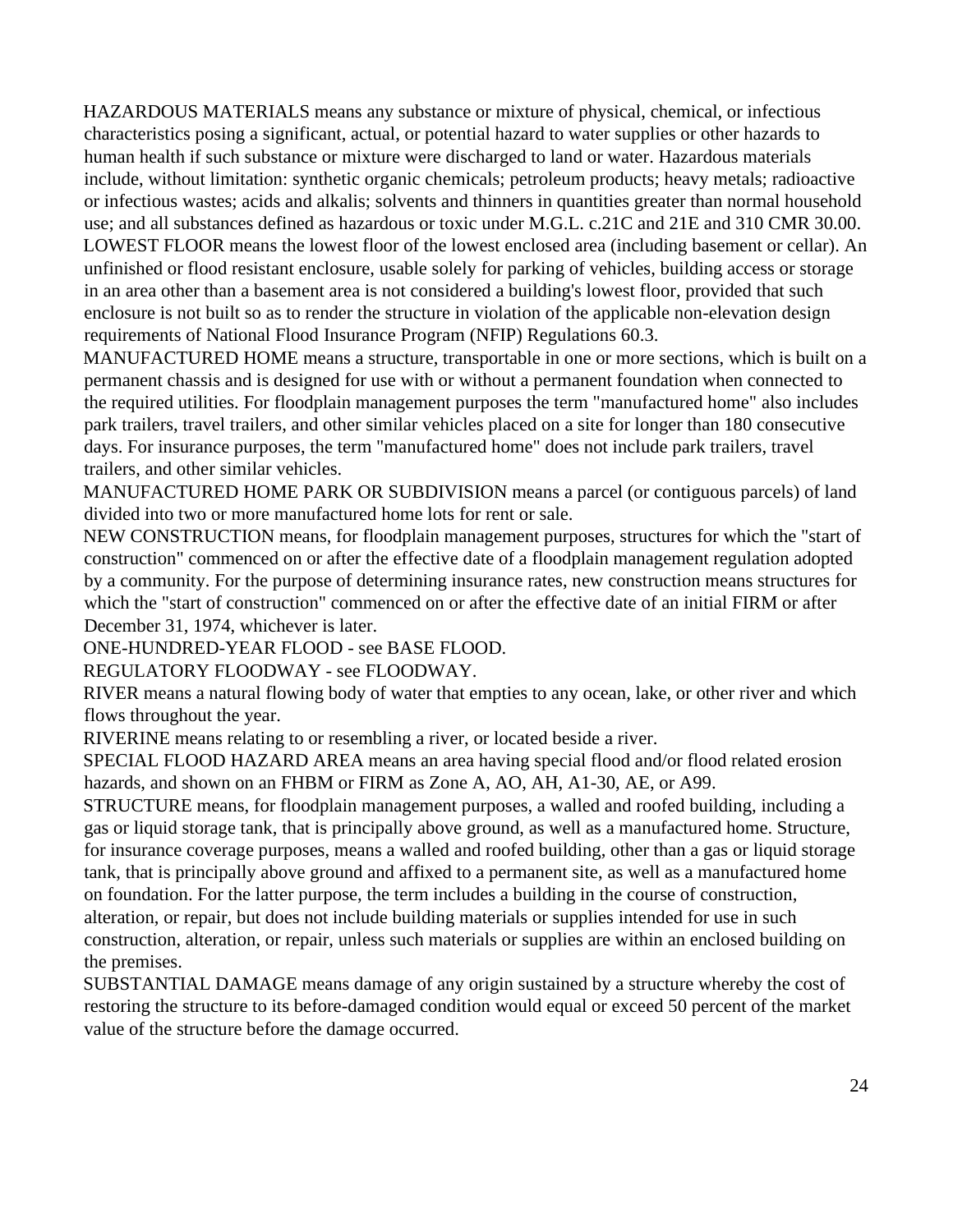HAZARDOUS MATERIALS means any substance or mixture of physical, chemical, or infectious characteristics posing a significant, actual, or potential hazard to water supplies or other hazards to human health if such substance or mixture were discharged to land or water. Hazardous materials include, without limitation: synthetic organic chemicals; petroleum products; heavy metals; radioactive or infectious wastes; acids and alkalis; solvents and thinners in quantities greater than normal household use; and all substances defined as hazardous or toxic under M.G.L. c.21C and 21E and 310 CMR 30.00.

LOWEST FLOOR means the lowest floor of the lowest enclosed area (including basement or cellar). An unfinished or flood resistant enclosure, usable solely for parking of vehicles, building access or storage in an area other than a basement area is not considered a building's lowest floor, provided that such enclosure is not built so as to render the structure in violation of the applicable non-elevation design requirements of National Flood Insurance Program (NFIP) Regulations 60.3.

MANUFACTURED HOME means a structure, transportable in one or more sections, which is built on a permanent chassis and is designed for use with or without a permanent foundation when connected to the required utilities. For floodplain management purposes the term "manufactured home" also includes park trailers, travel trailers, and other similar vehicles placed on a site for longer than 180 consecutive days. For insurance purposes, the term "manufactured home" does not include park trailers, travel trailers, and other similar vehicles.

MANUFACTURED HOME PARK OR SUBDIVISION means a parcel (or contiguous parcels) of land divided into two or more manufactured home lots for rent or sale.

NEW CONSTRUCTION means, for floodplain management purposes, structures for which the "start of construction" commenced on or after the effective date of a floodplain management regulation adopted by a community. For the purpose of determining insurance rates, new construction means structures for which the "start of construction" commenced on or after the effective date of an initial FIRM or after December 31, 1974, whichever is later.

ONE-HUNDRED-YEAR FLOOD - see BASE FLOOD.

REGULATORY FLOODWAY - see FLOODWAY.

RIVER means a natural flowing body of water that empties to any ocean, lake, or other river and which flows throughout the year.

RIVERINE means relating to or resembling a river, or located beside a river.

SPECIAL FLOOD HAZARD AREA means an area having special flood and/or flood related erosion hazards, and shown on an FHBM or FIRM as Zone A, AO, AH, A1-30, AE, or A99.

STRUCTURE means, for floodplain management purposes, a walled and roofed building, including a gas or liquid storage tank, that is principally above ground, as well as a manufactured home. Structure, for insurance coverage purposes, means a walled and roofed building, other than a gas or liquid storage tank, that is principally above ground and affixed to a permanent site, as well as a manufactured home on foundation. For the latter purpose, the term includes a building in the course of construction, alteration, or repair, but does not include building materials or supplies intended for use in such construction, alteration, or repair, unless such materials or supplies are within an enclosed building on the premises.

SUBSTANTIAL DAMAGE means damage of any origin sustained by a structure whereby the cost of restoring the structure to its before-damaged condition would equal or exceed 50 percent of the market value of the structure before the damage occurred.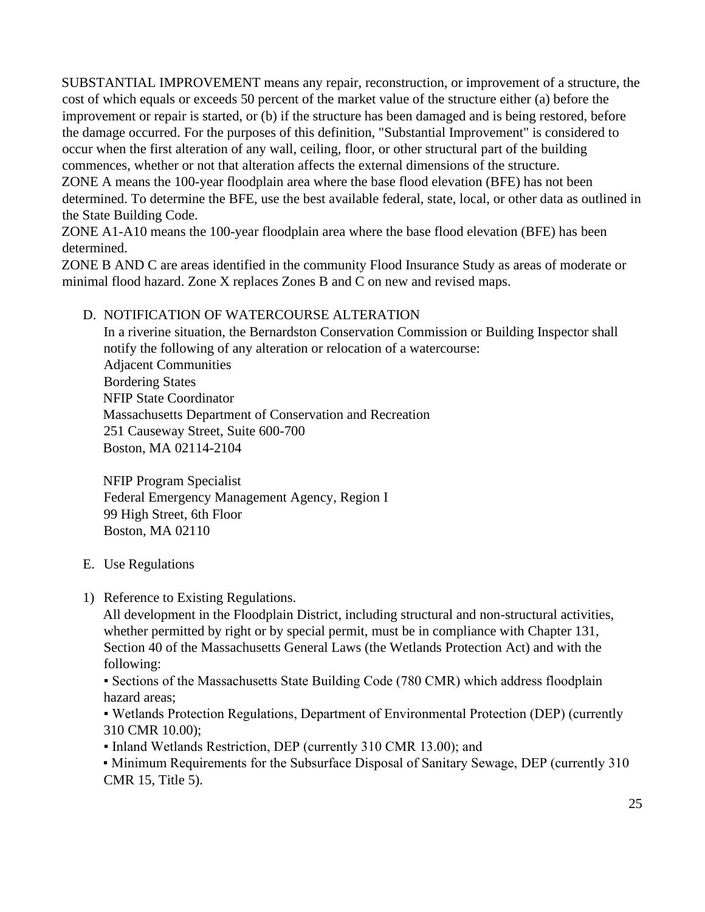SUBSTANTIAL IMPROVEMENT means any repair, reconstruction, or improvement of a structure, the cost of which equals or exceeds 50 percent of the market value of the structure either (a) before the improvement or repair is started, or (b) if the structure has been damaged and is being restored, before the damage occurred. For the purposes of this definition, "Substantial Improvement" is considered to occur when the first alteration of any wall, ceiling, floor, or other structural part of the building commences, whether or not that alteration affects the external dimensions of the structure.

ZONE A means the 100-year floodplain area where the base flood elevation (BFE) has not been determined. To determine the BFE, use the best available federal, state, local, or other data as outlined in the State Building Code.

ZONE A1-A10 means the 100-year floodplain area where the base flood elevation (BFE) has been determined.

ZONE B AND C are areas identified in the community Flood Insurance Study as areas of moderate or minimal flood hazard. Zone X replaces Zones B and C on new and revised maps.

D. NOTIFICATION OF WATERCOURSE ALTERATION

In a riverine situation, the Bernardston Conservation Commission or Building Inspector shall notify the following of any alteration or relocation of a watercourse:

Adjacent Communities
Bordering States
NFIP State Coordinator
Massachusetts Department of Conservation and Recreation
251 Causeway Street, Suite 600-700
Boston, MA 02114-2104

NFIP Program Specialist
Federal Emergency Management Agency, Region I
99 High Street, 6th Floor
Boston, MA 02110

E. Use Regulations

1) Reference to Existing Regulations.

All development in the Floodplain District, including structural and non-structural activities, whether permitted by right or by special permit, must be in compliance with Chapter 131, Section 40 of the Massachusetts General Laws (the Wetlands Protection Act) and with the following:

- Sections of the Massachusetts State Building Code (780 CMR) which address floodplain hazard areas;
- Wetlands Protection Regulations, Department of Environmental Protection (DEP) (currently 310 CMR 10.00);
- Inland Wetlands Restriction, DEP (currently 310 CMR 13.00); and
- Minimum Requirements for the Subsurface Disposal of Sanitary Sewage, DEP (currently 310 CMR 15, Title 5).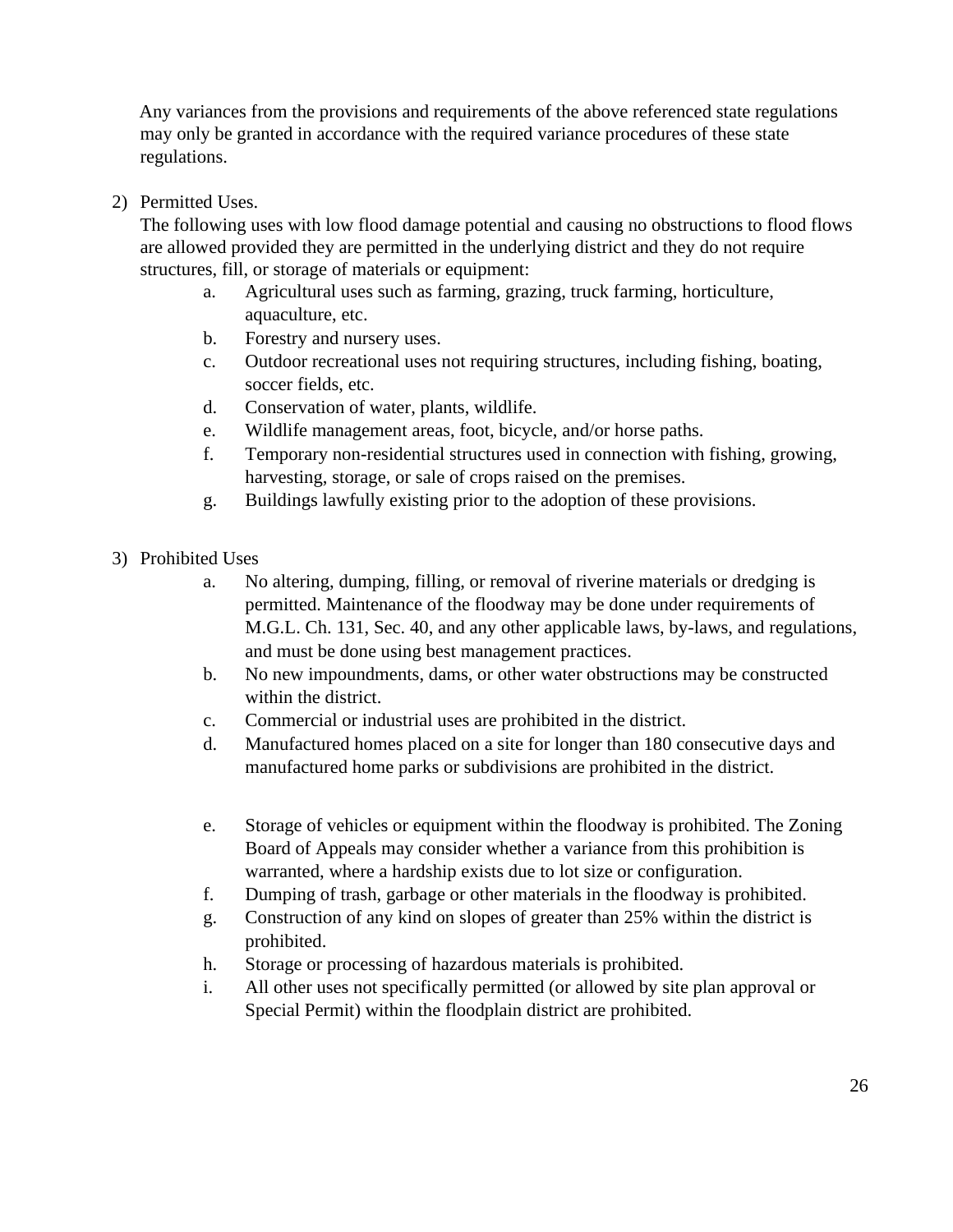Any variances from the provisions and requirements of the above referenced state regulations may only be granted in accordance with the required variance procedures of these state regulations.

2) Permitted Uses.

   The following uses with low flood damage potential and causing no obstructions to flood flows are allowed provided they are permitted in the underlying district and they do not require structures, fill, or storage of materials or equipment:

   a. Agricultural uses such as farming, grazing, truck farming, horticulture, aquaculture, etc.
   b. Forestry and nursery uses.
   c. Outdoor recreational uses not requiring structures, including fishing, boating, soccer fields, etc.
   d. Conservation of water, plants, wildlife.
   e. Wildlife management areas, foot, bicycle, and/or horse paths.
   f. Temporary non-residential structures used in connection with fishing, growing, harvesting, storage, or sale of crops raised on the premises.
   g. Buildings lawfully existing prior to the adoption of these provisions.

3) Prohibited Uses

   a. No altering, dumping, filling, or removal of riverine materials or dredging is permitted. Maintenance of the floodway may be done under requirements of M.G.L. Ch. 131, Sec. 40, and any other applicable laws, by-laws, and regulations, and must be done using best management practices.
   b. No new impoundments, dams, or other water obstructions may be constructed within the district.
   c. Commercial or industrial uses are prohibited in the district.
   d. Manufactured homes placed on a site for longer than 180 consecutive days and manufactured home parks or subdivisions are prohibited in the district.
   e. Storage of vehicles or equipment within the floodway is prohibited. The Zoning Board of Appeals may consider whether a variance from this prohibition is warranted, where a hardship exists due to lot size or configuration.
   f. Dumping of trash, garbage or other materials in the floodway is prohibited.
   g. Construction of any kind on slopes of greater than 25% within the district is prohibited.
   h. Storage or processing of hazardous materials is prohibited.
   i. All other uses not specifically permitted (or allowed by site plan approval or Special Permit) within the floodplain district are prohibited.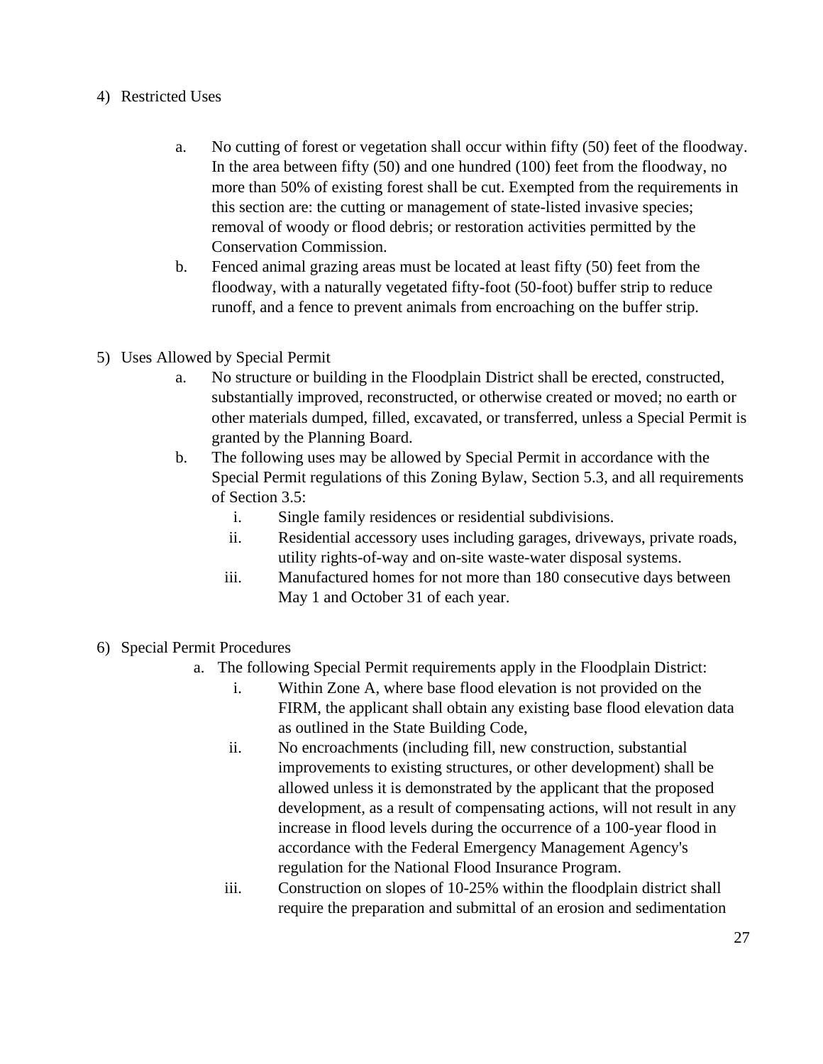4) Restricted Uses

   a. No cutting of forest or vegetation shall occur within fifty (50) feet of the floodway. In the area between fifty (50) and one hundred (100) feet from the floodway, no more than 50% of existing forest shall be cut. Exempted from the requirements in this section are: the cutting or management of state-listed invasive species; removal of woody or flood debris; or restoration activities permitted by the Conservation Commission.
   b. Fenced animal grazing areas must be located at least fifty (50) feet from the floodway, with a naturally vegetated fifty-foot (50-foot) buffer strip to reduce runoff, and a fence to prevent animals from encroaching on the buffer strip.

5) Uses Allowed by Special Permit

   a. No structure or building in the Floodplain District shall be erected, constructed, substantially improved, reconstructed, or otherwise created or moved; no earth or other materials dumped, filled, excavated, or transferred, unless a Special Permit is granted by the Planning Board.
   b. The following uses may be allowed by Special Permit in accordance with the Special Permit regulations of this Zoning Bylaw, Section 5.3, and all requirements of Section 3.5:
      i. Single family residences or residential subdivisions.
      ii. Residential accessory uses including garages, driveways, private roads, utility rights-of-way and on-site waste-water disposal systems.
      iii. Manufactured homes for not more than 180 consecutive days between May 1 and October 31 of each year.

6) Special Permit Procedures

   a. The following Special Permit requirements apply in the Floodplain District:
      i. Within Zone A, where base flood elevation is not provided on the FIRM, the applicant shall obtain any existing base flood elevation data as outlined in the State Building Code,
      ii. No encroachments (including fill, new construction, substantial improvements to existing structures, or other development) shall be allowed unless it is demonstrated by the applicant that the proposed development, as a result of compensating actions, will not result in any increase in flood levels during the occurrence of a 100-year flood in accordance with the Federal Emergency Management Agency's regulation for the National Flood Insurance Program.
      iii. Construction on slopes of 10-25% within the floodplain district shall require the preparation and submittal of an erosion and sedimentation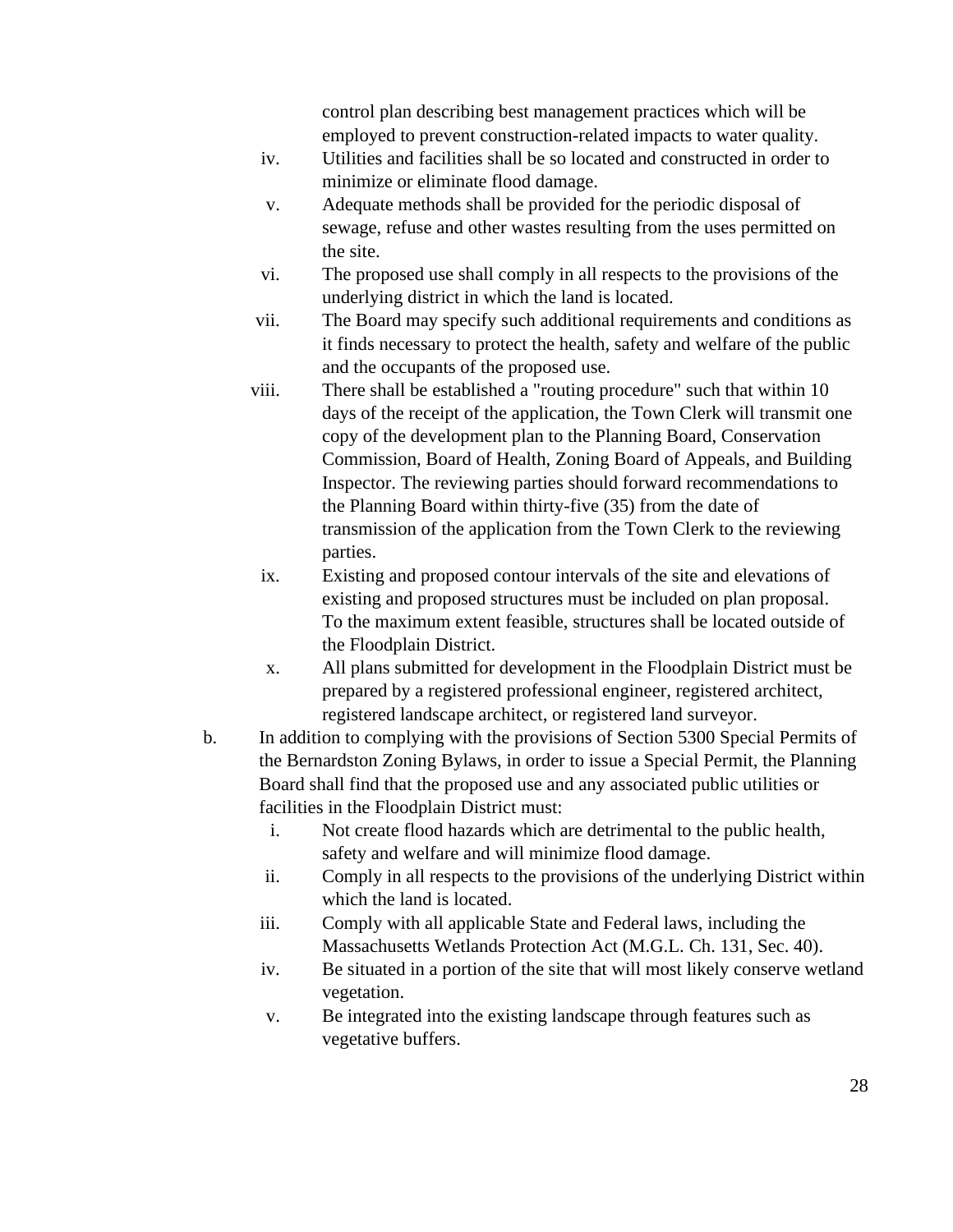control plan describing best management practices which will be employed to prevent construction-related impacts to water quality.

iv. Utilities and facilities shall be so located and constructed in order to minimize or eliminate flood damage.

v. Adequate methods shall be provided for the periodic disposal of sewage, refuse and other wastes resulting from the uses permitted on the site.

vi. The proposed use shall comply in all respects to the provisions of the underlying district in which the land is located.

vii. The Board may specify such additional requirements and conditions as it finds necessary to protect the health, safety and welfare of the public and the occupants of the proposed use.

viii. There shall be established a "routing procedure" such that within 10 days of the receipt of the application, the Town Clerk will transmit one copy of the development plan to the Planning Board, Conservation Commission, Board of Health, Zoning Board of Appeals, and Building Inspector. The reviewing parties should forward recommendations to the Planning Board within thirty-five (35) from the date of transmission of the application from the Town Clerk to the reviewing parties.

ix. Existing and proposed contour intervals of the site and elevations of existing and proposed structures must be included on plan proposal. To the maximum extent feasible, structures shall be located outside of the Floodplain District.

x. All plans submitted for development in the Floodplain District must be prepared by a registered professional engineer, registered architect, registered landscape architect, or registered land surveyor.

b. In addition to complying with the provisions of Section 5300 Special Permits of the Bernardston Zoning Bylaws, in order to issue a Special Permit, the Planning Board shall find that the proposed use and any associated public utilities or facilities in the Floodplain District must:

   i. Not create flood hazards which are detrimental to the public health, safety and welfare and will minimize flood damage.

   ii. Comply in all respects to the provisions of the underlying District within which the land is located.

   iii. Comply with all applicable State and Federal laws, including the Massachusetts Wetlands Protection Act (M.G.L. Ch. 131, Sec. 40).

   iv. Be situated in a portion of the site that will most likely conserve wetland vegetation.

   v. Be integrated into the existing landscape through features such as vegetative buffers.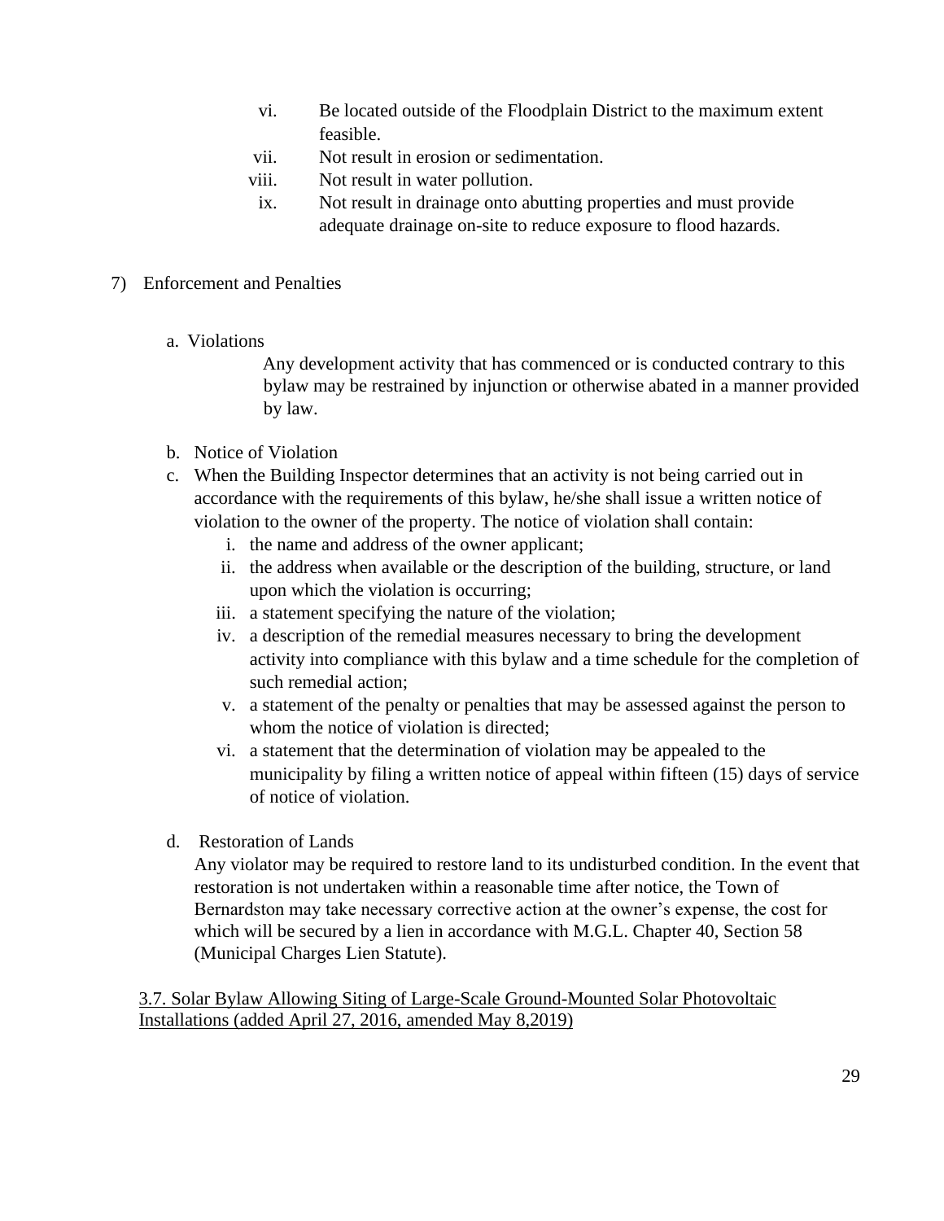vi. Be located outside of the Floodplain District to the maximum extent feasible.

vii. Not result in erosion or sedimentation.

viii. Not result in water pollution.

ix. Not result in drainage onto abutting properties and must provide adequate drainage on-site to reduce exposure to flood hazards.

7) Enforcement and Penalties

a. Violations

Any development activity that has commenced or is conducted contrary to this bylaw may be restrained by injunction or otherwise abated in a manner provided by law.

b. Notice of Violation

c. When the Building Inspector determines that an activity is not being carried out in accordance with the requirements of this bylaw, he/she shall issue a written notice of violation to the owner of the property. The notice of violation shall contain:

i. the name and address of the owner applicant;

ii. the address when available or the description of the building, structure, or land upon which the violation is occurring;

iii. a statement specifying the nature of the violation;

iv. a description of the remedial measures necessary to bring the development activity into compliance with this bylaw and a time schedule for the completion of such remedial action;

v. a statement of the penalty or penalties that may be assessed against the person to whom the notice of violation is directed;

vi. a statement that the determination of violation may be appealed to the municipality by filing a written notice of appeal within fifteen (15) days of service of notice of violation.

d. Restoration of Lands

Any violator may be required to restore land to its undisturbed condition. In the event that restoration is not undertaken within a reasonable time after notice, the Town of Bernardston may take necessary corrective action at the owner's expense, the cost for which will be secured by a lien in accordance with M.G.L. Chapter 40, Section 58 (Municipal Charges Lien Statute).

3.7. Solar Bylaw Allowing Siting of Large-Scale Ground-Mounted Solar Photovoltaic Installations (added April 27, 2016, amended May 8,2019)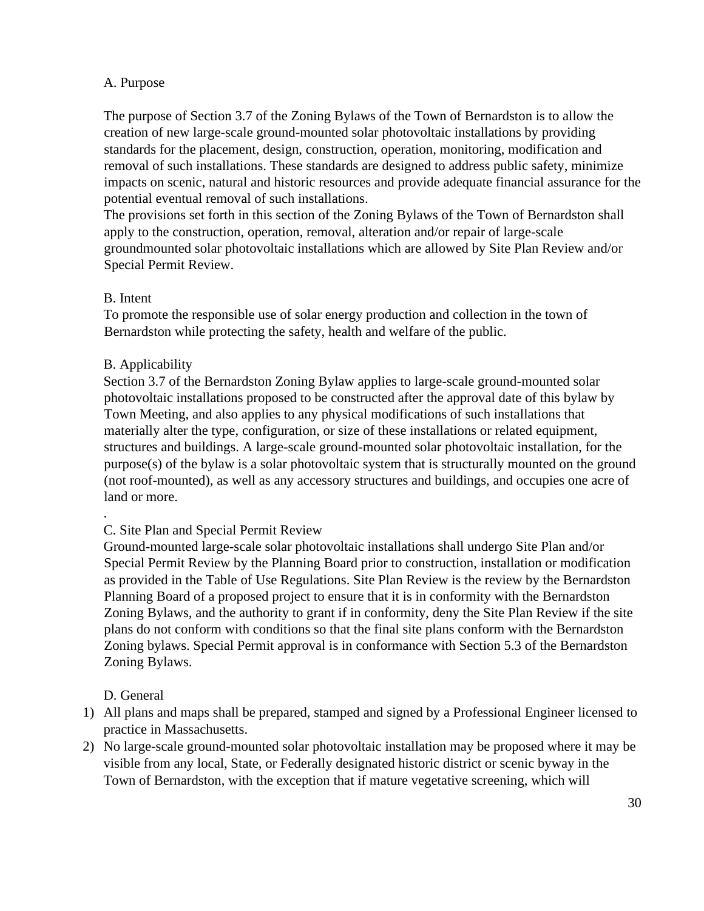A. Purpose

The purpose of Section 3.7 of the Zoning Bylaws of the Town of Bernardston is to allow the creation of new large-scale ground-mounted solar photovoltaic installations by providing standards for the placement, design, construction, operation, monitoring, modification and removal of such installations. These standards are designed to address public safety, minimize impacts on scenic, natural and historic resources and provide adequate financial assurance for the potential eventual removal of such installations.
The provisions set forth in this section of the Zoning Bylaws of the Town of Bernardston shall apply to the construction, operation, removal, alteration and/or repair of large-scale groundmounted solar photovoltaic installations which are allowed by Site Plan Review and/or Special Permit Review.

B. Intent
To promote the responsible use of solar energy production and collection in the town of Bernardston while protecting the safety, health and welfare of the public.

B. Applicability
Section 3.7 of the Bernardston Zoning Bylaw applies to large-scale ground-mounted solar photovoltaic installations proposed to be constructed after the approval date of this bylaw by Town Meeting, and also applies to any physical modifications of such installations that materially alter the type, configuration, or size of these installations or related equipment, structures and buildings. A large-scale ground-mounted solar photovoltaic installation, for the purpose(s) of the bylaw is a solar photovoltaic system that is structurally mounted on the ground (not roof-mounted), as well as any accessory structures and buildings, and occupies one acre of land or more.

.
C. Site Plan and Special Permit Review
Ground-mounted large-scale solar photovoltaic installations shall undergo Site Plan and/or Special Permit Review by the Planning Board prior to construction, installation or modification as provided in the Table of Use Regulations. Site Plan Review is the review by the Bernardston Planning Board of a proposed project to ensure that it is in conformity with the Bernardston Zoning Bylaws, and the authority to grant if in conformity, deny the Site Plan Review if the site plans do not conform with conditions so that the final site plans conform with the Bernardston Zoning bylaws. Special Permit approval is in conformance with Section 5.3 of the Bernardston Zoning Bylaws.

D. General

1) All plans and maps shall be prepared, stamped and signed by a Professional Engineer licensed to practice in Massachusetts.
2) No large-scale ground-mounted solar photovoltaic installation may be proposed where it may be visible from any local, State, or Federally designated historic district or scenic byway in the Town of Bernardston, with the exception that if mature vegetative screening, which will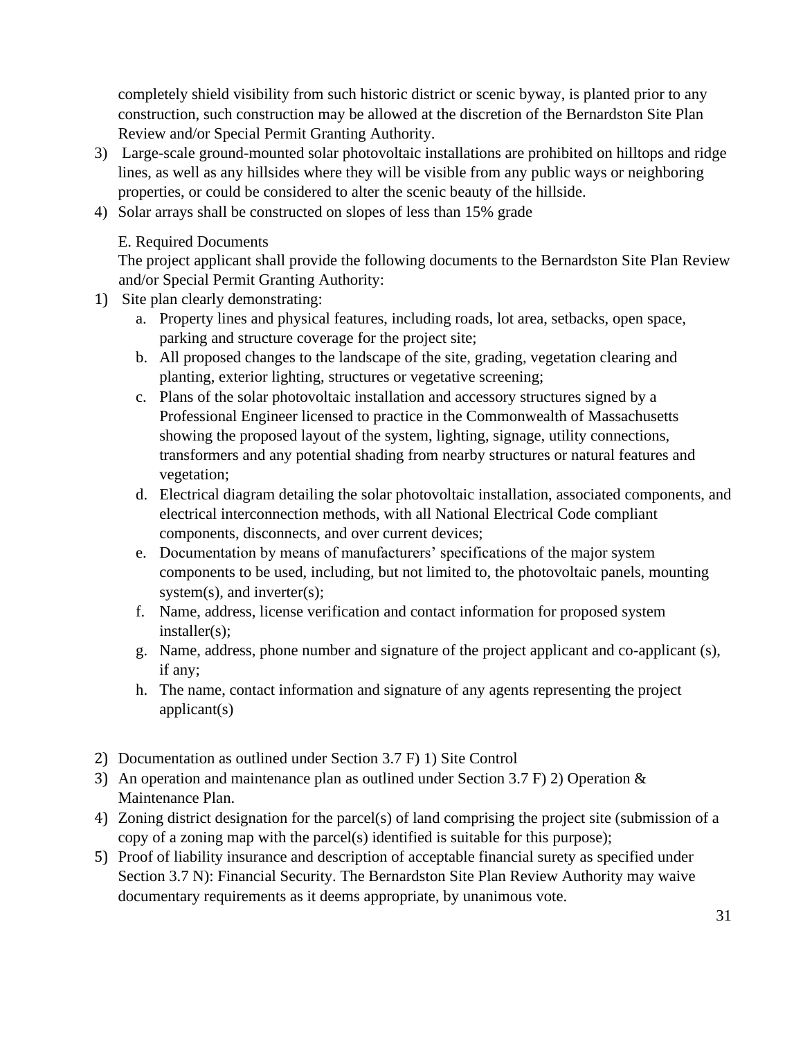completely shield visibility from such historic district or scenic byway, is planted prior to any construction, such construction may be allowed at the discretion of the Bernardston Site Plan Review and/or Special Permit Granting Authority.

3) Large-scale ground-mounted solar photovoltaic installations are prohibited on hilltops and ridge lines, as well as any hillsides where they will be visible from any public ways or neighboring properties, or could be considered to alter the scenic beauty of the hillside.
4) Solar arrays shall be constructed on slopes of less than 15% grade

E. Required Documents

The project applicant shall provide the following documents to the Bernardston Site Plan Review and/or Special Permit Granting Authority:

1) Site plan clearly demonstrating:
   a. Property lines and physical features, including roads, lot area, setbacks, open space, parking and structure coverage for the project site;
   b. All proposed changes to the landscape of the site, grading, vegetation clearing and planting, exterior lighting, structures or vegetative screening;
   c. Plans of the solar photovoltaic installation and accessory structures signed by a Professional Engineer licensed to practice in the Commonwealth of Massachusetts showing the proposed layout of the system, lighting, signage, utility connections, transformers and any potential shading from nearby structures or natural features and vegetation;
   d. Electrical diagram detailing the solar photovoltaic installation, associated components, and electrical interconnection methods, with all National Electrical Code compliant components, disconnects, and over current devices;
   e. Documentation by means of manufacturers' specifications of the major system components to be used, including, but not limited to, the photovoltaic panels, mounting system(s), and inverter(s);
   f. Name, address, license verification and contact information for proposed system installer(s);
   g. Name, address, phone number and signature of the project applicant and co-applicant (s), if any;
   h. The name, contact information and signature of any agents representing the project applicant(s)

2) Documentation as outlined under Section 3.7 F) 1) Site Control
3) An operation and maintenance plan as outlined under Section 3.7 F) 2) Operation & Maintenance Plan.
4) Zoning district designation for the parcel(s) of land comprising the project site (submission of a copy of a zoning map with the parcel(s) identified is suitable for this purpose);
5) Proof of liability insurance and description of acceptable financial surety as specified under Section 3.7 N): Financial Security. The Bernardston Site Plan Review Authority may waive documentary requirements as it deems appropriate, by unanimous vote.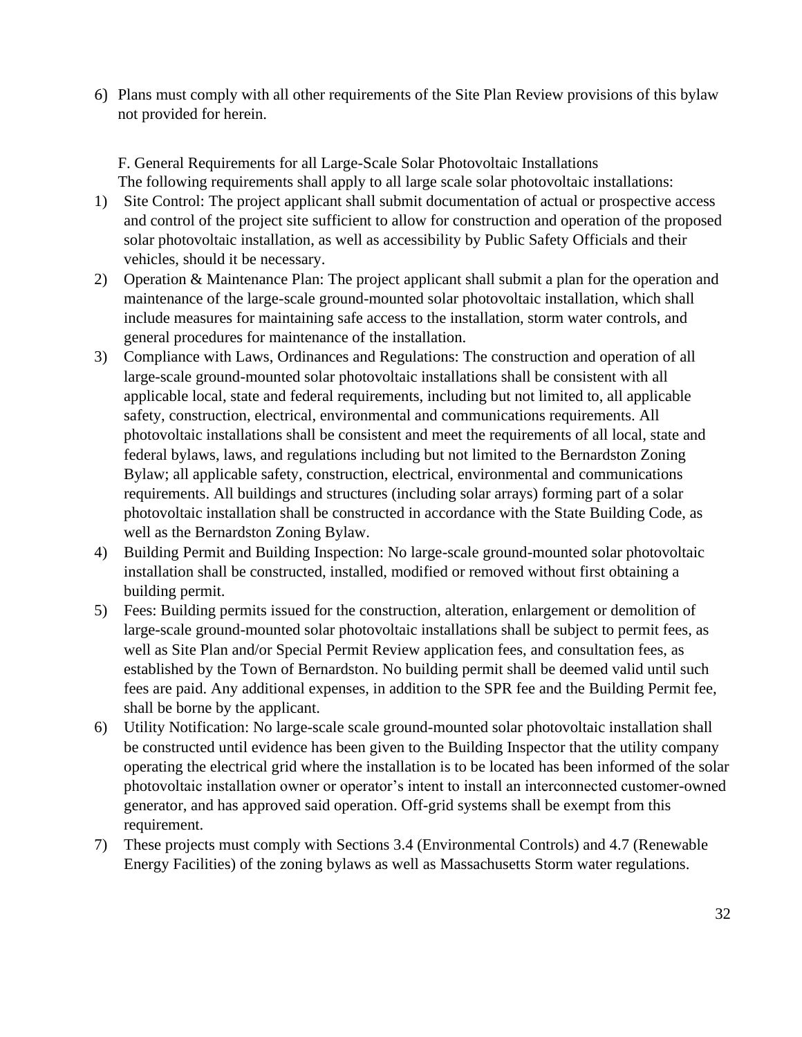6) Plans must comply with all other requirements of the Site Plan Review provisions of this bylaw not provided for herein.

F. General Requirements for all Large-Scale Solar Photovoltaic Installations

The following requirements shall apply to all large scale solar photovoltaic installations:

1) Site Control: The project applicant shall submit documentation of actual or prospective access and control of the project site sufficient to allow for construction and operation of the proposed solar photovoltaic installation, as well as accessibility by Public Safety Officials and their vehicles, should it be necessary.
2) Operation & Maintenance Plan: The project applicant shall submit a plan for the operation and maintenance of the large-scale ground-mounted solar photovoltaic installation, which shall include measures for maintaining safe access to the installation, storm water controls, and general procedures for maintenance of the installation.
3) Compliance with Laws, Ordinances and Regulations: The construction and operation of all large-scale ground-mounted solar photovoltaic installations shall be consistent with all applicable local, state and federal requirements, including but not limited to, all applicable safety, construction, electrical, environmental and communications requirements. All photovoltaic installations shall be consistent and meet the requirements of all local, state and federal bylaws, laws, and regulations including but not limited to the Bernardston Zoning Bylaw; all applicable safety, construction, electrical, environmental and communications requirements. All buildings and structures (including solar arrays) forming part of a solar photovoltaic installation shall be constructed in accordance with the State Building Code, as well as the Bernardston Zoning Bylaw.
4) Building Permit and Building Inspection: No large-scale ground-mounted solar photovoltaic installation shall be constructed, installed, modified or removed without first obtaining a building permit.
5) Fees: Building permits issued for the construction, alteration, enlargement or demolition of large-scale ground-mounted solar photovoltaic installations shall be subject to permit fees, as well as Site Plan and/or Special Permit Review application fees, and consultation fees, as established by the Town of Bernardston. No building permit shall be deemed valid until such fees are paid. Any additional expenses, in addition to the SPR fee and the Building Permit fee, shall be borne by the applicant.
6) Utility Notification: No large-scale scale ground-mounted solar photovoltaic installation shall be constructed until evidence has been given to the Building Inspector that the utility company operating the electrical grid where the installation is to be located has been informed of the solar photovoltaic installation owner or operator's intent to install an interconnected customer-owned generator, and has approved said operation. Off-grid systems shall be exempt from this requirement.
7) These projects must comply with Sections 3.4 (Environmental Controls) and 4.7 (Renewable Energy Facilities) of the zoning bylaws as well as Massachusetts Storm water regulations.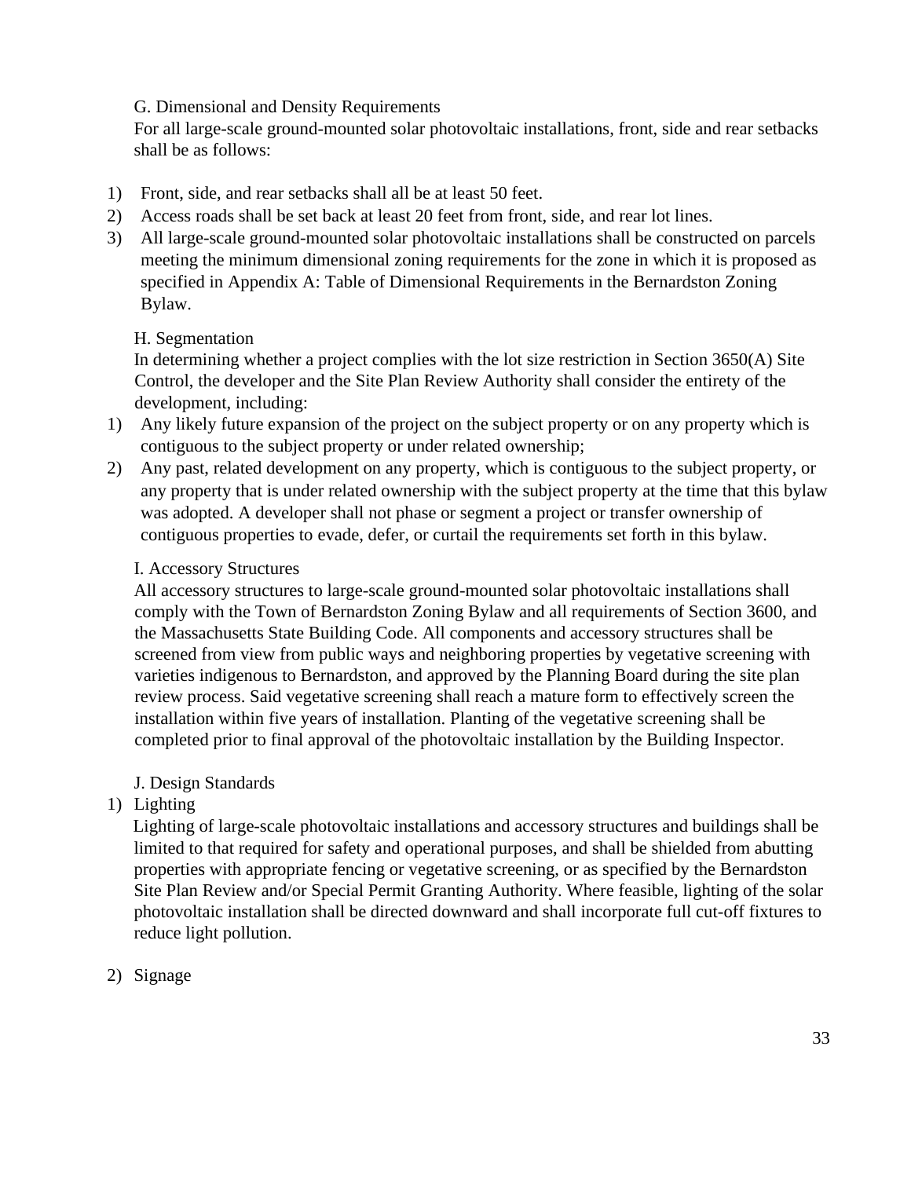G. Dimensional and Density Requirements

For all large-scale ground-mounted solar photovoltaic installations, front, side and rear setbacks shall be as follows:

1) Front, side, and rear setbacks shall all be at least 50 feet.
2) Access roads shall be set back at least 20 feet from front, side, and rear lot lines.
3) All large-scale ground-mounted solar photovoltaic installations shall be constructed on parcels meeting the minimum dimensional zoning requirements for the zone in which it is proposed as specified in Appendix A: Table of Dimensional Requirements in the Bernardston Zoning Bylaw.

H. Segmentation

In determining whether a project complies with the lot size restriction in Section 3650(A) Site Control, the developer and the Site Plan Review Authority shall consider the entirety of the development, including:

1) Any likely future expansion of the project on the subject property or on any property which is contiguous to the subject property or under related ownership;
2) Any past, related development on any property, which is contiguous to the subject property, or any property that is under related ownership with the subject property at the time that this bylaw was adopted. A developer shall not phase or segment a project or transfer ownership of contiguous properties to evade, defer, or curtail the requirements set forth in this bylaw.

I. Accessory Structures

All accessory structures to large-scale ground-mounted solar photovoltaic installations shall comply with the Town of Bernardston Zoning Bylaw and all requirements of Section 3600, and the Massachusetts State Building Code. All components and accessory structures shall be screened from view from public ways and neighboring properties by vegetative screening with varieties indigenous to Bernardston, and approved by the Planning Board during the site plan review process. Said vegetative screening shall reach a mature form to effectively screen the installation within five years of installation. Planting of the vegetative screening shall be completed prior to final approval of the photovoltaic installation by the Building Inspector.

J. Design Standards

1) Lighting

Lighting of large-scale photovoltaic installations and accessory structures and buildings shall be limited to that required for safety and operational purposes, and shall be shielded from abutting properties with appropriate fencing or vegetative screening, or as specified by the Bernardston Site Plan Review and/or Special Permit Granting Authority. Where feasible, lighting of the solar photovoltaic installation shall be directed downward and shall incorporate full cut-off fixtures to reduce light pollution.

2) Signage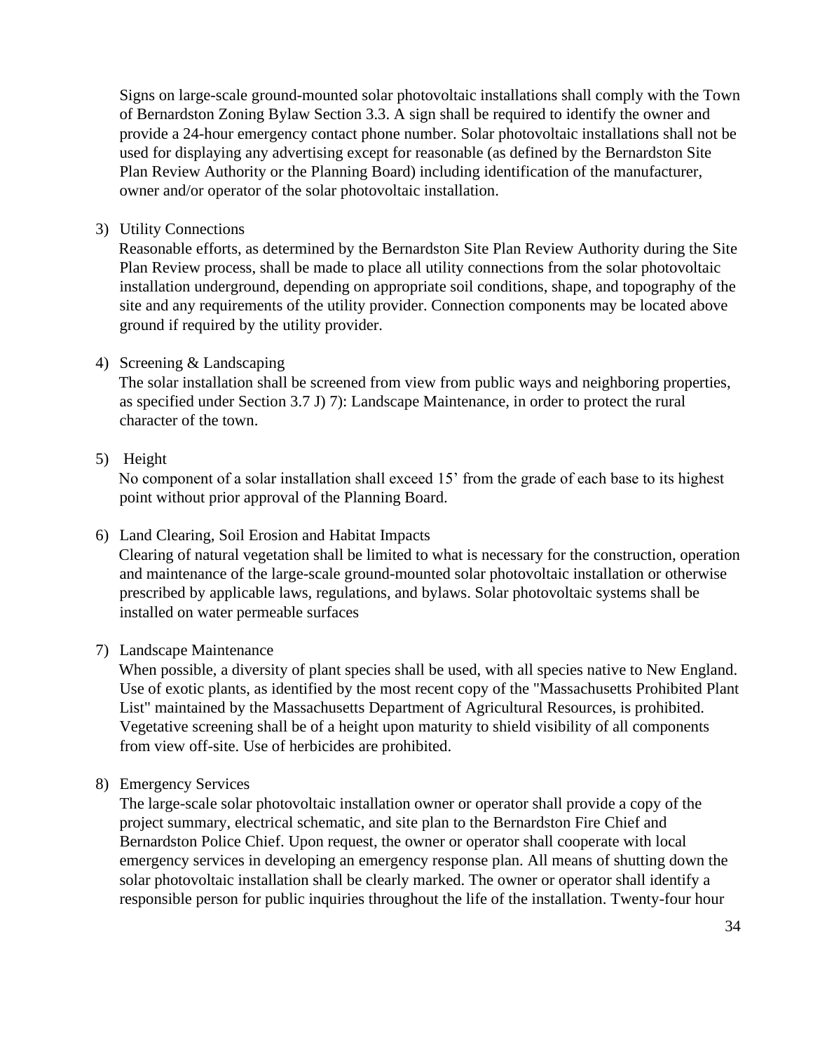Signs on large-scale ground-mounted solar photovoltaic installations shall comply with the Town of Bernardston Zoning Bylaw Section 3.3. A sign shall be required to identify the owner and provide a 24-hour emergency contact phone number. Solar photovoltaic installations shall not be used for displaying any advertising except for reasonable (as defined by the Bernardston Site Plan Review Authority or the Planning Board) including identification of the manufacturer, owner and/or operator of the solar photovoltaic installation.

3) Utility Connections
   Reasonable efforts, as determined by the Bernardston Site Plan Review Authority during the Site Plan Review process, shall be made to place all utility connections from the solar photovoltaic installation underground, depending on appropriate soil conditions, shape, and topography of the site and any requirements of the utility provider. Connection components may be located above ground if required by the utility provider.

4) Screening & Landscaping
   The solar installation shall be screened from view from public ways and neighboring properties, as specified under Section 3.7 J) 7): Landscape Maintenance, in order to protect the rural character of the town.

5) Height
   No component of a solar installation shall exceed 15' from the grade of each base to its highest point without prior approval of the Planning Board.

6) Land Clearing, Soil Erosion and Habitat Impacts
   Clearing of natural vegetation shall be limited to what is necessary for the construction, operation and maintenance of the large-scale ground-mounted solar photovoltaic installation or otherwise prescribed by applicable laws, regulations, and bylaws. Solar photovoltaic systems shall be installed on water permeable surfaces

7) Landscape Maintenance
   When possible, a diversity of plant species shall be used, with all species native to New England. Use of exotic plants, as identified by the most recent copy of the "Massachusetts Prohibited Plant List" maintained by the Massachusetts Department of Agricultural Resources, is prohibited. Vegetative screening shall be of a height upon maturity to shield visibility of all components from view off-site. Use of herbicides are prohibited.

8) Emergency Services
   The large-scale solar photovoltaic installation owner or operator shall provide a copy of the project summary, electrical schematic, and site plan to the Bernardston Fire Chief and Bernardston Police Chief. Upon request, the owner or operator shall cooperate with local emergency services in developing an emergency response plan. All means of shutting down the solar photovoltaic installation shall be clearly marked. The owner or operator shall identify a responsible person for public inquiries throughout the life of the installation. Twenty-four hour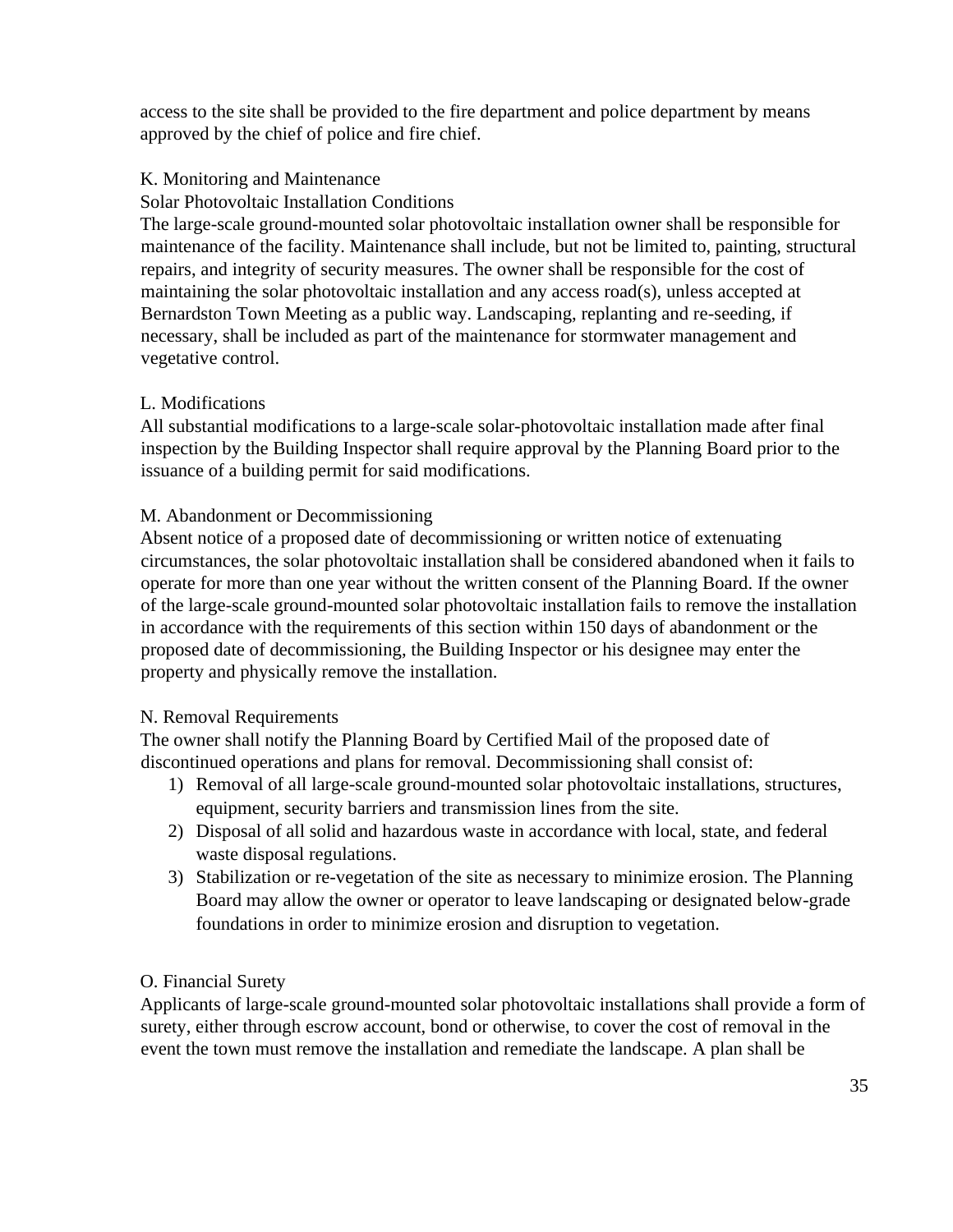access to the site shall be provided to the fire department and police department by means approved by the chief of police and fire chief.

K. Monitoring and Maintenance

Solar Photovoltaic Installation Conditions

The large-scale ground-mounted solar photovoltaic installation owner shall be responsible for maintenance of the facility. Maintenance shall include, but not be limited to, painting, structural repairs, and integrity of security measures. The owner shall be responsible for the cost of maintaining the solar photovoltaic installation and any access road(s), unless accepted at Bernardston Town Meeting as a public way. Landscaping, replanting and re-seeding, if necessary, shall be included as part of the maintenance for stormwater management and vegetative control.

L. Modifications

All substantial modifications to a large-scale solar-photovoltaic installation made after final inspection by the Building Inspector shall require approval by the Planning Board prior to the issuance of a building permit for said modifications.

M. Abandonment or Decommissioning

Absent notice of a proposed date of decommissioning or written notice of extenuating circumstances, the solar photovoltaic installation shall be considered abandoned when it fails to operate for more than one year without the written consent of the Planning Board. If the owner of the large-scale ground-mounted solar photovoltaic installation fails to remove the installation in accordance with the requirements of this section within 150 days of abandonment or the proposed date of decommissioning, the Building Inspector or his designee may enter the property and physically remove the installation.

N. Removal Requirements

The owner shall notify the Planning Board by Certified Mail of the proposed date of discontinued operations and plans for removal. Decommissioning shall consist of:

1) Removal of all large-scale ground-mounted solar photovoltaic installations, structures, equipment, security barriers and transmission lines from the site.
2) Disposal of all solid and hazardous waste in accordance with local, state, and federal waste disposal regulations.
3) Stabilization or re-vegetation of the site as necessary to minimize erosion. The Planning Board may allow the owner or operator to leave landscaping or designated below-grade foundations in order to minimize erosion and disruption to vegetation.

O. Financial Surety

Applicants of large-scale ground-mounted solar photovoltaic installations shall provide a form of surety, either through escrow account, bond or otherwise, to cover the cost of removal in the event the town must remove the installation and remediate the landscape. A plan shall be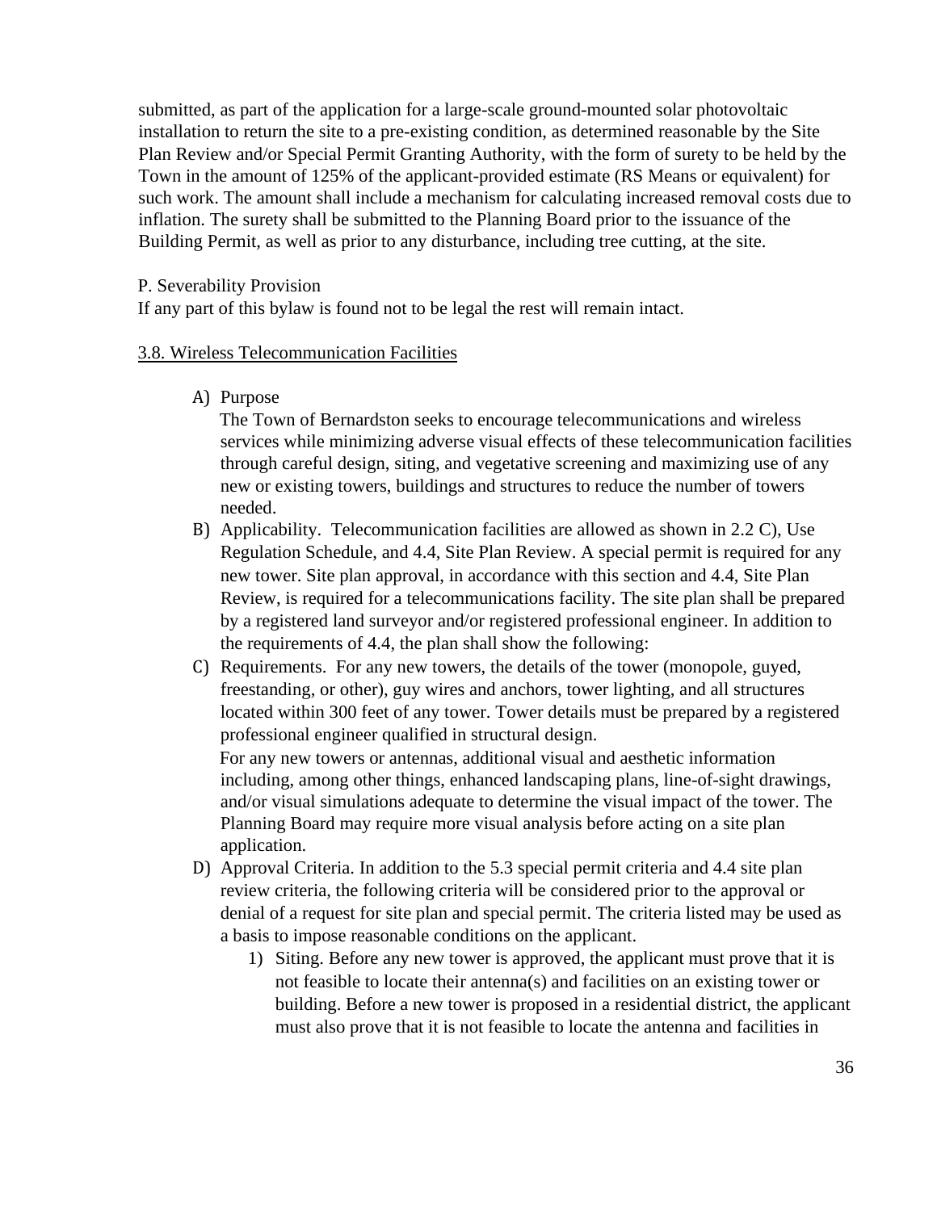submitted, as part of the application for a large-scale ground-mounted solar photovoltaic installation to return the site to a pre-existing condition, as determined reasonable by the Site Plan Review and/or Special Permit Granting Authority, with the form of surety to be held by the Town in the amount of 125% of the applicant-provided estimate (RS Means or equivalent) for such work. The amount shall include a mechanism for calculating increased removal costs due to inflation. The surety shall be submitted to the Planning Board prior to the issuance of the Building Permit, as well as prior to any disturbance, including tree cutting, at the site.

P. Severability Provision

If any part of this bylaw is found not to be legal the rest will remain intact.

## 3.8. Wireless Telecommunication Facilities

A) Purpose

The Town of Bernardston seeks to encourage telecommunications and wireless services while minimizing adverse visual effects of these telecommunication facilities through careful design, siting, and vegetative screening and maximizing use of any new or existing towers, buildings and structures to reduce the number of towers needed.

B) Applicability. Telecommunication facilities are allowed as shown in 2.2 C), Use Regulation Schedule, and 4.4, Site Plan Review. A special permit is required for any new tower. Site plan approval, in accordance with this section and 4.4, Site Plan Review, is required for a telecommunications facility. The site plan shall be prepared by a registered land surveyor and/or registered professional engineer. In addition to the requirements of 4.4, the plan shall show the following:

C) Requirements. For any new towers, the details of the tower (monopole, guyed, freestanding, or other), guy wires and anchors, tower lighting, and all structures located within 300 feet of any tower. Tower details must be prepared by a registered professional engineer qualified in structural design.

For any new towers or antennas, additional visual and aesthetic information including, among other things, enhanced landscaping plans, line-of-sight drawings, and/or visual simulations adequate to determine the visual impact of the tower. The Planning Board may require more visual analysis before acting on a site plan application.

D) Approval Criteria. In addition to the 5.3 special permit criteria and 4.4 site plan review criteria, the following criteria will be considered prior to the approval or denial of a request for site plan and special permit. The criteria listed may be used as a basis to impose reasonable conditions on the applicant.

1) Siting. Before any new tower is approved, the applicant must prove that it is not feasible to locate their antenna(s) and facilities on an existing tower or building. Before a new tower is proposed in a residential district, the applicant must also prove that it is not feasible to locate the antenna and facilities in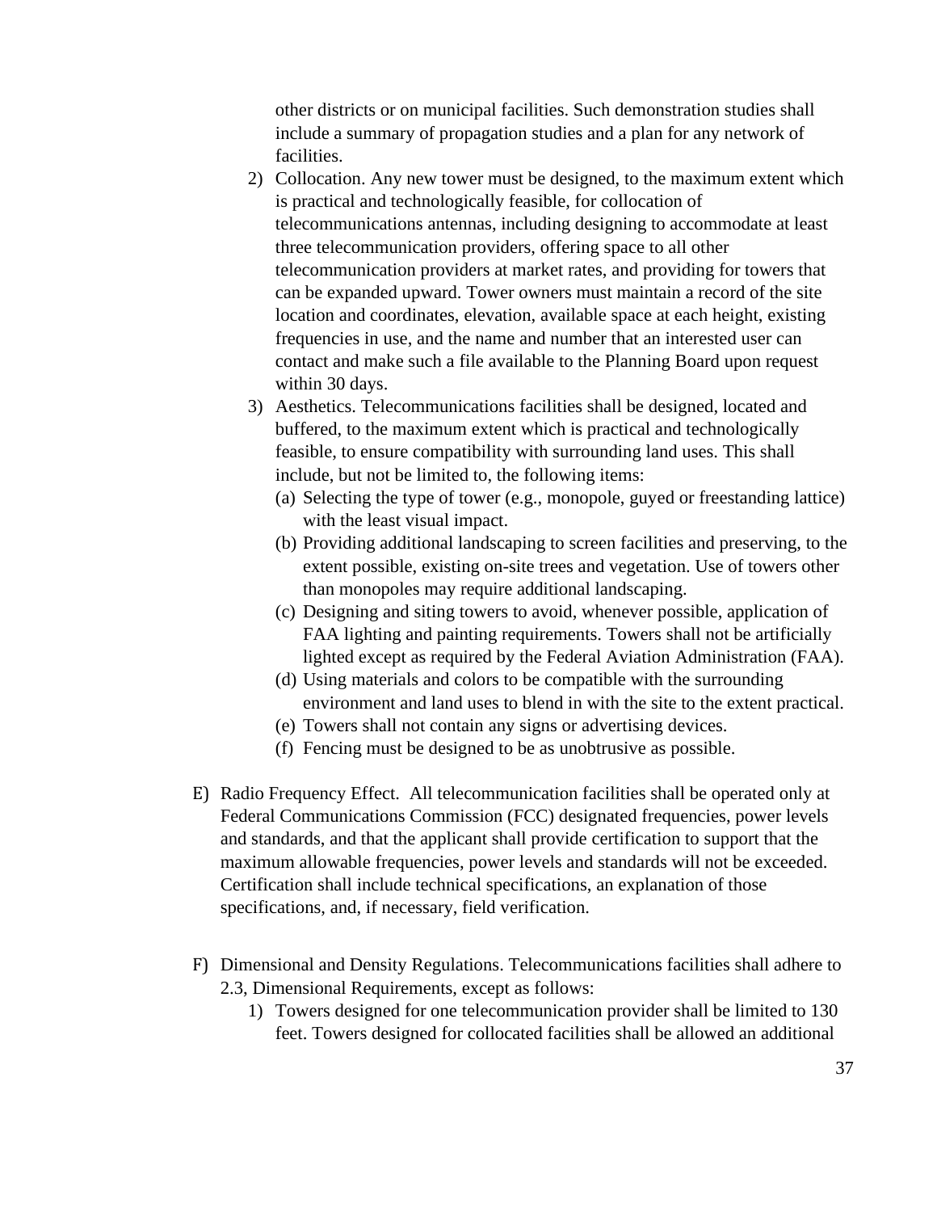other districts or on municipal facilities. Such demonstration studies shall include a summary of propagation studies and a plan for any network of facilities.

2) Collocation. Any new tower must be designed, to the maximum extent which is practical and technologically feasible, for collocation of telecommunications antennas, including designing to accommodate at least three telecommunication providers, offering space to all other telecommunication providers at market rates, and providing for towers that can be expanded upward. Tower owners must maintain a record of the site location and coordinates, elevation, available space at each height, existing frequencies in use, and the name and number that an interested user can contact and make such a file available to the Planning Board upon request within 30 days.

3) Aesthetics. Telecommunications facilities shall be designed, located and buffered, to the maximum extent which is practical and technologically feasible, to ensure compatibility with surrounding land uses. This shall include, but not be limited to, the following items:
   - (a) Selecting the type of tower (e.g., monopole, guyed or freestanding lattice) with the least visual impact.
   - (b) Providing additional landscaping to screen facilities and preserving, to the extent possible, existing on-site trees and vegetation. Use of towers other than monopoles may require additional landscaping.
   - (c) Designing and siting towers to avoid, whenever possible, application of FAA lighting and painting requirements. Towers shall not be artificially lighted except as required by the Federal Aviation Administration (FAA).
   - (d) Using materials and colors to be compatible with the surrounding environment and land uses to blend in with the site to the extent practical.
   - (e) Towers shall not contain any signs or advertising devices.
   - (f) Fencing must be designed to be as unobtrusive as possible.

E) Radio Frequency Effect. All telecommunication facilities shall be operated only at Federal Communications Commission (FCC) designated frequencies, power levels and standards, and that the applicant shall provide certification to support that the maximum allowable frequencies, power levels and standards will not be exceeded. Certification shall include technical specifications, an explanation of those specifications, and, if necessary, field verification.

F) Dimensional and Density Regulations. Telecommunications facilities shall adhere to 2.3, Dimensional Requirements, except as follows:

1) Towers designed for one telecommunication provider shall be limited to 130 feet. Towers designed for collocated facilities shall be allowed an additional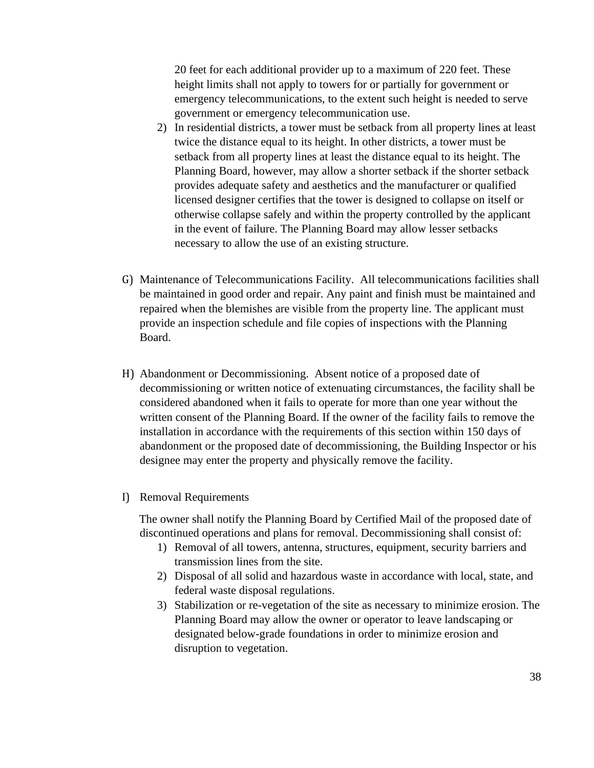20 feet for each additional provider up to a maximum of 220 feet. These height limits shall not apply to towers for or partially for government or emergency telecommunications, to the extent such height is needed to serve government or emergency telecommunication use.

2) In residential districts, a tower must be setback from all property lines at least twice the distance equal to its height. In other districts, a tower must be setback from all property lines at least the distance equal to its height. The Planning Board, however, may allow a shorter setback if the shorter setback provides adequate safety and aesthetics and the manufacturer or qualified licensed designer certifies that the tower is designed to collapse on itself or otherwise collapse safely and within the property controlled by the applicant in the event of failure. The Planning Board may allow lesser setbacks necessary to allow the use of an existing structure.

G) Maintenance of Telecommunications Facility. All telecommunications facilities shall be maintained in good order and repair. Any paint and finish must be maintained and repaired when the blemishes are visible from the property line. The applicant must provide an inspection schedule and file copies of inspections with the Planning Board.

H) Abandonment or Decommissioning. Absent notice of a proposed date of decommissioning or written notice of extenuating circumstances, the facility shall be considered abandoned when it fails to operate for more than one year without the written consent of the Planning Board. If the owner of the facility fails to remove the installation in accordance with the requirements of this section within 150 days of abandonment or the proposed date of decommissioning, the Building Inspector or his designee may enter the property and physically remove the facility.

I) Removal Requirements

The owner shall notify the Planning Board by Certified Mail of the proposed date of discontinued operations and plans for removal. Decommissioning shall consist of:

1) Removal of all towers, antenna, structures, equipment, security barriers and transmission lines from the site.
2) Disposal of all solid and hazardous waste in accordance with local, state, and federal waste disposal regulations.
3) Stabilization or re-vegetation of the site as necessary to minimize erosion. The Planning Board may allow the owner or operator to leave landscaping or designated below-grade foundations in order to minimize erosion and disruption to vegetation.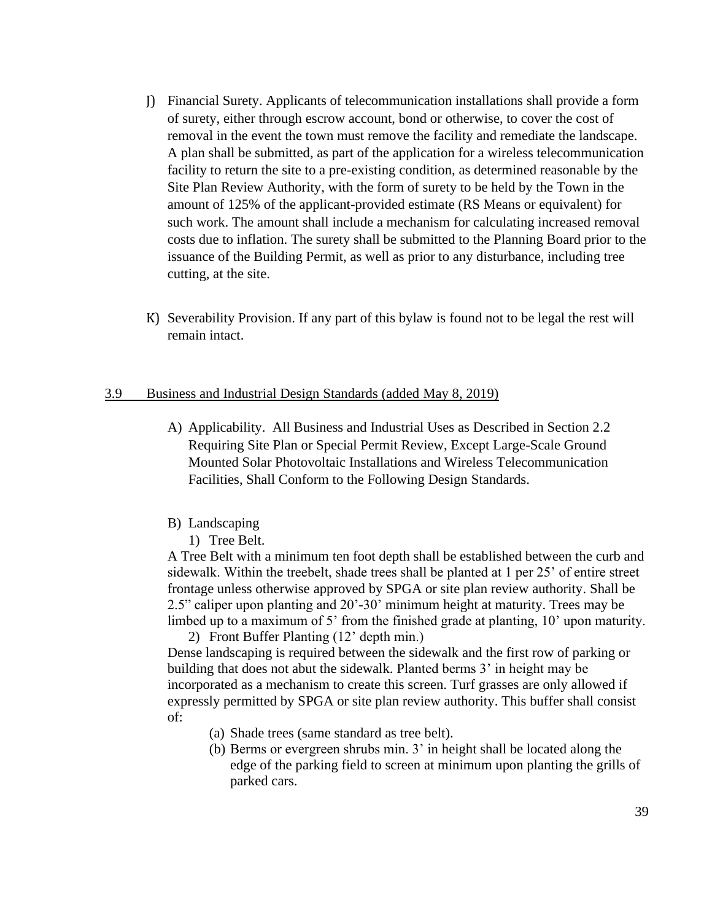J) Financial Surety. Applicants of telecommunication installations shall provide a form of surety, either through escrow account, bond or otherwise, to cover the cost of removal in the event the town must remove the facility and remediate the landscape. A plan shall be submitted, as part of the application for a wireless telecommunication facility to return the site to a pre-existing condition, as determined reasonable by the Site Plan Review Authority, with the form of surety to be held by the Town in the amount of 125% of the applicant-provided estimate (RS Means or equivalent) for such work. The amount shall include a mechanism for calculating increased removal costs due to inflation. The surety shall be submitted to the Planning Board prior to the issuance of the Building Permit, as well as prior to any disturbance, including tree cutting, at the site.

K) Severability Provision. If any part of this bylaw is found not to be legal the rest will remain intact.

## 3.9 Business and Industrial Design Standards (added May 8, 2019)

A) Applicability. All Business and Industrial Uses as Described in Section 2.2 Requiring Site Plan or Special Permit Review, Except Large-Scale Ground Mounted Solar Photovoltaic Installations and Wireless Telecommunication Facilities, Shall Conform to the Following Design Standards.

B) Landscaping

1) Tree Belt.

A Tree Belt with a minimum ten foot depth shall be established between the curb and sidewalk. Within the treebelt, shade trees shall be planted at 1 per 25' of entire street frontage unless otherwise approved by SPGA or site plan review authority. Shall be 2.5" caliper upon planting and 20'-30' minimum height at maturity. Trees may be limbed up to a maximum of 5' from the finished grade at planting, 10' upon maturity.

2) Front Buffer Planting (12' depth min.)

Dense landscaping is required between the sidewalk and the first row of parking or building that does not abut the sidewalk. Planted berms 3' in height may be incorporated as a mechanism to create this screen. Turf grasses are only allowed if expressly permitted by SPGA or site plan review authority. This buffer shall consist of:

(a) Shade trees (same standard as tree belt).

(b) Berms or evergreen shrubs min. 3' in height shall be located along the edge of the parking field to screen at minimum upon planting the grills of parked cars.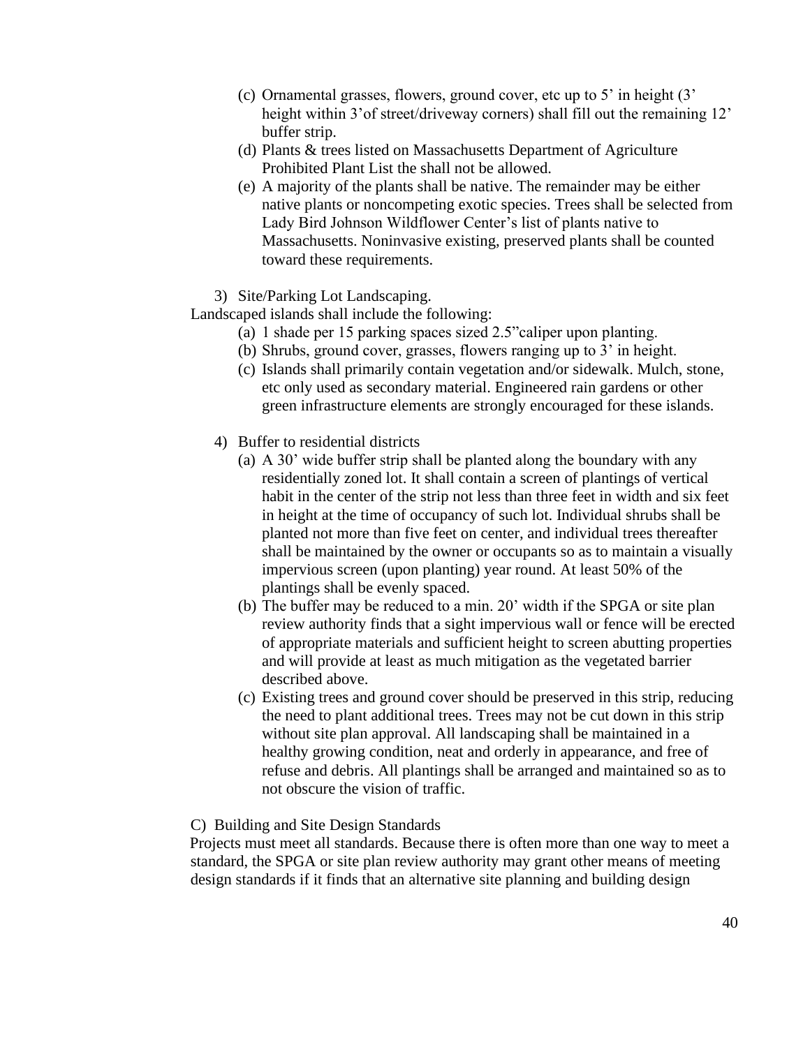(c) Ornamental grasses, flowers, ground cover, etc up to 5' in height (3' height within 3'of street/driveway corners) shall fill out the remaining 12' buffer strip.

(d) Plants & trees listed on Massachusetts Department of Agriculture Prohibited Plant List the shall not be allowed.

(e) A majority of the plants shall be native. The remainder may be either native plants or noncompeting exotic species. Trees shall be selected from Lady Bird Johnson Wildflower Center's list of plants native to Massachusetts. Noninvasive existing, preserved plants shall be counted toward these requirements.

3) Site/Parking Lot Landscaping.

Landscaped islands shall include the following:

(a) 1 shade per 15 parking spaces sized 2.5"caliper upon planting.

(b) Shrubs, ground cover, grasses, flowers ranging up to 3' in height.

(c) Islands shall primarily contain vegetation and/or sidewalk. Mulch, stone, etc only used as secondary material. Engineered rain gardens or other green infrastructure elements are strongly encouraged for these islands.

4) Buffer to residential districts

(a) A 30' wide buffer strip shall be planted along the boundary with any residentially zoned lot. It shall contain a screen of plantings of vertical habit in the center of the strip not less than three feet in width and six feet in height at the time of occupancy of such lot. Individual shrubs shall be planted not more than five feet on center, and individual trees thereafter shall be maintained by the owner or occupants so as to maintain a visually impervious screen (upon planting) year round. At least 50% of the plantings shall be evenly spaced.

(b) The buffer may be reduced to a min. 20' width if the SPGA or site plan review authority finds that a sight impervious wall or fence will be erected of appropriate materials and sufficient height to screen abutting properties and will provide at least as much mitigation as the vegetated barrier described above.

(c) Existing trees and ground cover should be preserved in this strip, reducing the need to plant additional trees. Trees may not be cut down in this strip without site plan approval. All landscaping shall be maintained in a healthy growing condition, neat and orderly in appearance, and free of refuse and debris. All plantings shall be arranged and maintained so as to not obscure the vision of traffic.

C) Building and Site Design Standards

Projects must meet all standards. Because there is often more than one way to meet a standard, the SPGA or site plan review authority may grant other means of meeting design standards if it finds that an alternative site planning and building design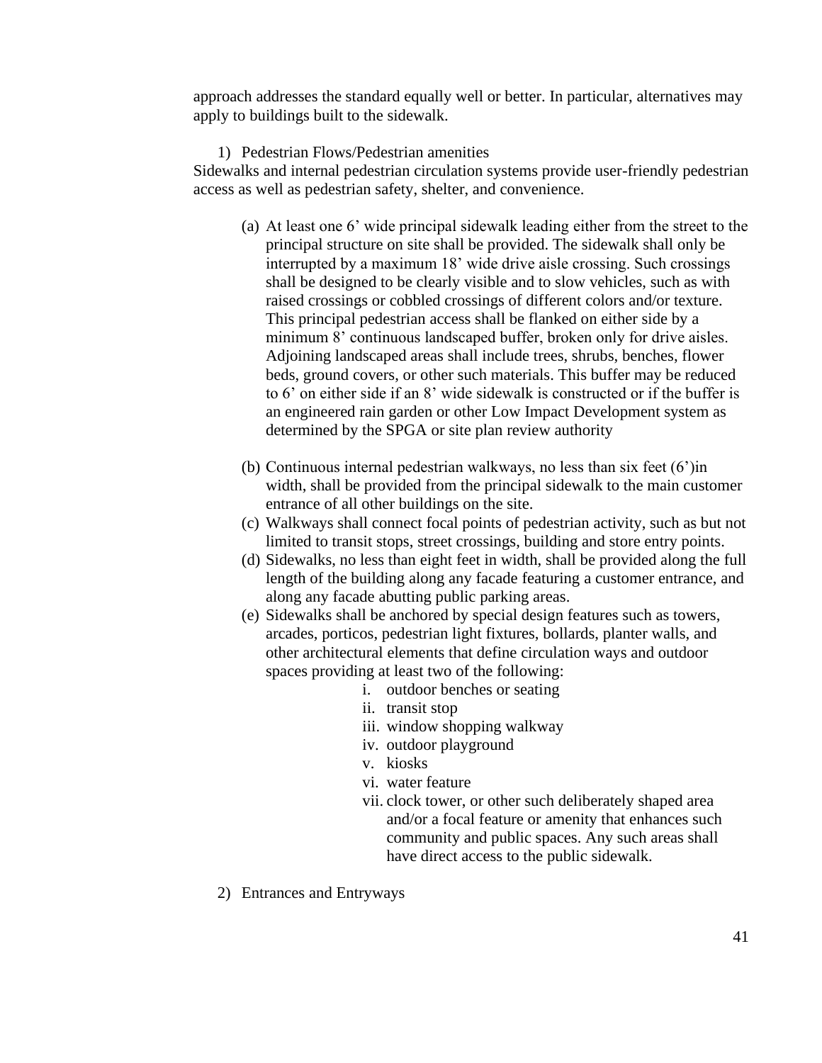approach addresses the standard equally well or better. In particular, alternatives may apply to buildings built to the sidewalk.

1) Pedestrian Flows/Pedestrian amenities

Sidewalks and internal pedestrian circulation systems provide user-friendly pedestrian access as well as pedestrian safety, shelter, and convenience.

(a) At least one 6' wide principal sidewalk leading either from the street to the principal structure on site shall be provided. The sidewalk shall only be interrupted by a maximum 18' wide drive aisle crossing. Such crossings shall be designed to be clearly visible and to slow vehicles, such as with raised crossings or cobbled crossings of different colors and/or texture. This principal pedestrian access shall be flanked on either side by a minimum 8' continuous landscaped buffer, broken only for drive aisles. Adjoining landscaped areas shall include trees, shrubs, benches, flower beds, ground covers, or other such materials. This buffer may be reduced to 6' on either side if an 8' wide sidewalk is constructed or if the buffer is an engineered rain garden or other Low Impact Development system as determined by the SPGA or site plan review authority

(b) Continuous internal pedestrian walkways, no less than six feet (6')in width, shall be provided from the principal sidewalk to the main customer entrance of all other buildings on the site.

(c) Walkways shall connect focal points of pedestrian activity, such as but not limited to transit stops, street crossings, building and store entry points.

(d) Sidewalks, no less than eight feet in width, shall be provided along the full length of the building along any facade featuring a customer entrance, and along any facade abutting public parking areas.

(e) Sidewalks shall be anchored by special design features such as towers, arcades, porticos, pedestrian light fixtures, bollards, planter walls, and other architectural elements that define circulation ways and outdoor spaces providing at least two of the following:

   i. outdoor benches or seating
   ii. transit stop
   iii. window shopping walkway
   iv. outdoor playground
   v. kiosks
   vi. water feature
   vii. clock tower, or other such deliberately shaped area and/or a focal feature or amenity that enhances such community and public spaces. Any such areas shall have direct access to the public sidewalk.

2) Entrances and Entryways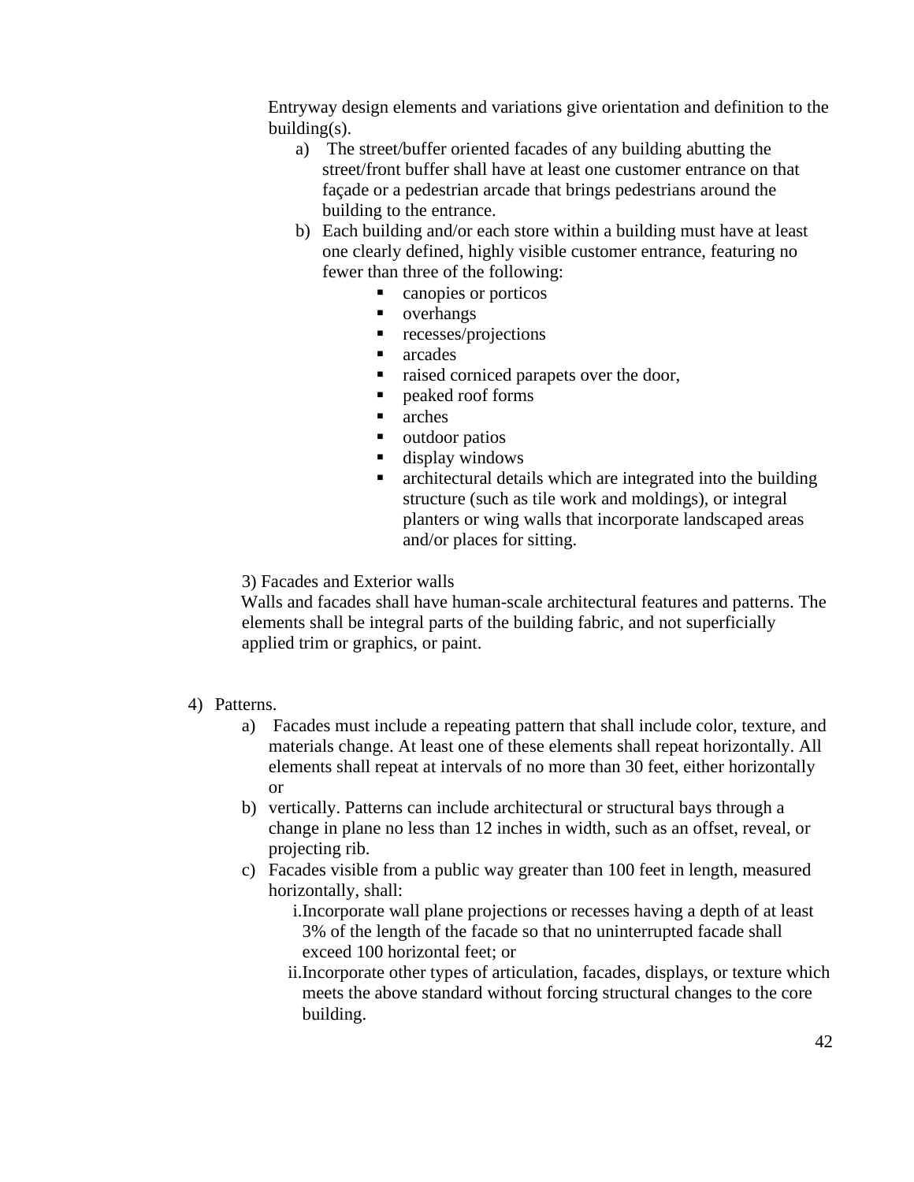Entryway design elements and variations give orientation and definition to the building(s).

a) The street/buffer oriented facades of any building abutting the street/front buffer shall have at least one customer entrance on that façade or a pedestrian arcade that brings pedestrians around the building to the entrance.
b) Each building and/or each store within a building must have at least one clearly defined, highly visible customer entrance, featuring no fewer than three of the following:
    - canopies or porticos
    - overhangs
    - recesses/projections
    - arcades
    - raised corniced parapets over the door,
    - peaked roof forms
    - arches
    - outdoor patios
    - display windows
    - architectural details which are integrated into the building structure (such as tile work and moldings), or integral planters or wing walls that incorporate landscaped areas and/or places for sitting.

3) Facades and Exterior walls

Walls and facades shall have human-scale architectural features and patterns. The elements shall be integral parts of the building fabric, and not superficially applied trim or graphics, or paint.

4) Patterns.
    a) Facades must include a repeating pattern that shall include color, texture, and materials change. At least one of these elements shall repeat horizontally. All elements shall repeat at intervals of no more than 30 feet, either horizontally or
    b) vertically. Patterns can include architectural or structural bays through a change in plane no less than 12 inches in width, such as an offset, reveal, or projecting rib.
    c) Facades visible from a public way greater than 100 feet in length, measured horizontally, shall:
        i. Incorporate wall plane projections or recesses having a depth of at least 3% of the length of the facade so that no uninterrupted facade shall exceed 100 horizontal feet; or
        ii. Incorporate other types of articulation, facades, displays, or texture which meets the above standard without forcing structural changes to the core building.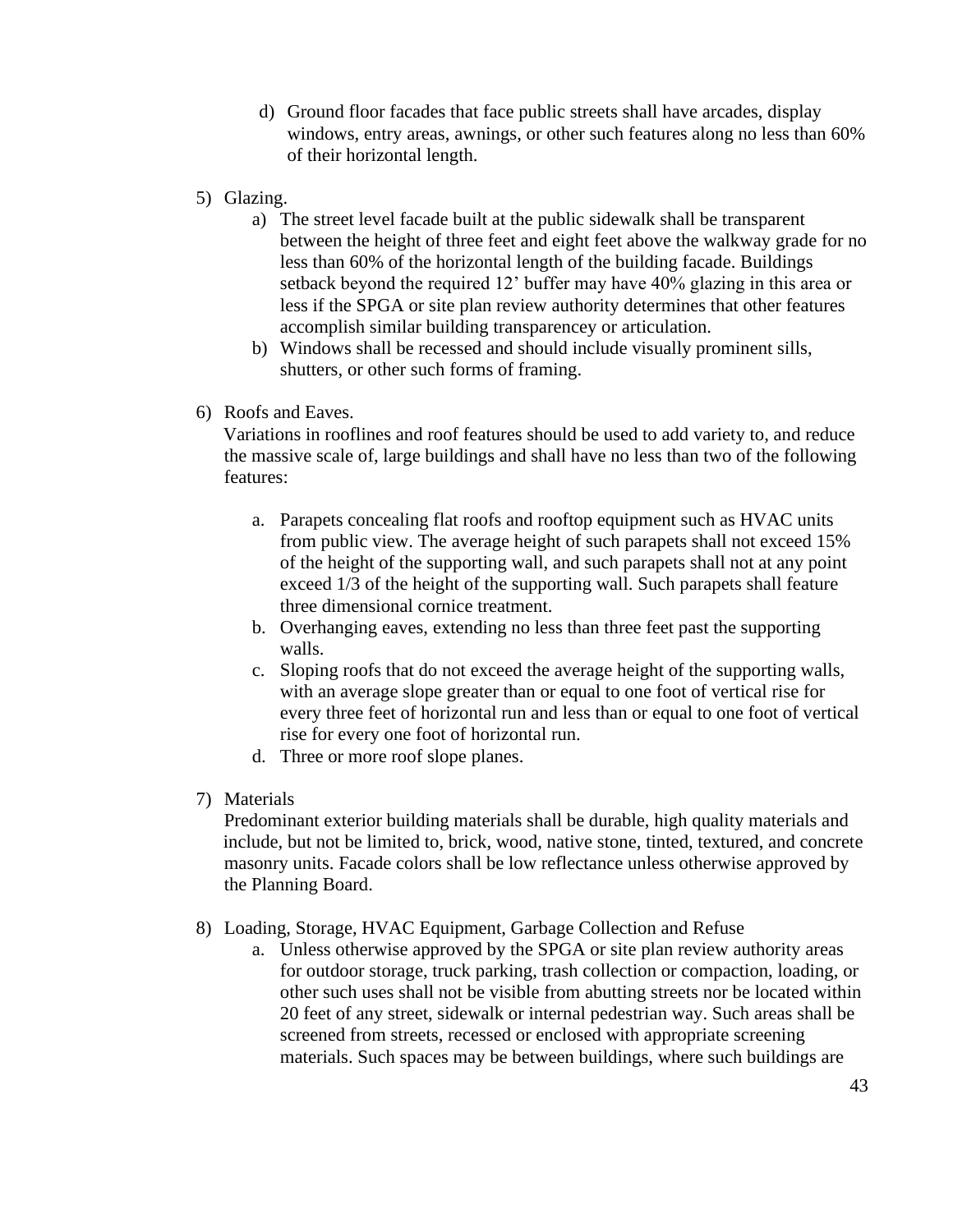d) Ground floor facades that face public streets shall have arcades, display windows, entry areas, awnings, or other such features along no less than 60% of their horizontal length.

5) Glazing.
   a) The street level facade built at the public sidewalk shall be transparent between the height of three feet and eight feet above the walkway grade for no less than 60% of the horizontal length of the building facade. Buildings setback beyond the required 12' buffer may have 40% glazing in this area or less if the SPGA or site plan review authority determines that other features accomplish similar building transparencey or articulation.
   b) Windows shall be recessed and should include visually prominent sills, shutters, or other such forms of framing.

6) Roofs and Eaves.
   Variations in rooflines and roof features should be used to add variety to, and reduce the massive scale of, large buildings and shall have no less than two of the following features:

   a. Parapets concealing flat roofs and rooftop equipment such as HVAC units from public view. The average height of such parapets shall not exceed 15% of the height of the supporting wall, and such parapets shall not at any point exceed 1/3 of the height of the supporting wall. Such parapets shall feature three dimensional cornice treatment.
   b. Overhanging eaves, extending no less than three feet past the supporting walls.
   c. Sloping roofs that do not exceed the average height of the supporting walls, with an average slope greater than or equal to one foot of vertical rise for every three feet of horizontal run and less than or equal to one foot of vertical rise for every one foot of horizontal run.
   d. Three or more roof slope planes.

7) Materials
   Predominant exterior building materials shall be durable, high quality materials and include, but not be limited to, brick, wood, native stone, tinted, textured, and concrete masonry units. Facade colors shall be low reflectance unless otherwise approved by the Planning Board.

8) Loading, Storage, HVAC Equipment, Garbage Collection and Refuse
   a. Unless otherwise approved by the SPGA or site plan review authority areas for outdoor storage, truck parking, trash collection or compaction, loading, or other such uses shall not be visible from abutting streets nor be located within 20 feet of any street, sidewalk or internal pedestrian way. Such areas shall be screened from streets, recessed or enclosed with appropriate screening materials. Such spaces may be between buildings, where such buildings are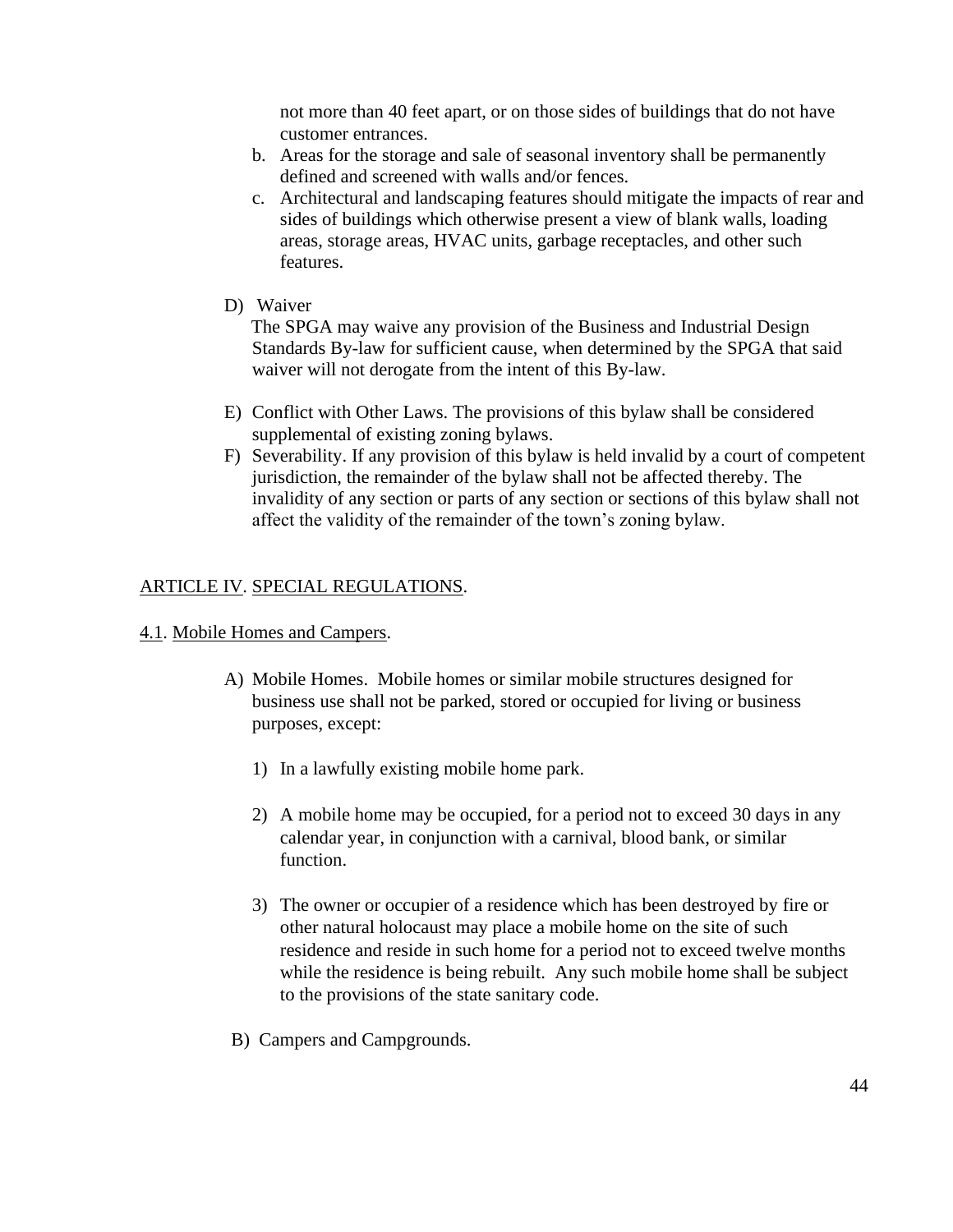not more than 40 feet apart, or on those sides of buildings that do not have customer entrances.

b. Areas for the storage and sale of seasonal inventory shall be permanently defined and screened with walls and/or fences.

c. Architectural and landscaping features should mitigate the impacts of rear and sides of buildings which otherwise present a view of blank walls, loading areas, storage areas, HVAC units, garbage receptacles, and other such features.

D) Waiver
The SPGA may waive any provision of the Business and Industrial Design Standards By-law for sufficient cause, when determined by the SPGA that said waiver will not derogate from the intent of this By-law.

E) Conflict with Other Laws. The provisions of this bylaw shall be considered supplemental of existing zoning bylaws.

F) Severability. If any provision of this bylaw is held invalid by a court of competent jurisdiction, the remainder of the bylaw shall not be affected thereby. The invalidity of any section or parts of any section or sections of this bylaw shall not affect the validity of the remainder of the town's zoning bylaw.

## ARTICLE IV. SPECIAL REGULATIONS.

### 4.1. Mobile Homes and Campers.

A) Mobile Homes. Mobile homes or similar mobile structures designed for business use shall not be parked, stored or occupied for living or business purposes, except:

1) In a lawfully existing mobile home park.

2) A mobile home may be occupied, for a period not to exceed 30 days in any calendar year, in conjunction with a carnival, blood bank, or similar function.

3) The owner or occupier of a residence which has been destroyed by fire or other natural holocaust may place a mobile home on the site of such residence and reside in such home for a period not to exceed twelve months while the residence is being rebuilt. Any such mobile home shall be subject to the provisions of the state sanitary code.

B) Campers and Campgrounds.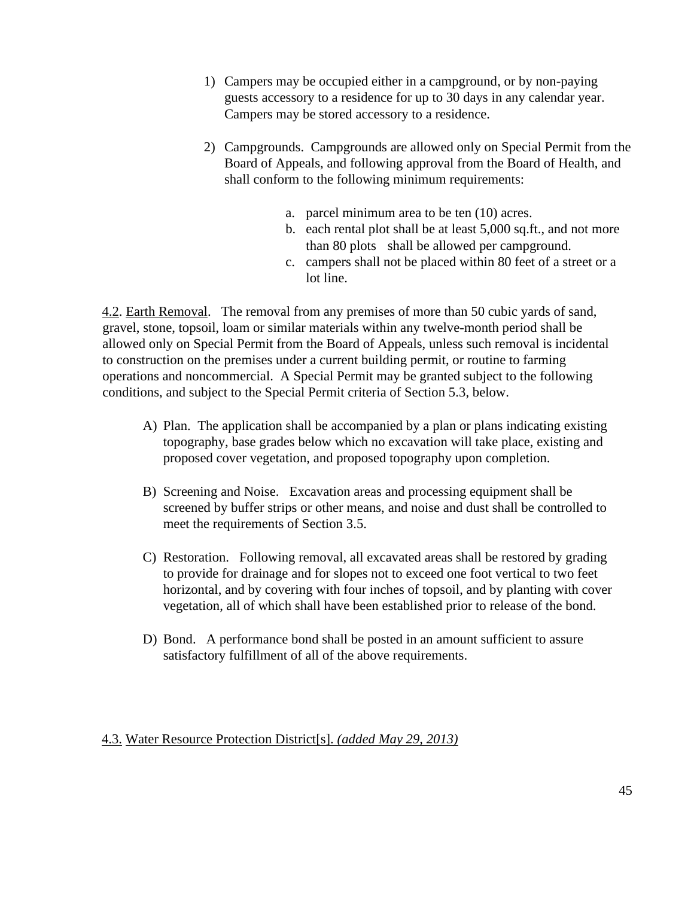1) Campers may be occupied either in a campground, or by non-paying guests accessory to a residence for up to 30 days in any calendar year. Campers may be stored accessory to a residence.

2) Campgrounds. Campgrounds are allowed only on Special Permit from the Board of Appeals, and following approval from the Board of Health, and shall conform to the following minimum requirements:

    a. parcel minimum area to be ten (10) acres.
    b. each rental plot shall be at least 5,000 sq.ft., and not more than 80 plots shall be allowed per campground.
    c. campers shall not be placed within 80 feet of a street or a lot line.

4.2. Earth Removal. The removal from any premises of more than 50 cubic yards of sand, gravel, stone, topsoil, loam or similar materials within any twelve-month period shall be allowed only on Special Permit from the Board of Appeals, unless such removal is incidental to construction on the premises under a current building permit, or routine to farming operations and noncommercial. A Special Permit may be granted subject to the following conditions, and subject to the Special Permit criteria of Section 5.3, below.

A) Plan. The application shall be accompanied by a plan or plans indicating existing topography, base grades below which no excavation will take place, existing and proposed cover vegetation, and proposed topography upon completion.

B) Screening and Noise. Excavation areas and processing equipment shall be screened by buffer strips or other means, and noise and dust shall be controlled to meet the requirements of Section 3.5.

C) Restoration. Following removal, all excavated areas shall be restored by grading to provide for drainage and for slopes not to exceed one foot vertical to two feet horizontal, and by covering with four inches of topsoil, and by planting with cover vegetation, all of which shall have been established prior to release of the bond.

D) Bond. A performance bond shall be posted in an amount sufficient to assure satisfactory fulfillment of all of the above requirements.

4.3. Water Resource Protection District[s]. *(added May 29, 2013)*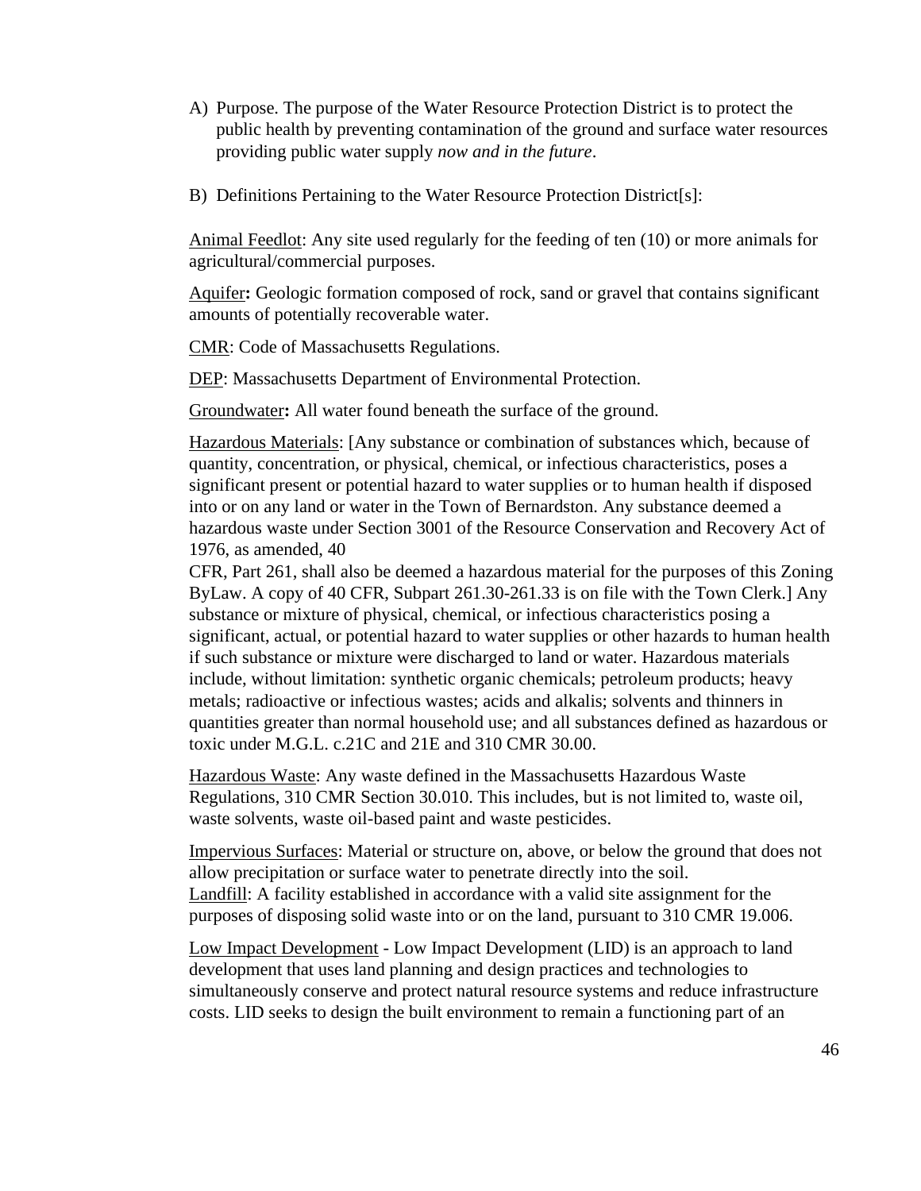A) Purpose. The purpose of the Water Resource Protection District is to protect the public health by preventing contamination of the ground and surface water resources providing public water supply *now and in the future*.

B) Definitions Pertaining to the Water Resource Protection District[s]:

Animal Feedlot: Any site used regularly for the feeding of ten (10) or more animals for agricultural/commercial purposes.

Aquifer**:** Geologic formation composed of rock, sand or gravel that contains significant amounts of potentially recoverable water.

CMR: Code of Massachusetts Regulations.

DEP: Massachusetts Department of Environmental Protection.

Groundwater**:** All water found beneath the surface of the ground.

Hazardous Materials: [Any substance or combination of substances which, because of quantity, concentration, or physical, chemical, or infectious characteristics, poses a significant present or potential hazard to water supplies or to human health if disposed into or on any land or water in the Town of Bernardston. Any substance deemed a hazardous waste under Section 3001 of the Resource Conservation and Recovery Act of 1976, as amended, 40 CFR, Part 261, shall also be deemed a hazardous material for the purposes of this Zoning ByLaw. A copy of 40 CFR, Subpart 261.30-261.33 is on file with the Town Clerk.] Any substance or mixture of physical, chemical, or infectious characteristics posing a significant, actual, or potential hazard to water supplies or other hazards to human health if such substance or mixture were discharged to land or water. Hazardous materials include, without limitation: synthetic organic chemicals; petroleum products; heavy metals; radioactive or infectious wastes; acids and alkalis; solvents and thinners in quantities greater than normal household use; and all substances defined as hazardous or toxic under M.G.L. c.21C and 21E and 310 CMR 30.00.

Hazardous Waste: Any waste defined in the Massachusetts Hazardous Waste Regulations, 310 CMR Section 30.010. This includes, but is not limited to, waste oil, waste solvents, waste oil-based paint and waste pesticides.

Impervious Surfaces: Material or structure on, above, or below the ground that does not allow precipitation or surface water to penetrate directly into the soil.

Landfill: A facility established in accordance with a valid site assignment for the purposes of disposing solid waste into or on the land, pursuant to 310 CMR 19.006.

Low Impact Development - Low Impact Development (LID) is an approach to land development that uses land planning and design practices and technologies to simultaneously conserve and protect natural resource systems and reduce infrastructure costs. LID seeks to design the built environment to remain a functioning part of an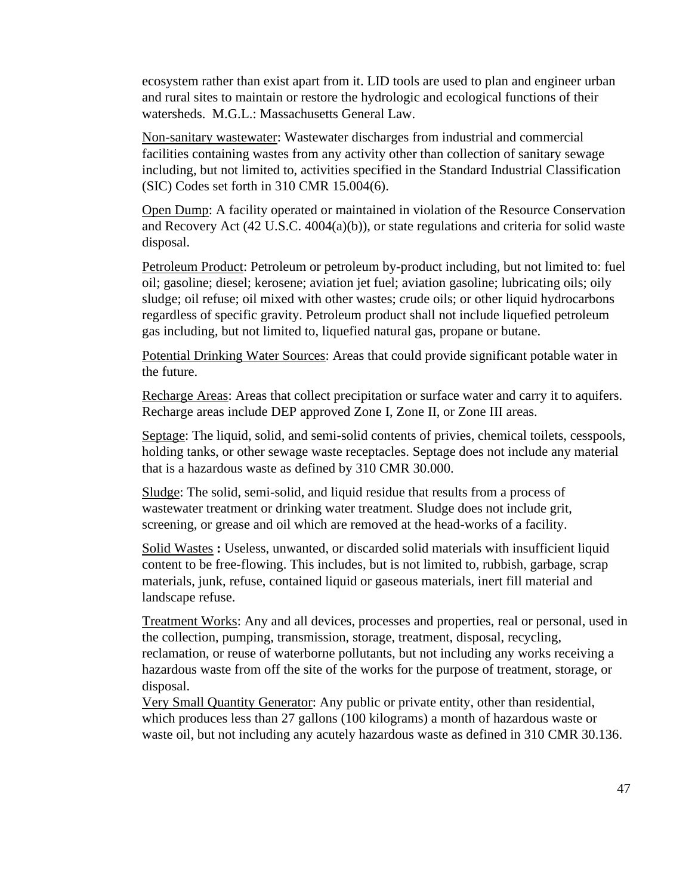ecosystem rather than exist apart from it. LID tools are used to plan and engineer urban and rural sites to maintain or restore the hydrologic and ecological functions of their watersheds. M.G.L.: Massachusetts General Law.

Non-sanitary wastewater: Wastewater discharges from industrial and commercial facilities containing wastes from any activity other than collection of sanitary sewage including, but not limited to, activities specified in the Standard Industrial Classification (SIC) Codes set forth in 310 CMR 15.004(6).

Open Dump: A facility operated or maintained in violation of the Resource Conservation and Recovery Act (42 U.S.C. 4004(a)(b)), or state regulations and criteria for solid waste disposal.

Petroleum Product: Petroleum or petroleum by-product including, but not limited to: fuel oil; gasoline; diesel; kerosene; aviation jet fuel; aviation gasoline; lubricating oils; oily sludge; oil refuse; oil mixed with other wastes; crude oils; or other liquid hydrocarbons regardless of specific gravity. Petroleum product shall not include liquefied petroleum gas including, but not limited to, liquefied natural gas, propane or butane.

Potential Drinking Water Sources: Areas that could provide significant potable water in the future.

Recharge Areas: Areas that collect precipitation or surface water and carry it to aquifers. Recharge areas include DEP approved Zone I, Zone II, or Zone III areas.

Septage: The liquid, solid, and semi-solid contents of privies, chemical toilets, cesspools, holding tanks, or other sewage waste receptacles. Septage does not include any material that is a hazardous waste as defined by 310 CMR 30.000.

Sludge: The solid, semi-solid, and liquid residue that results from a process of wastewater treatment or drinking water treatment. Sludge does not include grit, screening, or grease and oil which are removed at the head-works of a facility.

Solid Wastes **:** Useless, unwanted, or discarded solid materials with insufficient liquid content to be free-flowing. This includes, but is not limited to, rubbish, garbage, scrap materials, junk, refuse, contained liquid or gaseous materials, inert fill material and landscape refuse.

Treatment Works: Any and all devices, processes and properties, real or personal, used in the collection, pumping, transmission, storage, treatment, disposal, recycling, reclamation, or reuse of waterborne pollutants, but not including any works receiving a hazardous waste from off the site of the works for the purpose of treatment, storage, or disposal.

Very Small Quantity Generator: Any public or private entity, other than residential, which produces less than 27 gallons (100 kilograms) a month of hazardous waste or waste oil, but not including any acutely hazardous waste as defined in 310 CMR 30.136.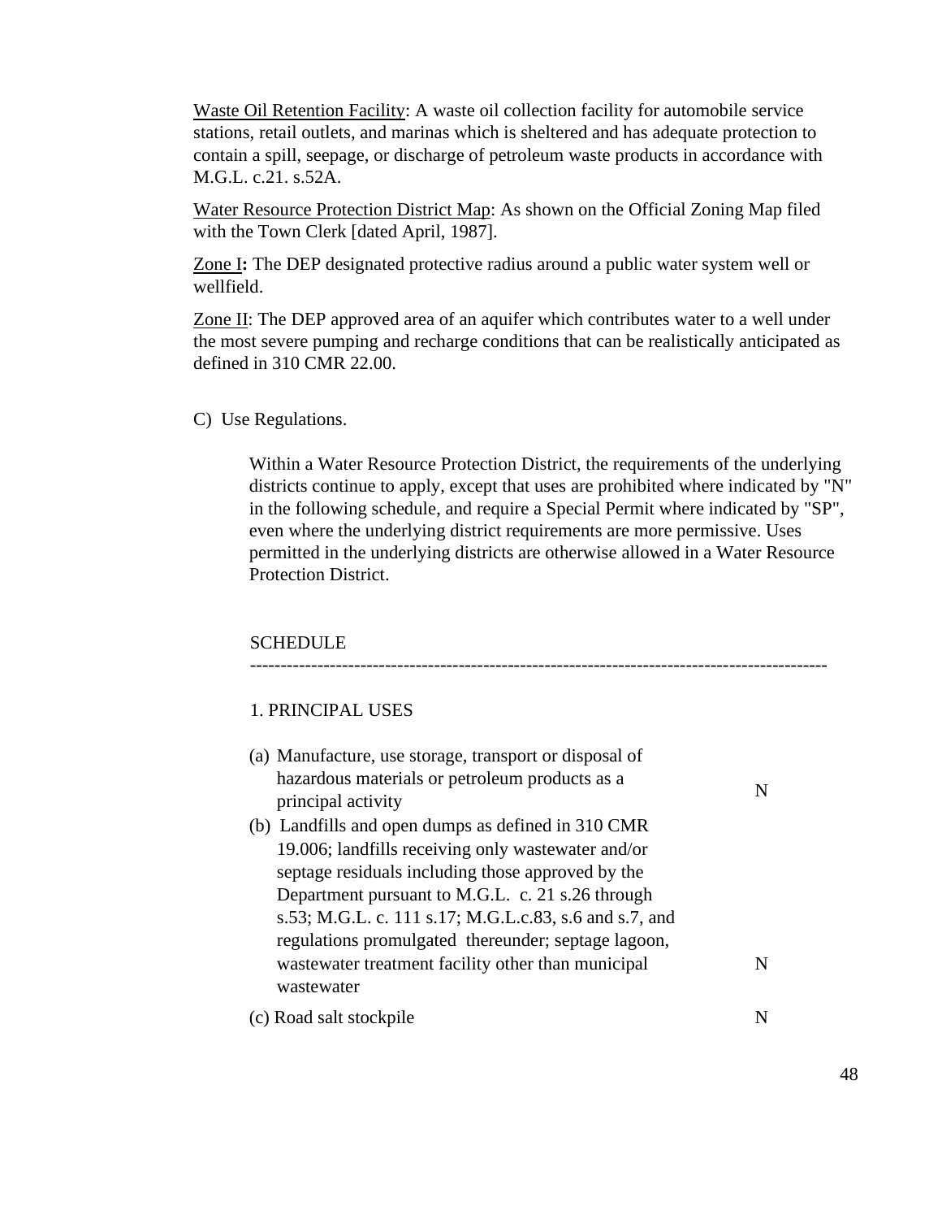Waste Oil Retention Facility: A waste oil collection facility for automobile service stations, retail outlets, and marinas which is sheltered and has adequate protection to contain a spill, seepage, or discharge of petroleum waste products in accordance with M.G.L. c.21. s.52A.

Water Resource Protection District Map: As shown on the Official Zoning Map filed with the Town Clerk [dated April, 1987].

Zone I**:** The DEP designated protective radius around a public water system well or wellfield.

Zone II: The DEP approved area of an aquifer which contributes water to a well under the most severe pumping and recharge conditions that can be realistically anticipated as defined in 310 CMR 22.00.

C) Use Regulations.

Within a Water Resource Protection District, the requirements of the underlying districts continue to apply, except that uses are prohibited where indicated by "N" in the following schedule, and require a Special Permit where indicated by "SP", even where the underlying district requirements are more permissive. Uses permitted in the underlying districts are otherwise allowed in a Water Resource Protection District.

SCHEDULE

---

1. PRINCIPAL USES

| | |
|---|---|
| (a) Manufacture, use storage, transport or disposal of hazardous materials or petroleum products as a principal activity | N |
| (b) Landfills and open dumps as defined in 310 CMR 19.006; landfills receiving only wastewater and/or septage residuals including those approved by the Department pursuant to M.G.L. c. 21 s.26 through s.53; M.G.L. c. 111 s.17; M.G.L.c.83, s.6 and s.7, and regulations promulgated thereunder; septage lagoon, wastewater treatment facility other than municipal wastewater | N |
| (c) Road salt stockpile | N |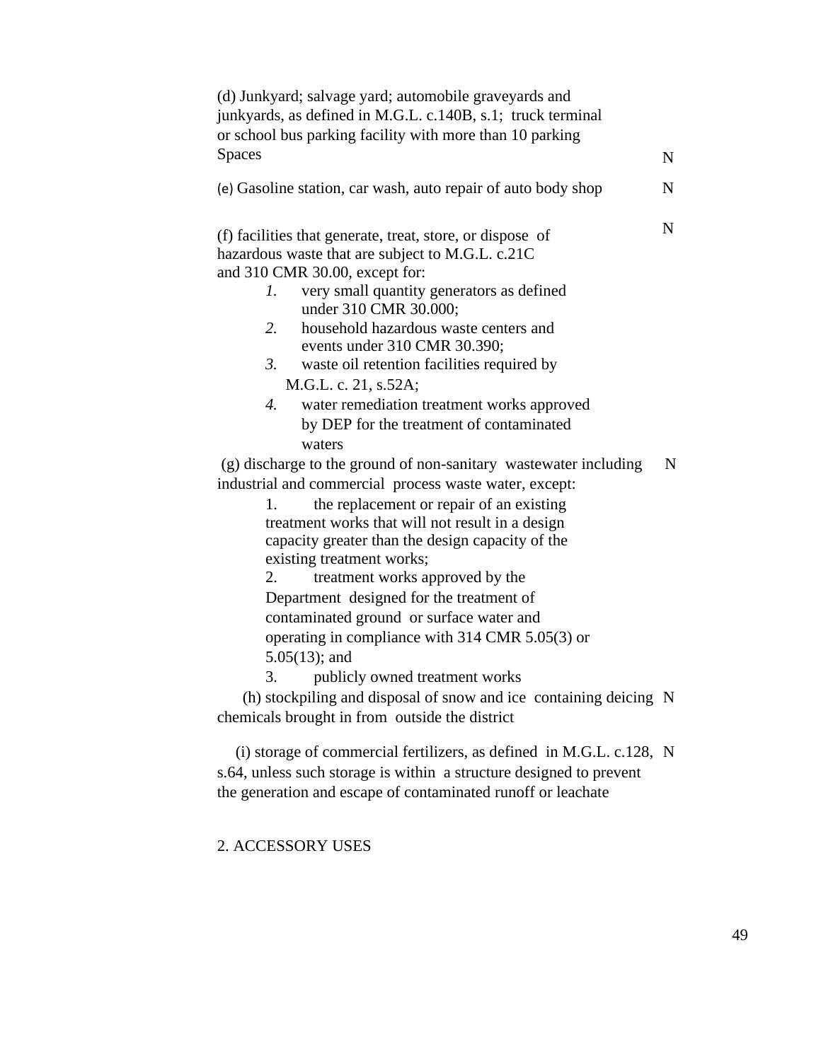| | |
|---|---|
| (d) Junkyard; salvage yard; automobile graveyards and junkyards, as defined in M.G.L. c.140B, s.1; truck terminal or school bus parking facility with more than 10 parking Spaces | N |
| (e) Gasoline station, car wash, auto repair of auto body shop | N |
| (f) facilities that generate, treat, store, or dispose of hazardous waste that are subject to M.G.L. c.21C and 310 CMR 30.00, except for:<br>*1.* very small quantity generators as defined under 310 CMR 30.000;<br>*2.* household hazardous waste centers and events under 310 CMR 30.390;<br>*3.* waste oil retention facilities required by M.G.L. c. 21, s.52A;<br>*4.* water remediation treatment works approved by DEP for the treatment of contaminated waters | N |
| (g) discharge to the ground of non-sanitary wastewater including industrial and commercial process waste water, except:<br>1. the replacement or repair of an existing treatment works that will not result in a design capacity greater than the design capacity of the existing treatment works;<br>2. treatment works approved by the Department designed for the treatment of contaminated ground or surface water and operating in compliance with 314 CMR 5.05(3) or 5.05(13); and<br>3. publicly owned treatment works | N |
| (h) stockpiling and disposal of snow and ice containing deicing chemicals brought in from outside the district | N |
| (i) storage of commercial fertilizers, as defined in M.G.L. c.128, s.64, unless such storage is within a structure designed to prevent the generation and escape of contaminated runoff or leachate | N |

2. ACCESSORY USES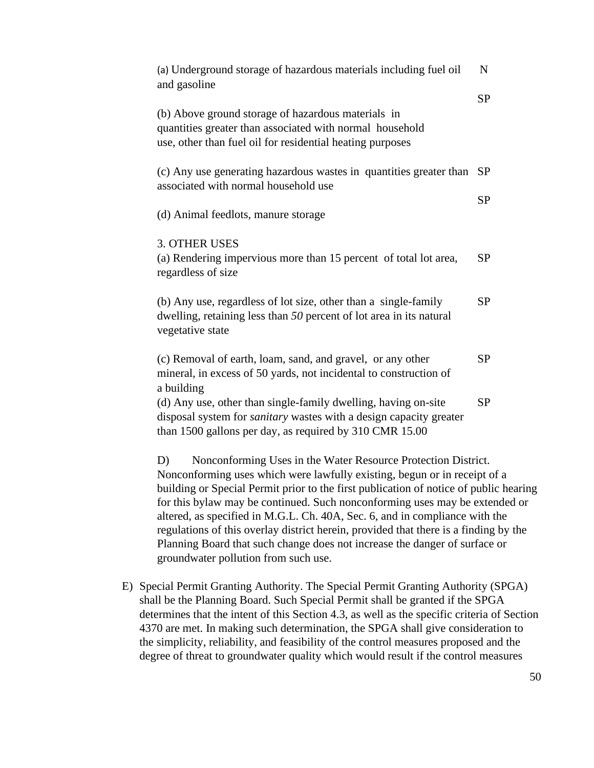| | |
|---|---|
| (a) Underground storage of hazardous materials including fuel oil and gasoline | N |
| (b) Above ground storage of hazardous materials in quantities greater than associated with normal household use, other than fuel oil for residential heating purposes | SP |
| (c) Any use generating hazardous wastes in quantities greater than associated with normal household use | SP |
| (d) Animal feedlots, manure storage | SP |
| **3. OTHER USES** | |
| (a) Rendering impervious more than 15 percent of total lot area, regardless of size | SP |
| (b) Any use, regardless of lot size, other than a single-family dwelling, retaining less than *50* percent of lot area in its natural vegetative state | SP |
| (c) Removal of earth, loam, sand, and gravel, or any other mineral, in excess of 50 yards, not incidental to construction of a building | SP |
| (d) Any use, other than single-family dwelling, having on-site disposal system for *sanitary* wastes with a design capacity greater than 1500 gallons per day, as required by 310 CMR 15.00 | SP |

D) Nonconforming Uses in the Water Resource Protection District. Nonconforming uses which were lawfully existing, begun or in receipt of a building or Special Permit prior to the first publication of notice of public hearing for this bylaw may be continued. Such nonconforming uses may be extended or altered, as specified in M.G.L. Ch. 40A, Sec. 6, and in compliance with the regulations of this overlay district herein, provided that there is a finding by the Planning Board that such change does not increase the danger of surface or groundwater pollution from such use.

E) Special Permit Granting Authority. The Special Permit Granting Authority (SPGA) shall be the Planning Board. Such Special Permit shall be granted if the SPGA determines that the intent of this Section 4.3, as well as the specific criteria of Section 4370 are met. In making such determination, the SPGA shall give consideration to the simplicity, reliability, and feasibility of the control measures proposed and the degree of threat to groundwater quality which would result if the control measures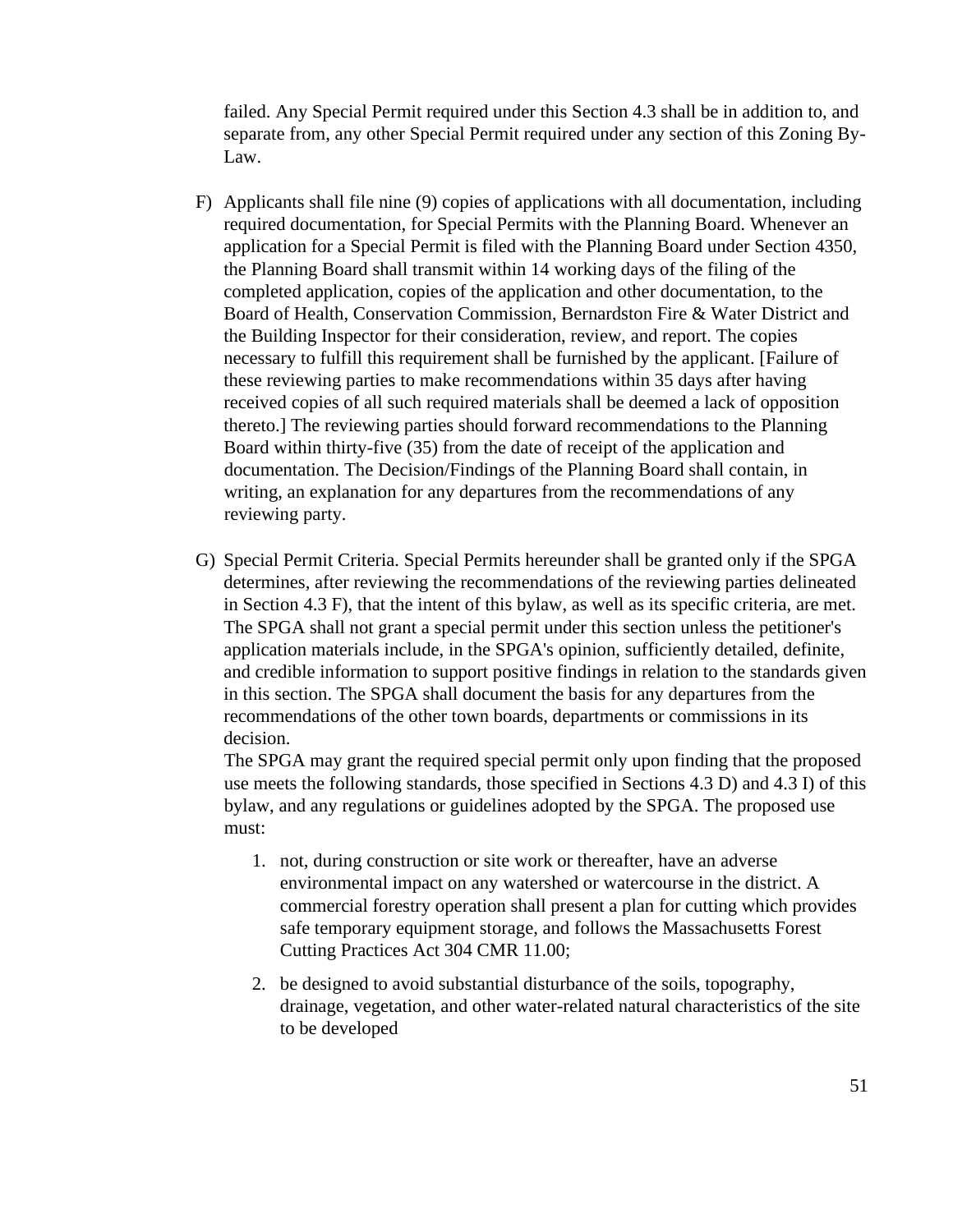failed. Any Special Permit required under this Section 4.3 shall be in addition to, and separate from, any other Special Permit required under any section of this Zoning By-Law.

F) Applicants shall file nine (9) copies of applications with all documentation, including required documentation, for Special Permits with the Planning Board. Whenever an application for a Special Permit is filed with the Planning Board under Section 4350, the Planning Board shall transmit within 14 working days of the filing of the completed application, copies of the application and other documentation, to the Board of Health, Conservation Commission, Bernardston Fire & Water District and the Building Inspector for their consideration, review, and report. The copies necessary to fulfill this requirement shall be furnished by the applicant. [Failure of these reviewing parties to make recommendations within 35 days after having received copies of all such required materials shall be deemed a lack of opposition thereto.] The reviewing parties should forward recommendations to the Planning Board within thirty-five (35) from the date of receipt of the application and documentation. The Decision/Findings of the Planning Board shall contain, in writing, an explanation for any departures from the recommendations of any reviewing party.

G) Special Permit Criteria. Special Permits hereunder shall be granted only if the SPGA determines, after reviewing the recommendations of the reviewing parties delineated in Section 4.3 F), that the intent of this bylaw, as well as its specific criteria, are met. The SPGA shall not grant a special permit under this section unless the petitioner's application materials include, in the SPGA's opinion, sufficiently detailed, definite, and credible information to support positive findings in relation to the standards given in this section. The SPGA shall document the basis for any departures from the recommendations of the other town boards, departments or commissions in its decision.
The SPGA may grant the required special permit only upon finding that the proposed use meets the following standards, those specified in Sections 4.3 D) and 4.3 I) of this bylaw, and any regulations or guidelines adopted by the SPGA. The proposed use must:

1. not, during construction or site work or thereafter, have an adverse environmental impact on any watershed or watercourse in the district. A commercial forestry operation shall present a plan for cutting which provides safe temporary equipment storage, and follows the Massachusetts Forest Cutting Practices Act 304 CMR 11.00;

2. be designed to avoid substantial disturbance of the soils, topography, drainage, vegetation, and other water-related natural characteristics of the site to be developed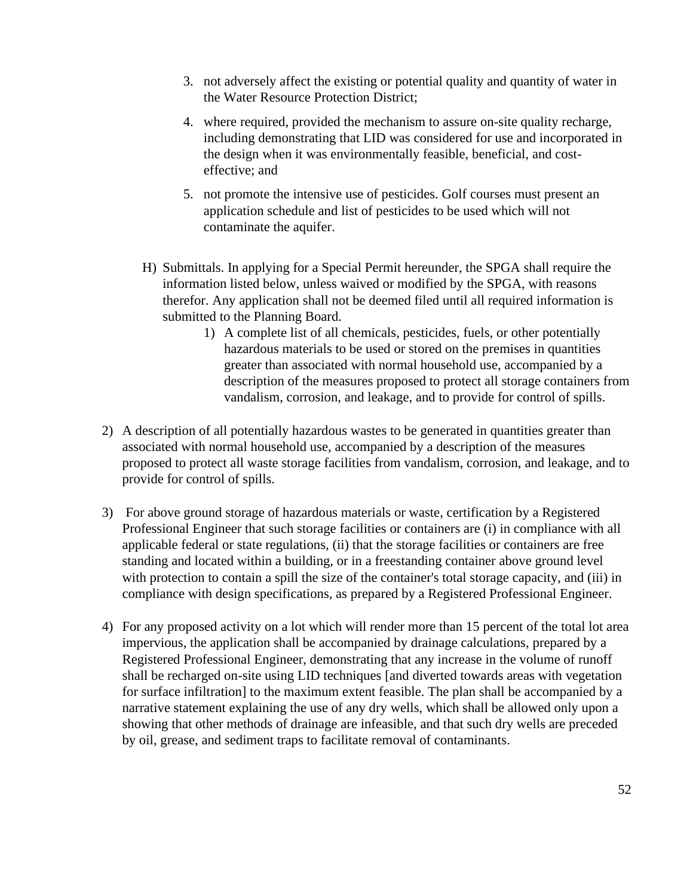3. not adversely affect the existing or potential quality and quantity of water in the Water Resource Protection District;

4. where required, provided the mechanism to assure on-site quality recharge, including demonstrating that LID was considered for use and incorporated in the design when it was environmentally feasible, beneficial, and cost-effective; and

5. not promote the intensive use of pesticides. Golf courses must present an application schedule and list of pesticides to be used which will not contaminate the aquifer.

H) Submittals. In applying for a Special Permit hereunder, the SPGA shall require the information listed below, unless waived or modified by the SPGA, with reasons therefor. Any application shall not be deemed filed until all required information is submitted to the Planning Board.

1) A complete list of all chemicals, pesticides, fuels, or other potentially hazardous materials to be used or stored on the premises in quantities greater than associated with normal household use, accompanied by a description of the measures proposed to protect all storage containers from vandalism, corrosion, and leakage, and to provide for control of spills.

2) A description of all potentially hazardous wastes to be generated in quantities greater than associated with normal household use, accompanied by a description of the measures proposed to protect all waste storage facilities from vandalism, corrosion, and leakage, and to provide for control of spills.

3) For above ground storage of hazardous materials or waste, certification by a Registered Professional Engineer that such storage facilities or containers are (i) in compliance with all applicable federal or state regulations, (ii) that the storage facilities or containers are free standing and located within a building, or in a freestanding container above ground level with protection to contain a spill the size of the container's total storage capacity, and (iii) in compliance with design specifications, as prepared by a Registered Professional Engineer.

4) For any proposed activity on a lot which will render more than 15 percent of the total lot area impervious, the application shall be accompanied by drainage calculations, prepared by a Registered Professional Engineer, demonstrating that any increase in the volume of runoff shall be recharged on-site using LID techniques [and diverted towards areas with vegetation for surface infiltration] to the maximum extent feasible. The plan shall be accompanied by a narrative statement explaining the use of any dry wells, which shall be allowed only upon a showing that other methods of drainage are infeasible, and that such dry wells are preceded by oil, grease, and sediment traps to facilitate removal of contaminants.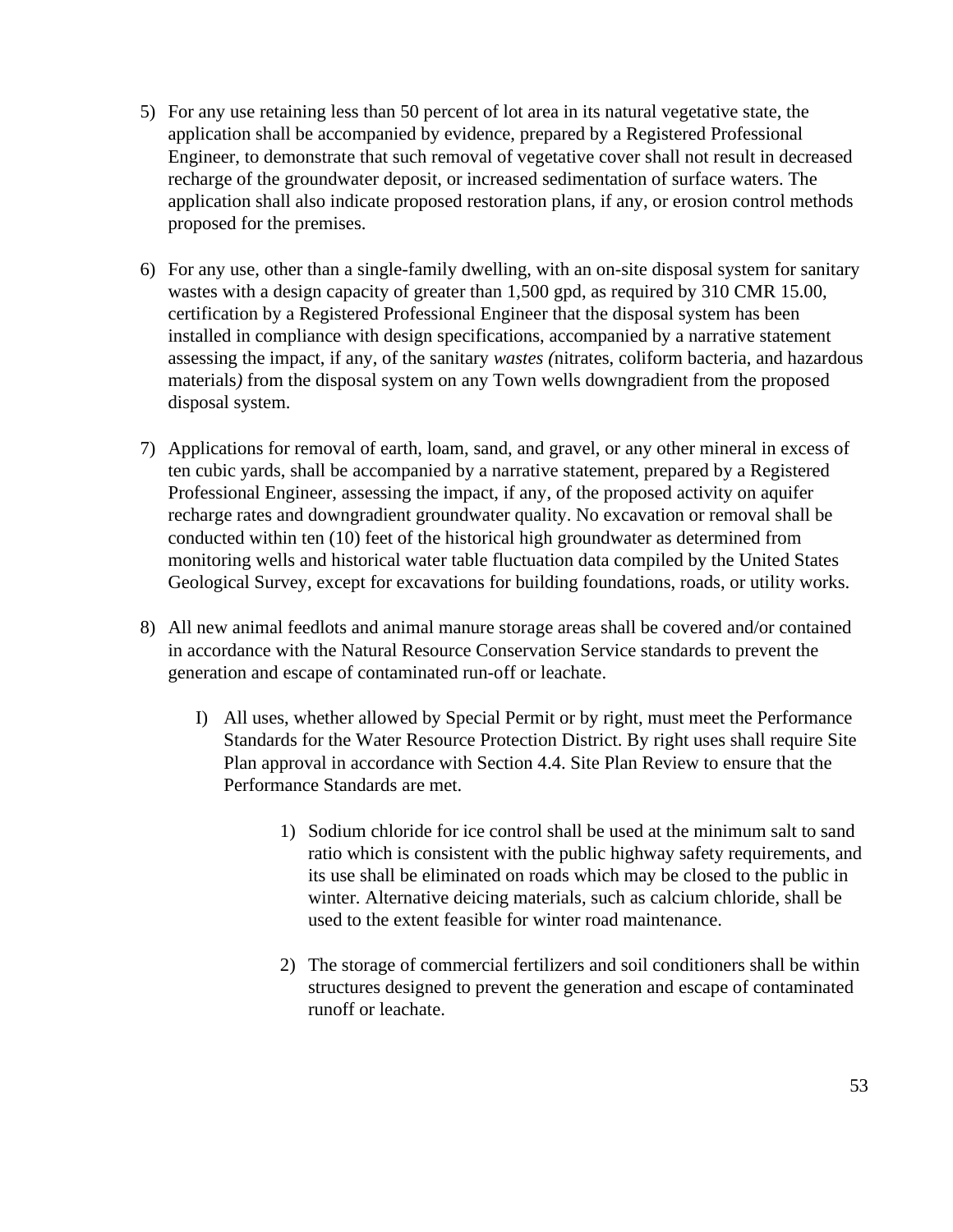5) For any use retaining less than 50 percent of lot area in its natural vegetative state, the application shall be accompanied by evidence, prepared by a Registered Professional Engineer, to demonstrate that such removal of vegetative cover shall not result in decreased recharge of the groundwater deposit, or increased sedimentation of surface waters. The application shall also indicate proposed restoration plans, if any, or erosion control methods proposed for the premises.

6) For any use, other than a single-family dwelling, with an on-site disposal system for sanitary wastes with a design capacity of greater than 1,500 gpd, as required by 310 CMR 15.00, certification by a Registered Professional Engineer that the disposal system has been installed in compliance with design specifications, accompanied by a narrative statement assessing the impact, if any, of the sanitary *wastes (*nitrates, coliform bacteria, and hazardous materials*)* from the disposal system on any Town wells downgradient from the proposed disposal system.

7) Applications for removal of earth, loam, sand, and gravel, or any other mineral in excess of ten cubic yards, shall be accompanied by a narrative statement, prepared by a Registered Professional Engineer, assessing the impact, if any, of the proposed activity on aquifer recharge rates and downgradient groundwater quality. No excavation or removal shall be conducted within ten (10) feet of the historical high groundwater as determined from monitoring wells and historical water table fluctuation data compiled by the United States Geological Survey, except for excavations for building foundations, roads, or utility works.

8) All new animal feedlots and animal manure storage areas shall be covered and/or contained in accordance with the Natural Resource Conservation Service standards to prevent the generation and escape of contaminated run-off or leachate.

   I) All uses, whether allowed by Special Permit or by right, must meet the Performance Standards for the Water Resource Protection District. By right uses shall require Site Plan approval in accordance with Section 4.4. Site Plan Review to ensure that the Performance Standards are met.

      1) Sodium chloride for ice control shall be used at the minimum salt to sand ratio which is consistent with the public highway safety requirements, and its use shall be eliminated on roads which may be closed to the public in winter. Alternative deicing materials, such as calcium chloride, shall be used to the extent feasible for winter road maintenance.

      2) The storage of commercial fertilizers and soil conditioners shall be within structures designed to prevent the generation and escape of contaminated runoff or leachate.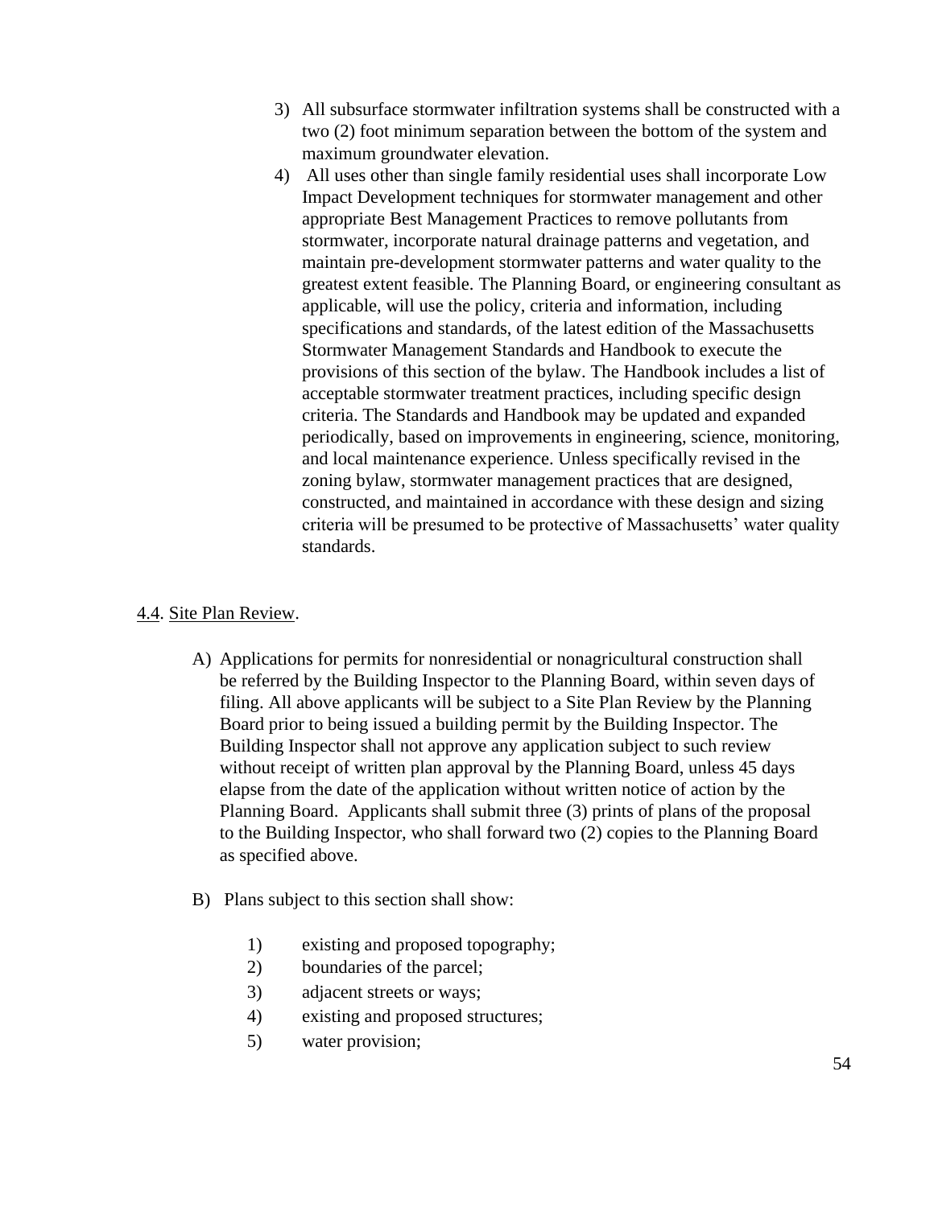3) All subsurface stormwater infiltration systems shall be constructed with a two (2) foot minimum separation between the bottom of the system and maximum groundwater elevation.
4) All uses other than single family residential uses shall incorporate Low Impact Development techniques for stormwater management and other appropriate Best Management Practices to remove pollutants from stormwater, incorporate natural drainage patterns and vegetation, and maintain pre-development stormwater patterns and water quality to the greatest extent feasible. The Planning Board, or engineering consultant as applicable, will use the policy, criteria and information, including specifications and standards, of the latest edition of the Massachusetts Stormwater Management Standards and Handbook to execute the provisions of this section of the bylaw. The Handbook includes a list of acceptable stormwater treatment practices, including specific design criteria. The Standards and Handbook may be updated and expanded periodically, based on improvements in engineering, science, monitoring, and local maintenance experience. Unless specifically revised in the zoning bylaw, stormwater management practices that are designed, constructed, and maintained in accordance with these design and sizing criteria will be presumed to be protective of Massachusetts' water quality standards.

## 4.4. Site Plan Review.

A) Applications for permits for nonresidential or nonagricultural construction shall be referred by the Building Inspector to the Planning Board, within seven days of filing. All above applicants will be subject to a Site Plan Review by the Planning Board prior to being issued a building permit by the Building Inspector. The Building Inspector shall not approve any application subject to such review without receipt of written plan approval by the Planning Board, unless 45 days elapse from the date of the application without written notice of action by the Planning Board. Applicants shall submit three (3) prints of plans of the proposal to the Building Inspector, who shall forward two (2) copies to the Planning Board as specified above.

B) Plans subject to this section shall show:

1) existing and proposed topography;
2) boundaries of the parcel;
3) adjacent streets or ways;
4) existing and proposed structures;
5) water provision;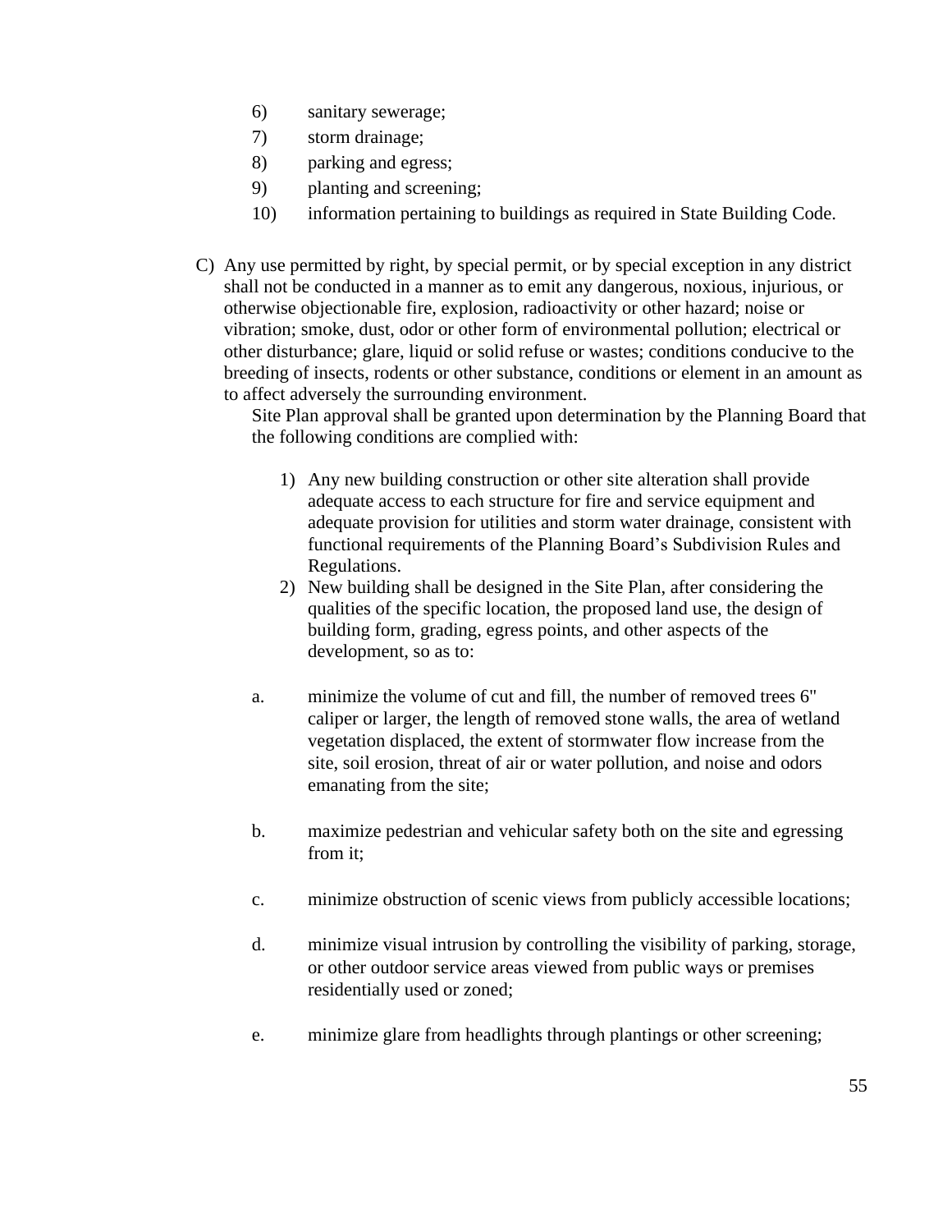6) sanitary sewerage;
7) storm drainage;
8) parking and egress;
9) planting and screening;
10) information pertaining to buildings as required in State Building Code.

C) Any use permitted by right, by special permit, or by special exception in any district shall not be conducted in a manner as to emit any dangerous, noxious, injurious, or otherwise objectionable fire, explosion, radioactivity or other hazard; noise or vibration; smoke, dust, odor or other form of environmental pollution; electrical or other disturbance; glare, liquid or solid refuse or wastes; conditions conducive to the breeding of insects, rodents or other substance, conditions or element in an amount as to affect adversely the surrounding environment.

Site Plan approval shall be granted upon determination by the Planning Board that the following conditions are complied with:

1) Any new building construction or other site alteration shall provide adequate access to each structure for fire and service equipment and adequate provision for utilities and storm water drainage, consistent with functional requirements of the Planning Board's Subdivision Rules and Regulations.
2) New building shall be designed in the Site Plan, after considering the qualities of the specific location, the proposed land use, the design of building form, grading, egress points, and other aspects of the development, so as to:

a. minimize the volume of cut and fill, the number of removed trees 6" caliper or larger, the length of removed stone walls, the area of wetland vegetation displaced, the extent of stormwater flow increase from the site, soil erosion, threat of air or water pollution, and noise and odors emanating from the site;

b. maximize pedestrian and vehicular safety both on the site and egressing from it;

c. minimize obstruction of scenic views from publicly accessible locations;

d. minimize visual intrusion by controlling the visibility of parking, storage, or other outdoor service areas viewed from public ways or premises residentially used or zoned;

e. minimize glare from headlights through plantings or other screening;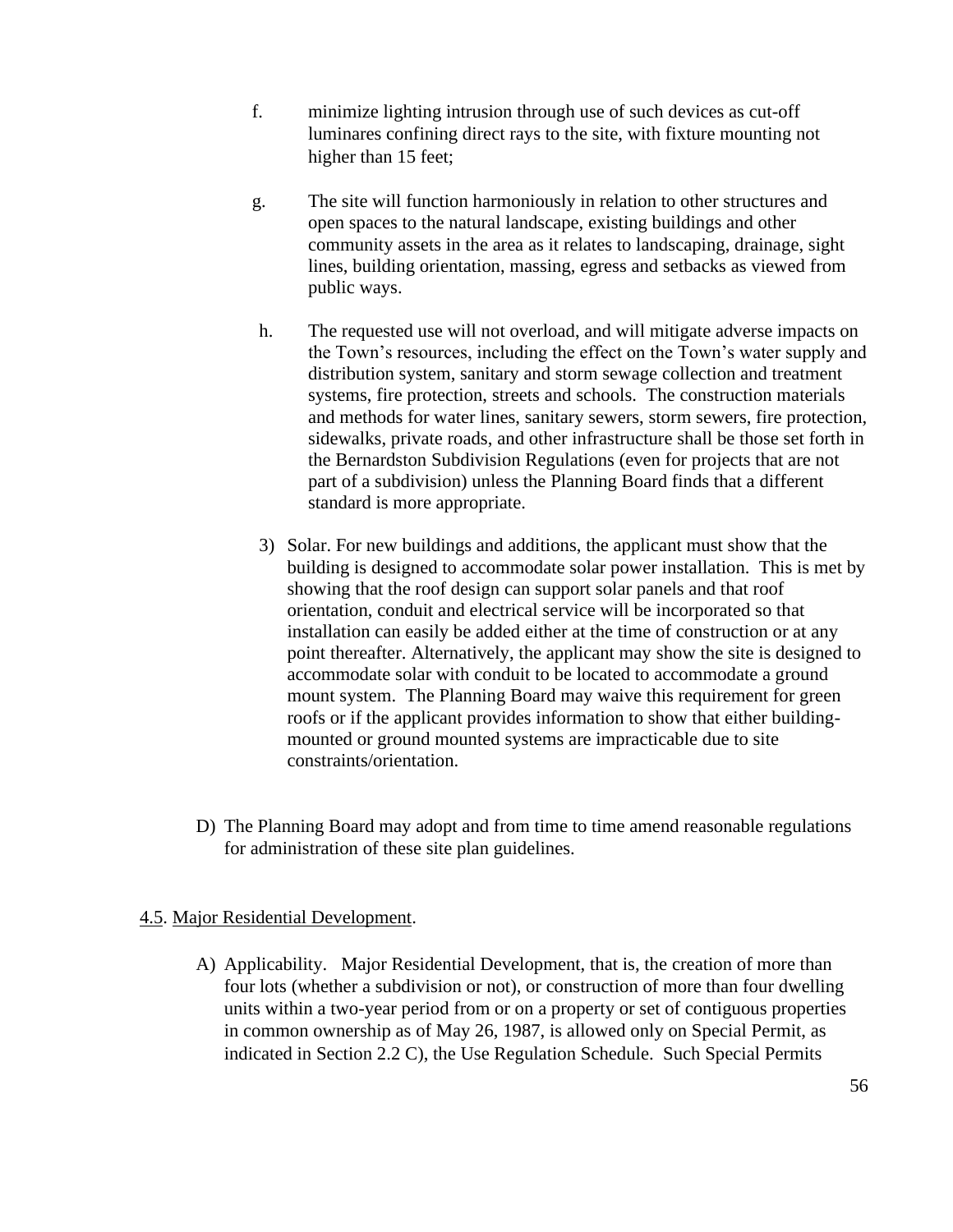f. minimize lighting intrusion through use of such devices as cut-off luminares confining direct rays to the site, with fixture mounting not higher than 15 feet;

g. The site will function harmoniously in relation to other structures and open spaces to the natural landscape, existing buildings and other community assets in the area as it relates to landscaping, drainage, sight lines, building orientation, massing, egress and setbacks as viewed from public ways.

h. The requested use will not overload, and will mitigate adverse impacts on the Town's resources, including the effect on the Town's water supply and distribution system, sanitary and storm sewage collection and treatment systems, fire protection, streets and schools. The construction materials and methods for water lines, sanitary sewers, storm sewers, fire protection, sidewalks, private roads, and other infrastructure shall be those set forth in the Bernardston Subdivision Regulations (even for projects that are not part of a subdivision) unless the Planning Board finds that a different standard is more appropriate.

3) Solar. For new buildings and additions, the applicant must show that the building is designed to accommodate solar power installation. This is met by showing that the roof design can support solar panels and that roof orientation, conduit and electrical service will be incorporated so that installation can easily be added either at the time of construction or at any point thereafter. Alternatively, the applicant may show the site is designed to accommodate solar with conduit to be located to accommodate a ground mount system. The Planning Board may waive this requirement for green roofs or if the applicant provides information to show that either building-mounted or ground mounted systems are impracticable due to site constraints/orientation.

D) The Planning Board may adopt and from time to time amend reasonable regulations for administration of these site plan guidelines.

<u>4.5</u>. <u>Major Residential Development</u>.

A) Applicability. Major Residential Development, that is, the creation of more than four lots (whether a subdivision or not), or construction of more than four dwelling units within a two-year period from or on a property or set of contiguous properties in common ownership as of May 26, 1987, is allowed only on Special Permit, as indicated in Section 2.2 C), the Use Regulation Schedule. Such Special Permits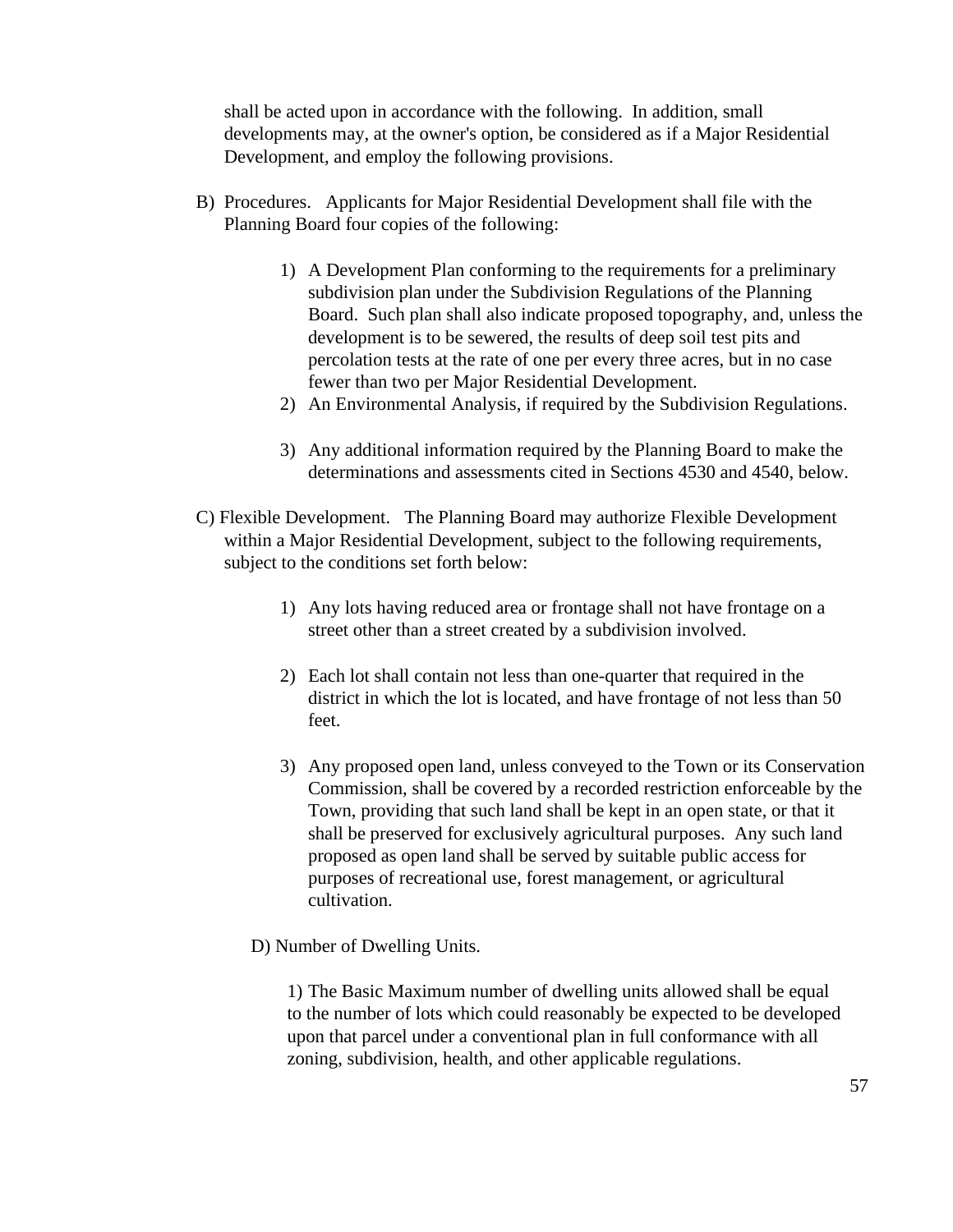shall be acted upon in accordance with the following. In addition, small developments may, at the owner's option, be considered as if a Major Residential Development, and employ the following provisions.

B) Procedures. Applicants for Major Residential Development shall file with the Planning Board four copies of the following:

1) A Development Plan conforming to the requirements for a preliminary subdivision plan under the Subdivision Regulations of the Planning Board. Such plan shall also indicate proposed topography, and, unless the development is to be sewered, the results of deep soil test pits and percolation tests at the rate of one per every three acres, but in no case fewer than two per Major Residential Development.
2) An Environmental Analysis, if required by the Subdivision Regulations.
3) Any additional information required by the Planning Board to make the determinations and assessments cited in Sections 4530 and 4540, below.

C) Flexible Development. The Planning Board may authorize Flexible Development within a Major Residential Development, subject to the following requirements, subject to the conditions set forth below:

1) Any lots having reduced area or frontage shall not have frontage on a street other than a street created by a subdivision involved.
2) Each lot shall contain not less than one-quarter that required in the district in which the lot is located, and have frontage of not less than 50 feet.
3) Any proposed open land, unless conveyed to the Town or its Conservation Commission, shall be covered by a recorded restriction enforceable by the Town, providing that such land shall be kept in an open state, or that it shall be preserved for exclusively agricultural purposes. Any such land proposed as open land shall be served by suitable public access for purposes of recreational use, forest management, or agricultural cultivation.

D) Number of Dwelling Units.

1) The Basic Maximum number of dwelling units allowed shall be equal to the number of lots which could reasonably be expected to be developed upon that parcel under a conventional plan in full conformance with all zoning, subdivision, health, and other applicable regulations.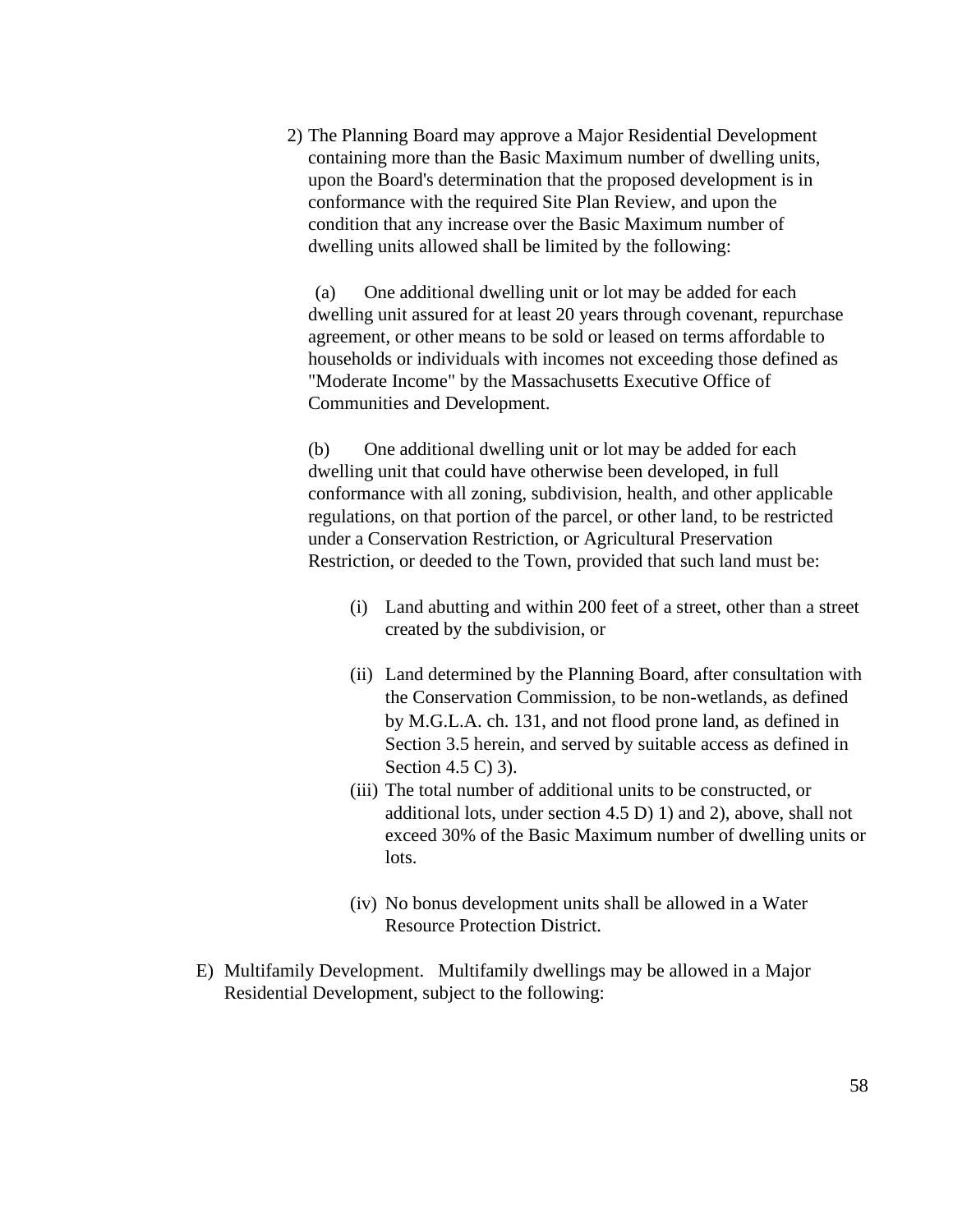2) The Planning Board may approve a Major Residential Development containing more than the Basic Maximum number of dwelling units, upon the Board's determination that the proposed development is in conformance with the required Site Plan Review, and upon the condition that any increase over the Basic Maximum number of dwelling units allowed shall be limited by the following:

(a) One additional dwelling unit or lot may be added for each dwelling unit assured for at least 20 years through covenant, repurchase agreement, or other means to be sold or leased on terms affordable to households or individuals with incomes not exceeding those defined as "Moderate Income" by the Massachusetts Executive Office of Communities and Development.

(b) One additional dwelling unit or lot may be added for each dwelling unit that could have otherwise been developed, in full conformance with all zoning, subdivision, health, and other applicable regulations, on that portion of the parcel, or other land, to be restricted under a Conservation Restriction, or Agricultural Preservation Restriction, or deeded to the Town, provided that such land must be:

(i) Land abutting and within 200 feet of a street, other than a street created by the subdivision, or

(ii) Land determined by the Planning Board, after consultation with the Conservation Commission, to be non-wetlands, as defined by M.G.L.A. ch. 131, and not flood prone land, as defined in Section 3.5 herein, and served by suitable access as defined in Section 4.5 C) 3).

(iii) The total number of additional units to be constructed, or additional lots, under section 4.5 D) 1) and 2), above, shall not exceed 30% of the Basic Maximum number of dwelling units or lots.

(iv) No bonus development units shall be allowed in a Water Resource Protection District.

E) Multifamily Development. Multifamily dwellings may be allowed in a Major Residential Development, subject to the following: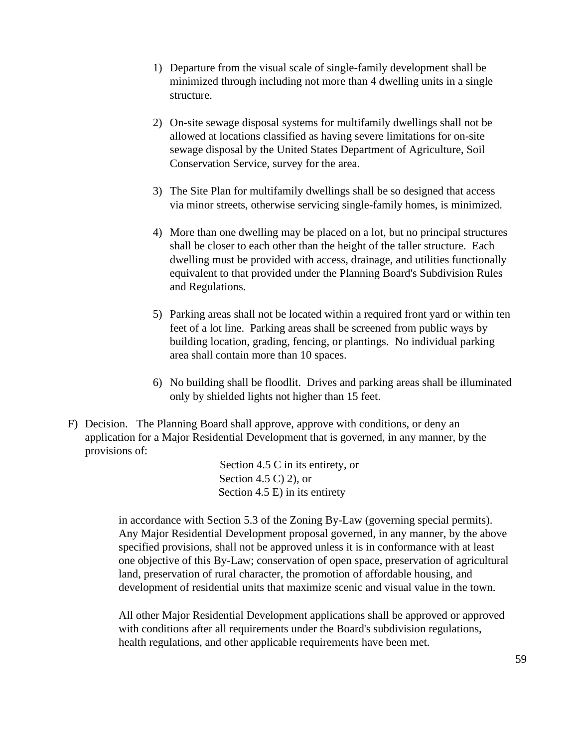1) Departure from the visual scale of single-family development shall be minimized through including not more than 4 dwelling units in a single structure.

2) On-site sewage disposal systems for multifamily dwellings shall not be allowed at locations classified as having severe limitations for on-site sewage disposal by the United States Department of Agriculture, Soil Conservation Service, survey for the area.

3) The Site Plan for multifamily dwellings shall be so designed that access via minor streets, otherwise servicing single-family homes, is minimized.

4) More than one dwelling may be placed on a lot, but no principal structures shall be closer to each other than the height of the taller structure. Each dwelling must be provided with access, drainage, and utilities functionally equivalent to that provided under the Planning Board's Subdivision Rules and Regulations.

5) Parking areas shall not be located within a required front yard or within ten feet of a lot line. Parking areas shall be screened from public ways by building location, grading, fencing, or plantings. No individual parking area shall contain more than 10 spaces.

6) No building shall be floodlit. Drives and parking areas shall be illuminated only by shielded lights not higher than 15 feet.

F) Decision. The Planning Board shall approve, approve with conditions, or deny an application for a Major Residential Development that is governed, in any manner, by the provisions of:

Section 4.5 C in its entirety, or
Section 4.5 C) 2), or
Section 4.5 E) in its entirety

in accordance with Section 5.3 of the Zoning By-Law (governing special permits). Any Major Residential Development proposal governed, in any manner, by the above specified provisions, shall not be approved unless it is in conformance with at least one objective of this By-Law; conservation of open space, preservation of agricultural land, preservation of rural character, the promotion of affordable housing, and development of residential units that maximize scenic and visual value in the town.

All other Major Residential Development applications shall be approved or approved with conditions after all requirements under the Board's subdivision regulations, health regulations, and other applicable requirements have been met.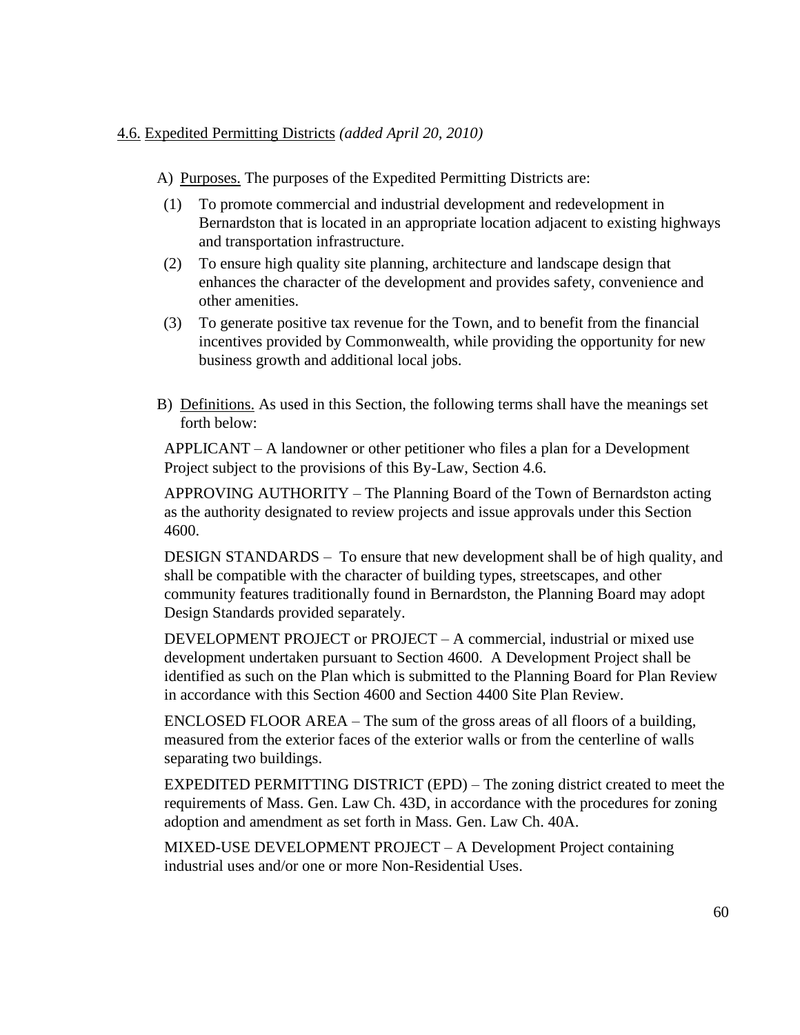## 4.6. Expedited Permitting Districts *(added April 20, 2010)*

A) Purposes. The purposes of the Expedited Permitting Districts are:

(1) To promote commercial and industrial development and redevelopment in Bernardston that is located in an appropriate location adjacent to existing highways and transportation infrastructure.

(2) To ensure high quality site planning, architecture and landscape design that enhances the character of the development and provides safety, convenience and other amenities.

(3) To generate positive tax revenue for the Town, and to benefit from the financial incentives provided by Commonwealth, while providing the opportunity for new business growth and additional local jobs.

B) Definitions. As used in this Section, the following terms shall have the meanings set forth below:

APPLICANT – A landowner or other petitioner who files a plan for a Development Project subject to the provisions of this By-Law, Section 4.6.

APPROVING AUTHORITY – The Planning Board of the Town of Bernardston acting as the authority designated to review projects and issue approvals under this Section 4600.

DESIGN STANDARDS – To ensure that new development shall be of high quality, and shall be compatible with the character of building types, streetscapes, and other community features traditionally found in Bernardston, the Planning Board may adopt Design Standards provided separately.

DEVELOPMENT PROJECT or PROJECT – A commercial, industrial or mixed use development undertaken pursuant to Section 4600. A Development Project shall be identified as such on the Plan which is submitted to the Planning Board for Plan Review in accordance with this Section 4600 and Section 4400 Site Plan Review.

ENCLOSED FLOOR AREA – The sum of the gross areas of all floors of a building, measured from the exterior faces of the exterior walls or from the centerline of walls separating two buildings.

EXPEDITED PERMITTING DISTRICT (EPD) – The zoning district created to meet the requirements of Mass. Gen. Law Ch. 43D, in accordance with the procedures for zoning adoption and amendment as set forth in Mass. Gen. Law Ch. 40A.

MIXED-USE DEVELOPMENT PROJECT – A Development Project containing industrial uses and/or one or more Non-Residential Uses.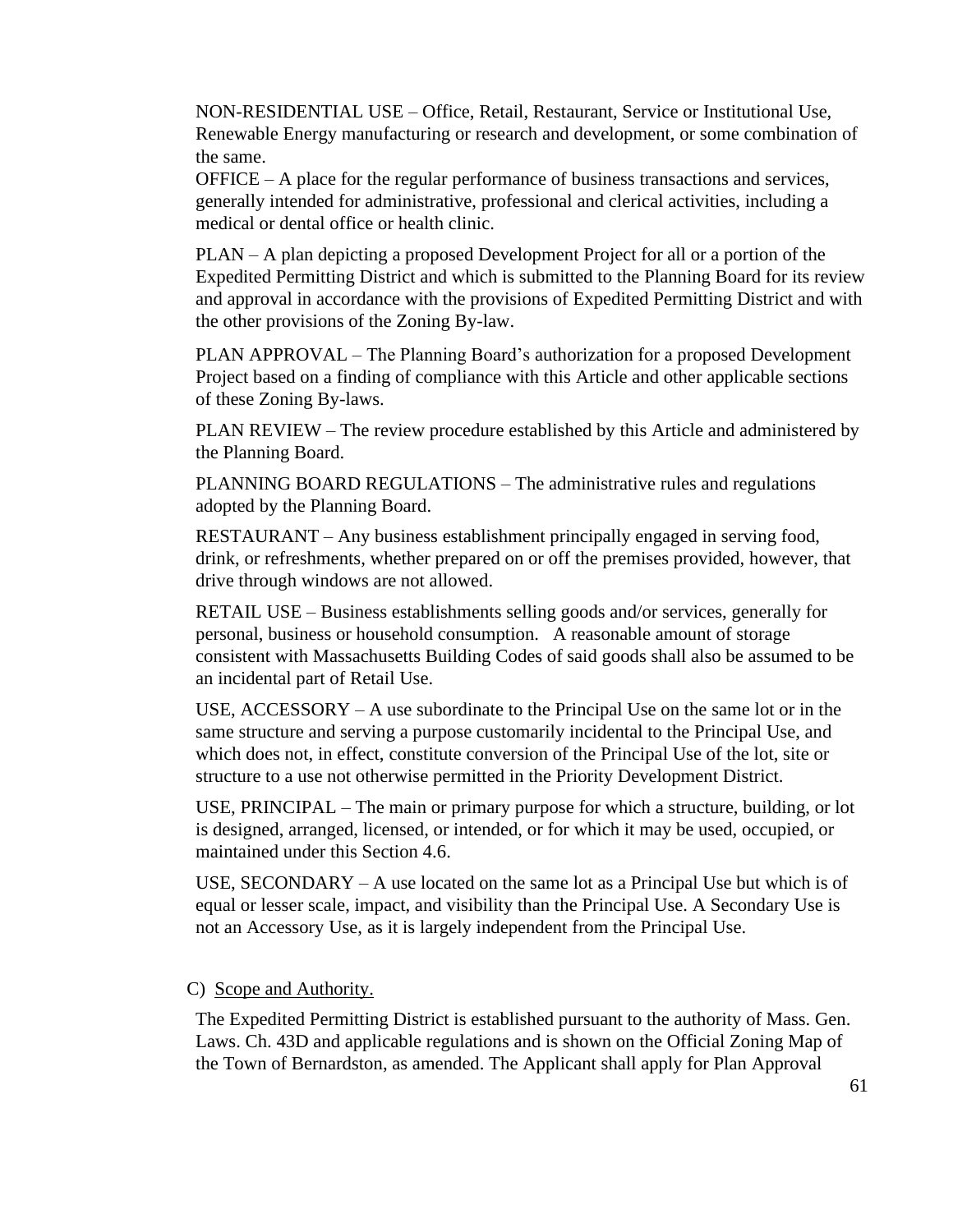NON-RESIDENTIAL USE – Office, Retail, Restaurant, Service or Institutional Use, Renewable Energy manufacturing or research and development, or some combination of the same.

OFFICE – A place for the regular performance of business transactions and services, generally intended for administrative, professional and clerical activities, including a medical or dental office or health clinic.

PLAN – A plan depicting a proposed Development Project for all or a portion of the Expedited Permitting District and which is submitted to the Planning Board for its review and approval in accordance with the provisions of Expedited Permitting District and with the other provisions of the Zoning By-law.

PLAN APPROVAL – The Planning Board's authorization for a proposed Development Project based on a finding of compliance with this Article and other applicable sections of these Zoning By-laws.

PLAN REVIEW – The review procedure established by this Article and administered by the Planning Board.

PLANNING BOARD REGULATIONS – The administrative rules and regulations adopted by the Planning Board.

RESTAURANT – Any business establishment principally engaged in serving food, drink, or refreshments, whether prepared on or off the premises provided, however, that drive through windows are not allowed.

RETAIL USE – Business establishments selling goods and/or services, generally for personal, business or household consumption. A reasonable amount of storage consistent with Massachusetts Building Codes of said goods shall also be assumed to be an incidental part of Retail Use.

USE, ACCESSORY – A use subordinate to the Principal Use on the same lot or in the same structure and serving a purpose customarily incidental to the Principal Use, and which does not, in effect, constitute conversion of the Principal Use of the lot, site or structure to a use not otherwise permitted in the Priority Development District.

USE, PRINCIPAL – The main or primary purpose for which a structure, building, or lot is designed, arranged, licensed, or intended, or for which it may be used, occupied, or maintained under this Section 4.6.

USE, SECONDARY – A use located on the same lot as a Principal Use but which is of equal or lesser scale, impact, and visibility than the Principal Use. A Secondary Use is not an Accessory Use, as it is largely independent from the Principal Use.

C) Scope and Authority.

The Expedited Permitting District is established pursuant to the authority of Mass. Gen. Laws. Ch. 43D and applicable regulations and is shown on the Official Zoning Map of the Town of Bernardston, as amended. The Applicant shall apply for Plan Approval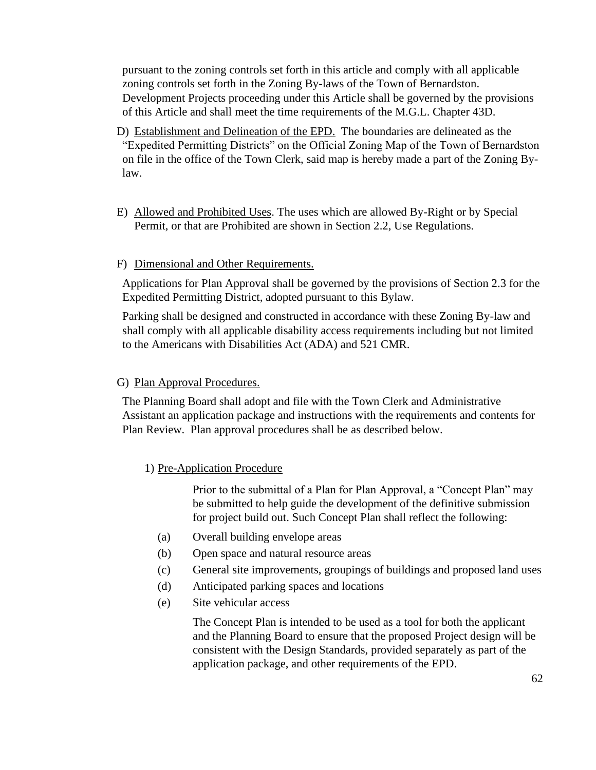pursuant to the zoning controls set forth in this article and comply with all applicable zoning controls set forth in the Zoning By-laws of the Town of Bernardston. Development Projects proceeding under this Article shall be governed by the provisions of this Article and shall meet the time requirements of the M.G.L. Chapter 43D.

D) Establishment and Delineation of the EPD. The boundaries are delineated as the "Expedited Permitting Districts" on the Official Zoning Map of the Town of Bernardston on file in the office of the Town Clerk, said map is hereby made a part of the Zoning By-law.

E) Allowed and Prohibited Uses. The uses which are allowed By-Right or by Special Permit, or that are Prohibited are shown in Section 2.2, Use Regulations.

F) Dimensional and Other Requirements.

Applications for Plan Approval shall be governed by the provisions of Section 2.3 for the Expedited Permitting District, adopted pursuant to this Bylaw.

Parking shall be designed and constructed in accordance with these Zoning By-law and shall comply with all applicable disability access requirements including but not limited to the Americans with Disabilities Act (ADA) and 521 CMR.

G) Plan Approval Procedures.

The Planning Board shall adopt and file with the Town Clerk and Administrative Assistant an application package and instructions with the requirements and contents for Plan Review. Plan approval procedures shall be as described below.

1) Pre-Application Procedure

Prior to the submittal of a Plan for Plan Approval, a "Concept Plan" may be submitted to help guide the development of the definitive submission for project build out. Such Concept Plan shall reflect the following:

(a) Overall building envelope areas

(b) Open space and natural resource areas

(c) General site improvements, groupings of buildings and proposed land uses

(d) Anticipated parking spaces and locations

(e) Site vehicular access

The Concept Plan is intended to be used as a tool for both the applicant and the Planning Board to ensure that the proposed Project design will be consistent with the Design Standards, provided separately as part of the application package, and other requirements of the EPD.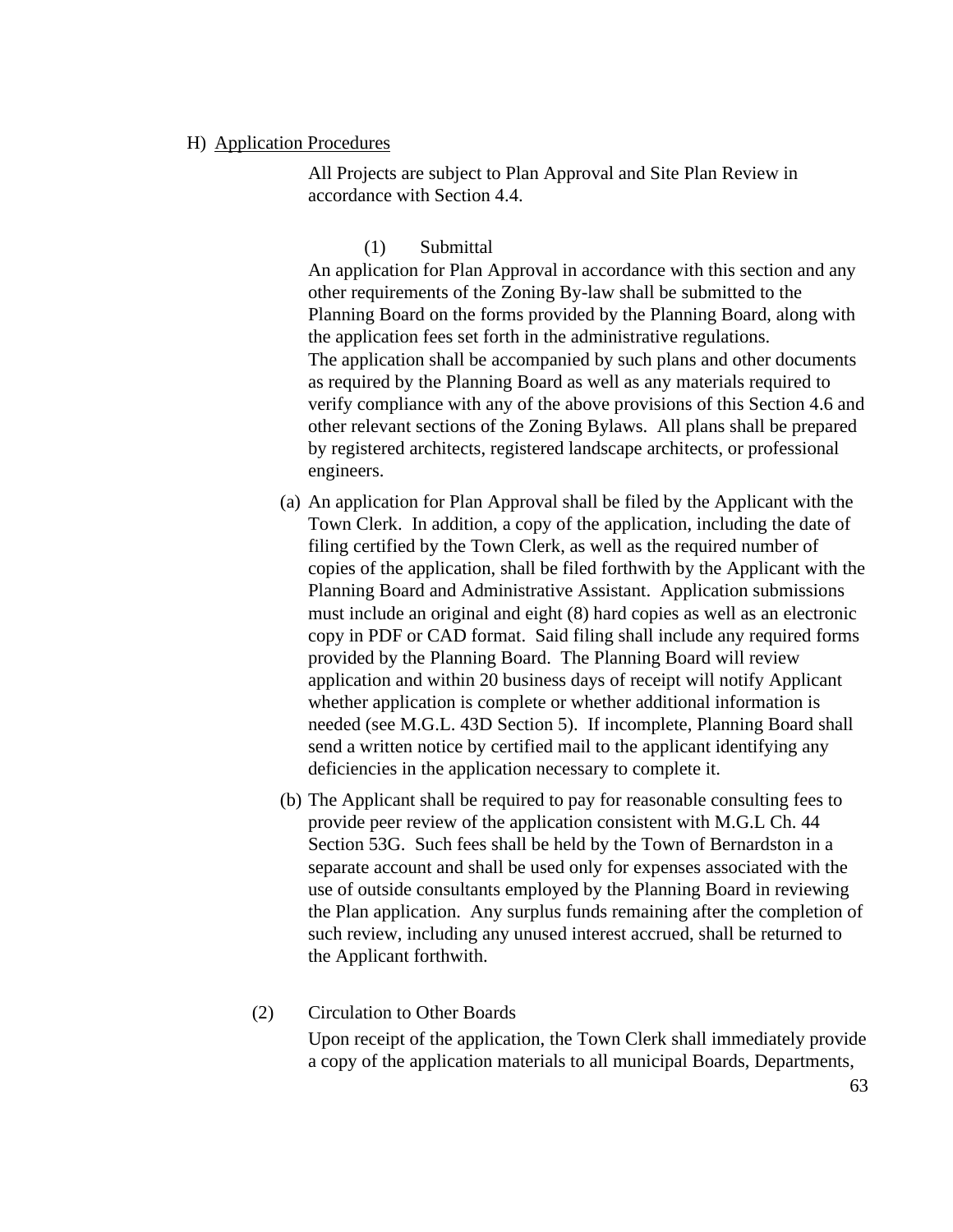H) Application Procedures

All Projects are subject to Plan Approval and Site Plan Review in accordance with Section 4.4.

(1) Submittal

An application for Plan Approval in accordance with this section and any other requirements of the Zoning By-law shall be submitted to the Planning Board on the forms provided by the Planning Board, along with the application fees set forth in the administrative regulations. The application shall be accompanied by such plans and other documents as required by the Planning Board as well as any materials required to verify compliance with any of the above provisions of this Section 4.6 and other relevant sections of the Zoning Bylaws. All plans shall be prepared by registered architects, registered landscape architects, or professional engineers.

(a) An application for Plan Approval shall be filed by the Applicant with the Town Clerk. In addition, a copy of the application, including the date of filing certified by the Town Clerk, as well as the required number of copies of the application, shall be filed forthwith by the Applicant with the Planning Board and Administrative Assistant. Application submissions must include an original and eight (8) hard copies as well as an electronic copy in PDF or CAD format. Said filing shall include any required forms provided by the Planning Board. The Planning Board will review application and within 20 business days of receipt will notify Applicant whether application is complete or whether additional information is needed (see M.G.L. 43D Section 5). If incomplete, Planning Board shall send a written notice by certified mail to the applicant identifying any deficiencies in the application necessary to complete it.

(b) The Applicant shall be required to pay for reasonable consulting fees to provide peer review of the application consistent with M.G.L Ch. 44 Section 53G. Such fees shall be held by the Town of Bernardston in a separate account and shall be used only for expenses associated with the use of outside consultants employed by the Planning Board in reviewing the Plan application. Any surplus funds remaining after the completion of such review, including any unused interest accrued, shall be returned to the Applicant forthwith.

(2) Circulation to Other Boards

Upon receipt of the application, the Town Clerk shall immediately provide a copy of the application materials to all municipal Boards, Departments,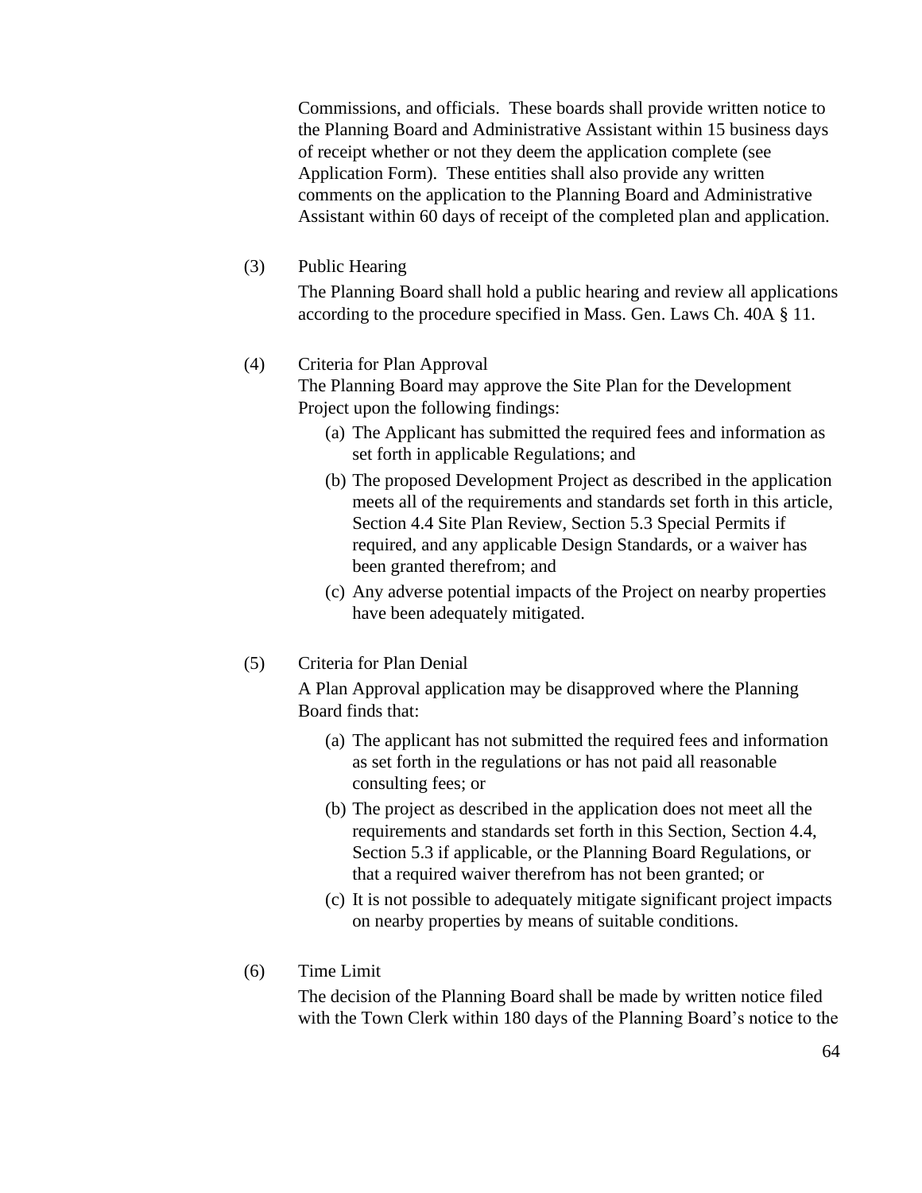Commissions, and officials. These boards shall provide written notice to the Planning Board and Administrative Assistant within 15 business days of receipt whether or not they deem the application complete (see Application Form). These entities shall also provide any written comments on the application to the Planning Board and Administrative Assistant within 60 days of receipt of the completed plan and application.

(3) Public Hearing

The Planning Board shall hold a public hearing and review all applications according to the procedure specified in Mass. Gen. Laws Ch. 40A § 11.

(4) Criteria for Plan Approval

The Planning Board may approve the Site Plan for the Development Project upon the following findings:

(a) The Applicant has submitted the required fees and information as set forth in applicable Regulations; and

(b) The proposed Development Project as described in the application meets all of the requirements and standards set forth in this article, Section 4.4 Site Plan Review, Section 5.3 Special Permits if required, and any applicable Design Standards, or a waiver has been granted therefrom; and

(c) Any adverse potential impacts of the Project on nearby properties have been adequately mitigated.

(5) Criteria for Plan Denial

A Plan Approval application may be disapproved where the Planning Board finds that:

(a) The applicant has not submitted the required fees and information as set forth in the regulations or has not paid all reasonable consulting fees; or

(b) The project as described in the application does not meet all the requirements and standards set forth in this Section, Section 4.4, Section 5.3 if applicable, or the Planning Board Regulations, or that a required waiver therefrom has not been granted; or

(c) It is not possible to adequately mitigate significant project impacts on nearby properties by means of suitable conditions.

(6) Time Limit

The decision of the Planning Board shall be made by written notice filed with the Town Clerk within 180 days of the Planning Board's notice to the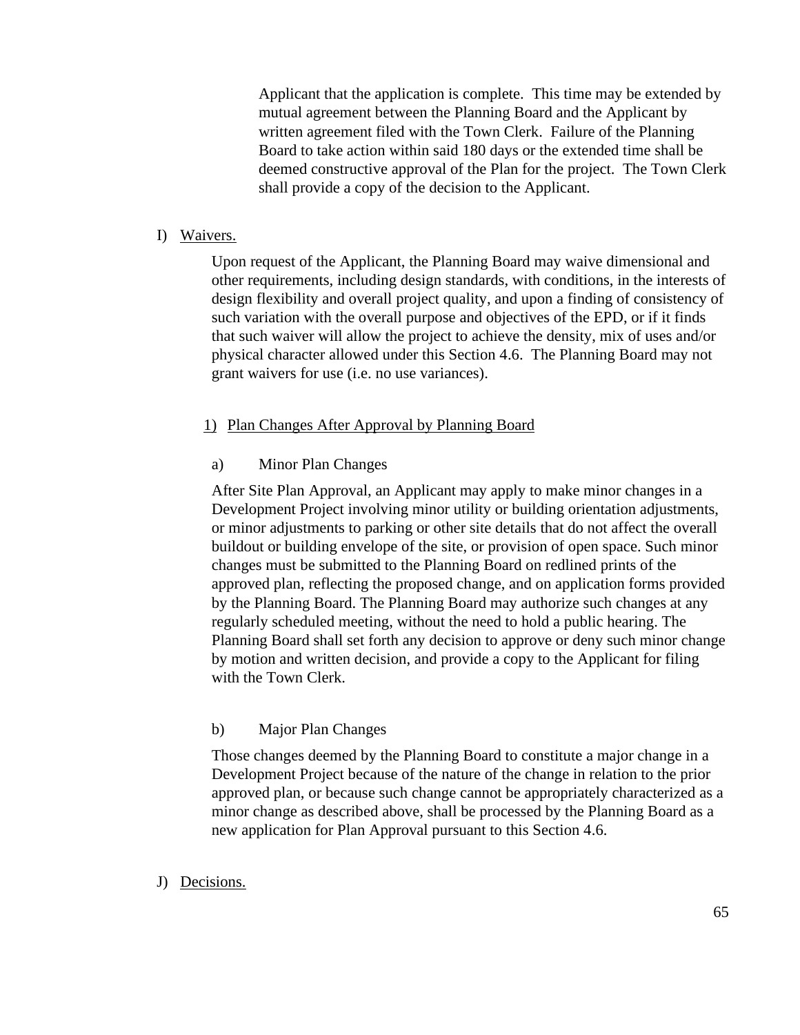Applicant that the application is complete. This time may be extended by mutual agreement between the Planning Board and the Applicant by written agreement filed with the Town Clerk. Failure of the Planning Board to take action within said 180 days or the extended time shall be deemed constructive approval of the Plan for the project. The Town Clerk shall provide a copy of the decision to the Applicant.

I) Waivers.

Upon request of the Applicant, the Planning Board may waive dimensional and other requirements, including design standards, with conditions, in the interests of design flexibility and overall project quality, and upon a finding of consistency of such variation with the overall purpose and objectives of the EPD, or if it finds that such waiver will allow the project to achieve the density, mix of uses and/or physical character allowed under this Section 4.6. The Planning Board may not grant waivers for use (i.e. no use variances).

1) Plan Changes After Approval by Planning Board

a) Minor Plan Changes

After Site Plan Approval, an Applicant may apply to make minor changes in a Development Project involving minor utility or building orientation adjustments, or minor adjustments to parking or other site details that do not affect the overall buildout or building envelope of the site, or provision of open space. Such minor changes must be submitted to the Planning Board on redlined prints of the approved plan, reflecting the proposed change, and on application forms provided by the Planning Board. The Planning Board may authorize such changes at any regularly scheduled meeting, without the need to hold a public hearing. The Planning Board shall set forth any decision to approve or deny such minor change by motion and written decision, and provide a copy to the Applicant for filing with the Town Clerk.

b) Major Plan Changes

Those changes deemed by the Planning Board to constitute a major change in a Development Project because of the nature of the change in relation to the prior approved plan, or because such change cannot be appropriately characterized as a minor change as described above, shall be processed by the Planning Board as a new application for Plan Approval pursuant to this Section 4.6.

J) Decisions.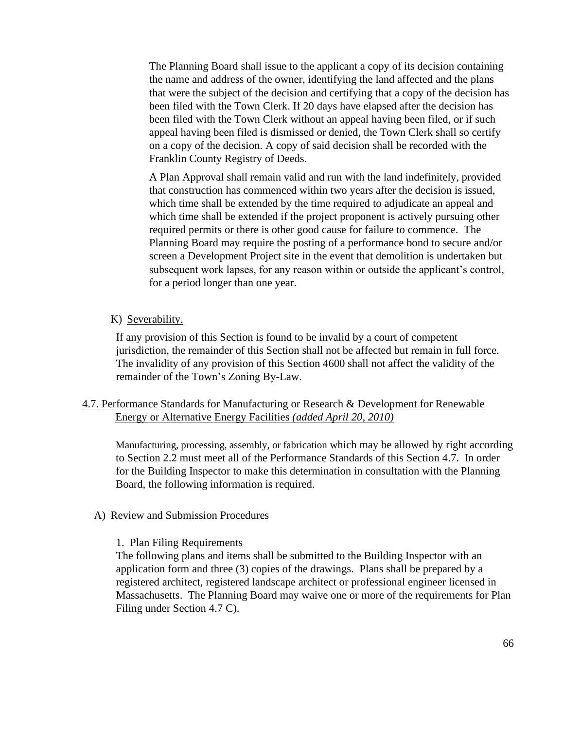The Planning Board shall issue to the applicant a copy of its decision containing the name and address of the owner, identifying the land affected and the plans that were the subject of the decision and certifying that a copy of the decision has been filed with the Town Clerk. If 20 days have elapsed after the decision has been filed with the Town Clerk without an appeal having been filed, or if such appeal having been filed is dismissed or denied, the Town Clerk shall so certify on a copy of the decision. A copy of said decision shall be recorded with the Franklin County Registry of Deeds.

A Plan Approval shall remain valid and run with the land indefinitely, provided that construction has commenced within two years after the decision is issued, which time shall be extended by the time required to adjudicate an appeal and which time shall be extended if the project proponent is actively pursuing other required permits or there is other good cause for failure to commence. The Planning Board may require the posting of a performance bond to secure and/or screen a Development Project site in the event that demolition is undertaken but subsequent work lapses, for any reason within or outside the applicant's control, for a period longer than one year.

K) Severability.

If any provision of this Section is found to be invalid by a court of competent jurisdiction, the remainder of this Section shall not be affected but remain in full force. The invalidity of any provision of this Section 4600 shall not affect the validity of the remainder of the Town's Zoning By-Law.

## 4.7. Performance Standards for Manufacturing or Research & Development for Renewable Energy or Alternative Energy Facilities *(added April 20, 2010)*

Manufacturing, processing, assembly, or fabrication which may be allowed by right according to Section 2.2 must meet all of the Performance Standards of this Section 4.7. In order for the Building Inspector to make this determination in consultation with the Planning Board, the following information is required.

A) Review and Submission Procedures

1. Plan Filing Requirements

The following plans and items shall be submitted to the Building Inspector with an application form and three (3) copies of the drawings. Plans shall be prepared by a registered architect, registered landscape architect or professional engineer licensed in Massachusetts. The Planning Board may waive one or more of the requirements for Plan Filing under Section 4.7 C).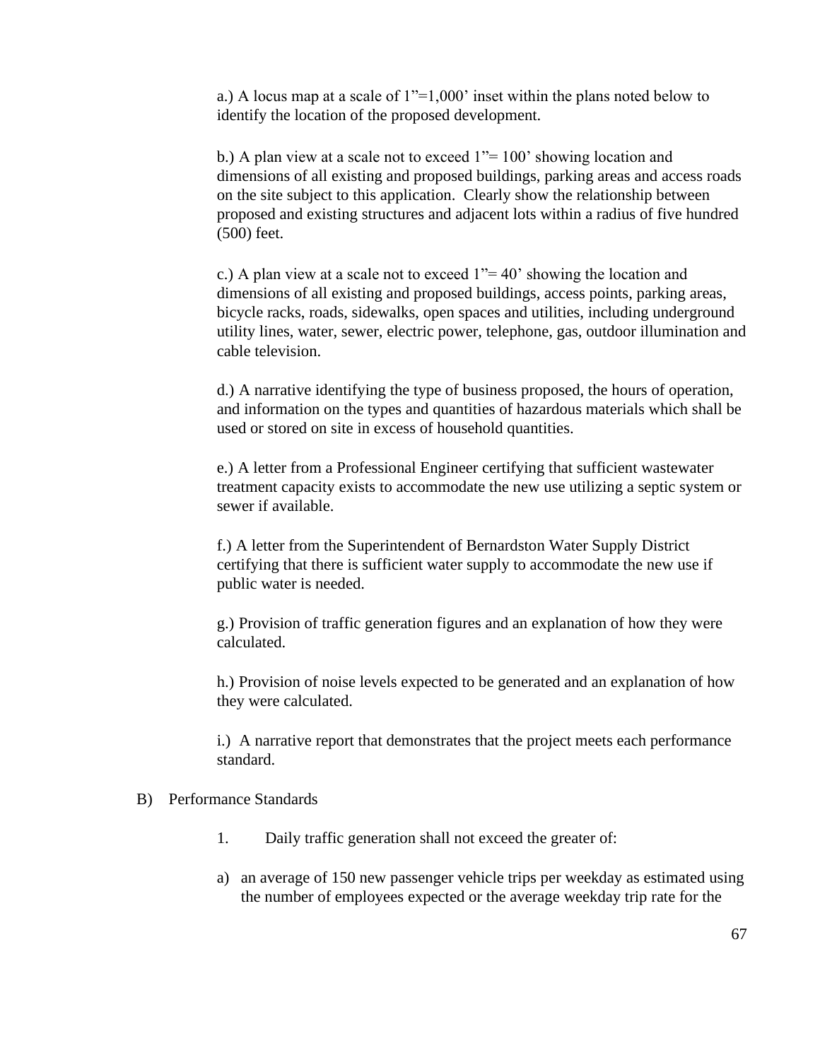a.) A locus map at a scale of 1"=1,000' inset within the plans noted below to identify the location of the proposed development.

b.) A plan view at a scale not to exceed 1"= 100' showing location and dimensions of all existing and proposed buildings, parking areas and access roads on the site subject to this application. Clearly show the relationship between proposed and existing structures and adjacent lots within a radius of five hundred (500) feet.

c.) A plan view at a scale not to exceed 1"= 40' showing the location and dimensions of all existing and proposed buildings, access points, parking areas, bicycle racks, roads, sidewalks, open spaces and utilities, including underground utility lines, water, sewer, electric power, telephone, gas, outdoor illumination and cable television.

d.) A narrative identifying the type of business proposed, the hours of operation, and information on the types and quantities of hazardous materials which shall be used or stored on site in excess of household quantities.

e.) A letter from a Professional Engineer certifying that sufficient wastewater treatment capacity exists to accommodate the new use utilizing a septic system or sewer if available.

f.) A letter from the Superintendent of Bernardston Water Supply District certifying that there is sufficient water supply to accommodate the new use if public water is needed.

g.) Provision of traffic generation figures and an explanation of how they were calculated.

h.) Provision of noise levels expected to be generated and an explanation of how they were calculated.

i.) A narrative report that demonstrates that the project meets each performance standard.

B) Performance Standards

1. Daily traffic generation shall not exceed the greater of:

a) an average of 150 new passenger vehicle trips per weekday as estimated using the number of employees expected or the average weekday trip rate for the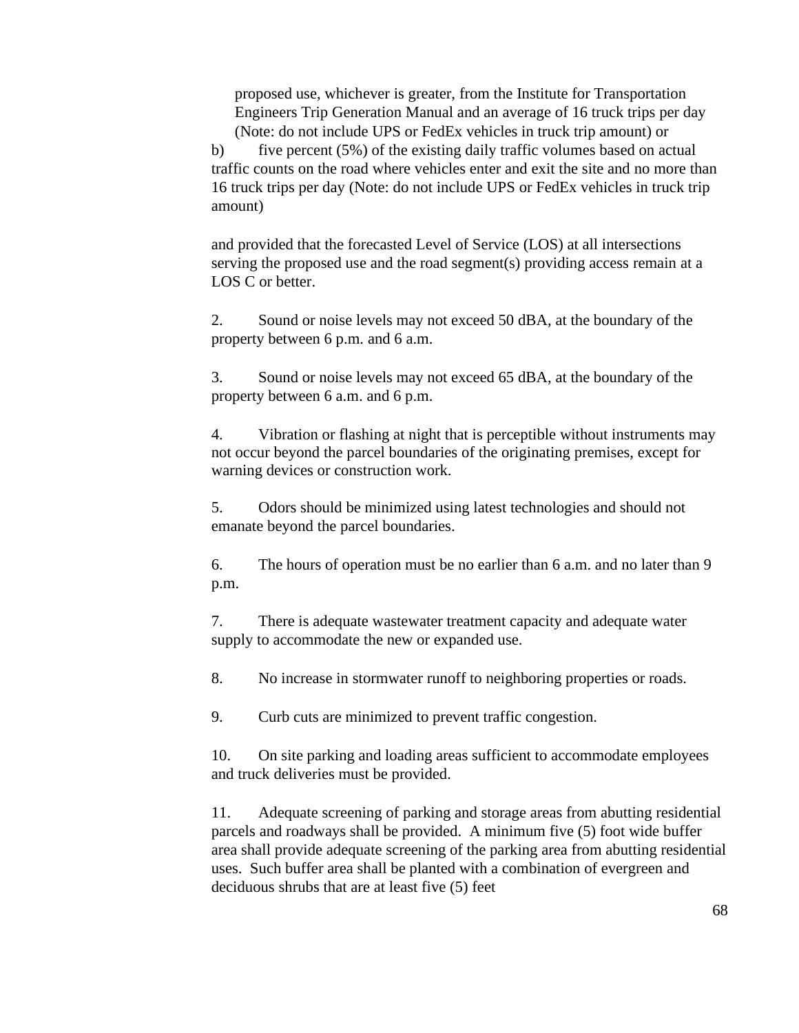proposed use, whichever is greater, from the Institute for Transportation Engineers Trip Generation Manual and an average of 16 truck trips per day (Note: do not include UPS or FedEx vehicles in truck trip amount) or

b) five percent (5%) of the existing daily traffic volumes based on actual traffic counts on the road where vehicles enter and exit the site and no more than 16 truck trips per day (Note: do not include UPS or FedEx vehicles in truck trip amount)

and provided that the forecasted Level of Service (LOS) at all intersections serving the proposed use and the road segment(s) providing access remain at a LOS C or better.

2. Sound or noise levels may not exceed 50 dBA, at the boundary of the property between 6 p.m. and 6 a.m.

3. Sound or noise levels may not exceed 65 dBA, at the boundary of the property between 6 a.m. and 6 p.m.

4. Vibration or flashing at night that is perceptible without instruments may not occur beyond the parcel boundaries of the originating premises, except for warning devices or construction work.

5. Odors should be minimized using latest technologies and should not emanate beyond the parcel boundaries.

6. The hours of operation must be no earlier than 6 a.m. and no later than 9 p.m.

7. There is adequate wastewater treatment capacity and adequate water supply to accommodate the new or expanded use.

8. No increase in stormwater runoff to neighboring properties or roads.

9. Curb cuts are minimized to prevent traffic congestion.

10. On site parking and loading areas sufficient to accommodate employees and truck deliveries must be provided.

11. Adequate screening of parking and storage areas from abutting residential parcels and roadways shall be provided. A minimum five (5) foot wide buffer area shall provide adequate screening of the parking area from abutting residential uses. Such buffer area shall be planted with a combination of evergreen and deciduous shrubs that are at least five (5) feet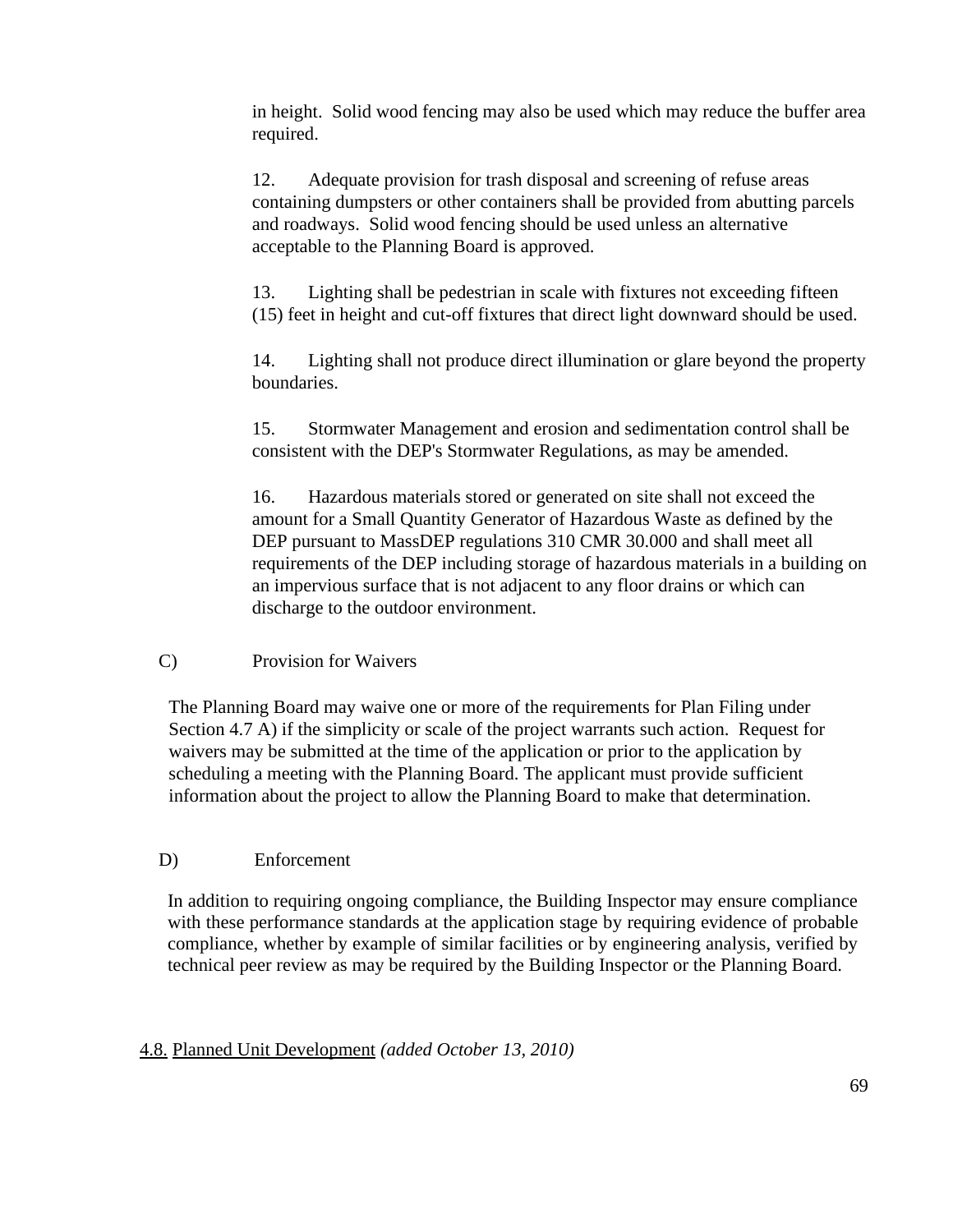in height. Solid wood fencing may also be used which may reduce the buffer area required.

12. Adequate provision for trash disposal and screening of refuse areas containing dumpsters or other containers shall be provided from abutting parcels and roadways. Solid wood fencing should be used unless an alternative acceptable to the Planning Board is approved.

13. Lighting shall be pedestrian in scale with fixtures not exceeding fifteen (15) feet in height and cut-off fixtures that direct light downward should be used.

14. Lighting shall not produce direct illumination or glare beyond the property boundaries.

15. Stormwater Management and erosion and sedimentation control shall be consistent with the DEP's Stormwater Regulations, as may be amended.

16. Hazardous materials stored or generated on site shall not exceed the amount for a Small Quantity Generator of Hazardous Waste as defined by the DEP pursuant to MassDEP regulations 310 CMR 30.000 and shall meet all requirements of the DEP including storage of hazardous materials in a building on an impervious surface that is not adjacent to any floor drains or which can discharge to the outdoor environment.

C) Provision for Waivers

The Planning Board may waive one or more of the requirements for Plan Filing under Section 4.7 A) if the simplicity or scale of the project warrants such action. Request for waivers may be submitted at the time of the application or prior to the application by scheduling a meeting with the Planning Board. The applicant must provide sufficient information about the project to allow the Planning Board to make that determination.

D) Enforcement

In addition to requiring ongoing compliance, the Building Inspector may ensure compliance with these performance standards at the application stage by requiring evidence of probable compliance, whether by example of similar facilities or by engineering analysis, verified by technical peer review as may be required by the Building Inspector or the Planning Board.

## 4.8. Planned Unit Development *(added October 13, 2010)*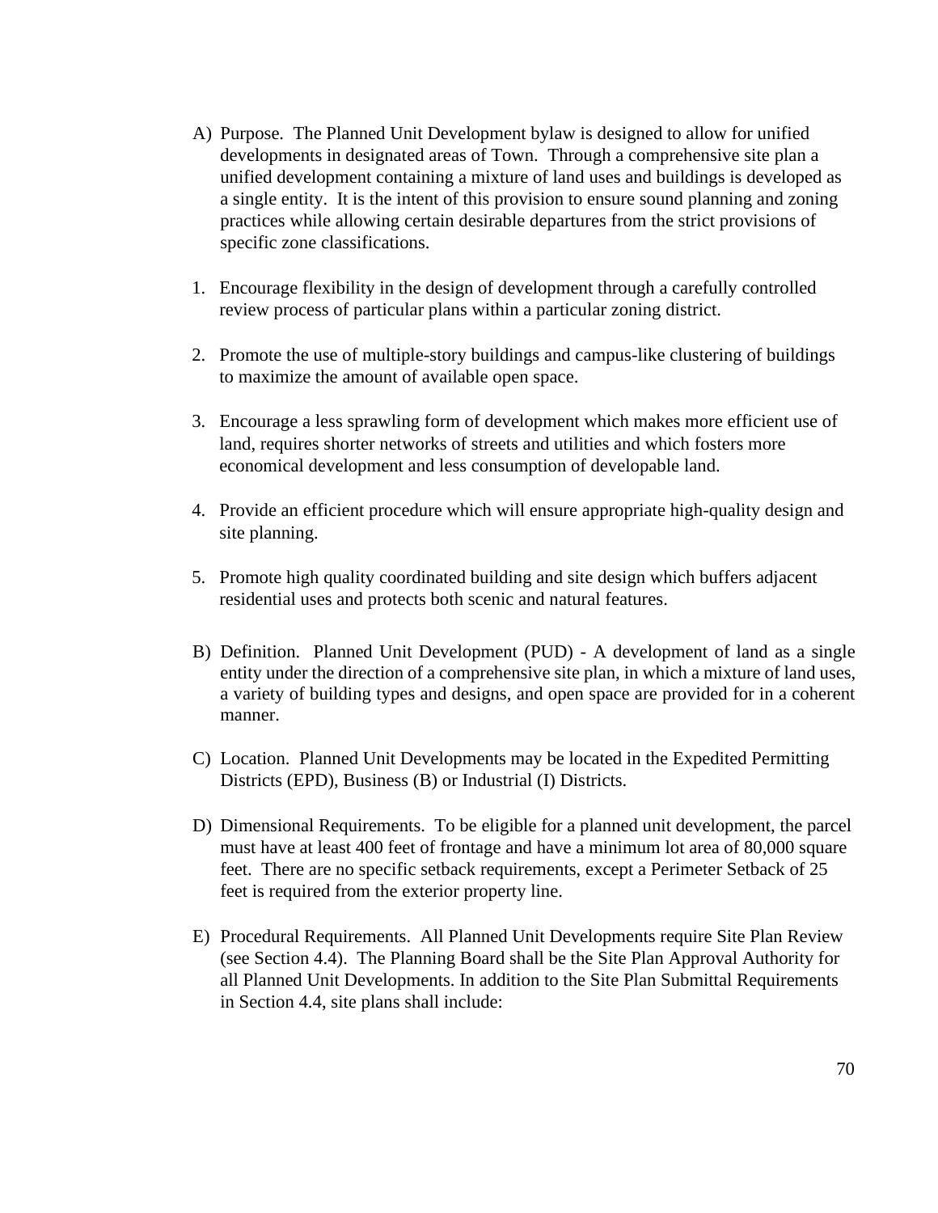A) Purpose. The Planned Unit Development bylaw is designed to allow for unified developments in designated areas of Town. Through a comprehensive site plan a unified development containing a mixture of land uses and buildings is developed as a single entity. It is the intent of this provision to ensure sound planning and zoning practices while allowing certain desirable departures from the strict provisions of specific zone classifications.

1. Encourage flexibility in the design of development through a carefully controlled review process of particular plans within a particular zoning district.

2. Promote the use of multiple-story buildings and campus-like clustering of buildings to maximize the amount of available open space.

3. Encourage a less sprawling form of development which makes more efficient use of land, requires shorter networks of streets and utilities and which fosters more economical development and less consumption of developable land.

4. Provide an efficient procedure which will ensure appropriate high-quality design and site planning.

5. Promote high quality coordinated building and site design which buffers adjacent residential uses and protects both scenic and natural features.

B) Definition. Planned Unit Development (PUD) - A development of land as a single entity under the direction of a comprehensive site plan, in which a mixture of land uses, a variety of building types and designs, and open space are provided for in a coherent manner.

C) Location. Planned Unit Developments may be located in the Expedited Permitting Districts (EPD), Business (B) or Industrial (I) Districts.

D) Dimensional Requirements. To be eligible for a planned unit development, the parcel must have at least 400 feet of frontage and have a minimum lot area of 80,000 square feet. There are no specific setback requirements, except a Perimeter Setback of 25 feet is required from the exterior property line.

E) Procedural Requirements. All Planned Unit Developments require Site Plan Review (see Section 4.4). The Planning Board shall be the Site Plan Approval Authority for all Planned Unit Developments. In addition to the Site Plan Submittal Requirements in Section 4.4, site plans shall include: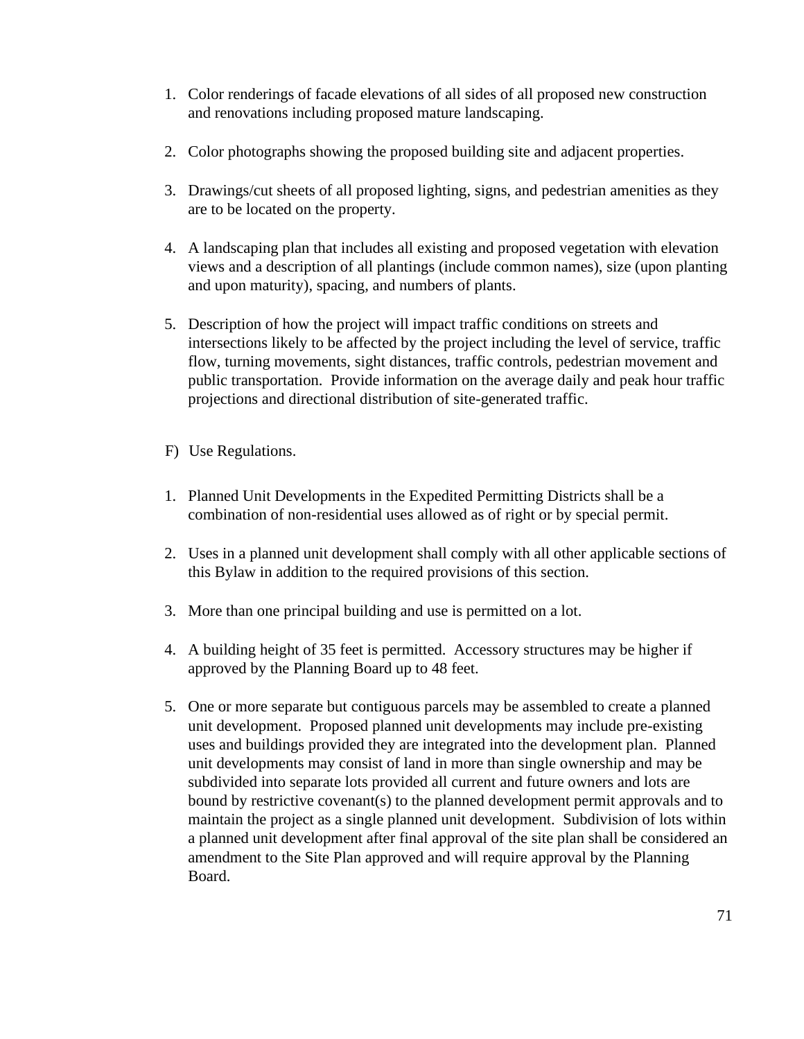1. Color renderings of facade elevations of all sides of all proposed new construction and renovations including proposed mature landscaping.

2. Color photographs showing the proposed building site and adjacent properties.

3. Drawings/cut sheets of all proposed lighting, signs, and pedestrian amenities as they are to be located on the property.

4. A landscaping plan that includes all existing and proposed vegetation with elevation views and a description of all plantings (include common names), size (upon planting and upon maturity), spacing, and numbers of plants.

5. Description of how the project will impact traffic conditions on streets and intersections likely to be affected by the project including the level of service, traffic flow, turning movements, sight distances, traffic controls, pedestrian movement and public transportation. Provide information on the average daily and peak hour traffic projections and directional distribution of site-generated traffic.

F) Use Regulations.

1. Planned Unit Developments in the Expedited Permitting Districts shall be a combination of non-residential uses allowed as of right or by special permit.

2. Uses in a planned unit development shall comply with all other applicable sections of this Bylaw in addition to the required provisions of this section.

3. More than one principal building and use is permitted on a lot.

4. A building height of 35 feet is permitted. Accessory structures may be higher if approved by the Planning Board up to 48 feet.

5. One or more separate but contiguous parcels may be assembled to create a planned unit development. Proposed planned unit developments may include pre-existing uses and buildings provided they are integrated into the development plan. Planned unit developments may consist of land in more than single ownership and may be subdivided into separate lots provided all current and future owners and lots are bound by restrictive covenant(s) to the planned development permit approvals and to maintain the project as a single planned unit development. Subdivision of lots within a planned unit development after final approval of the site plan shall be considered an amendment to the Site Plan approved and will require approval by the Planning Board.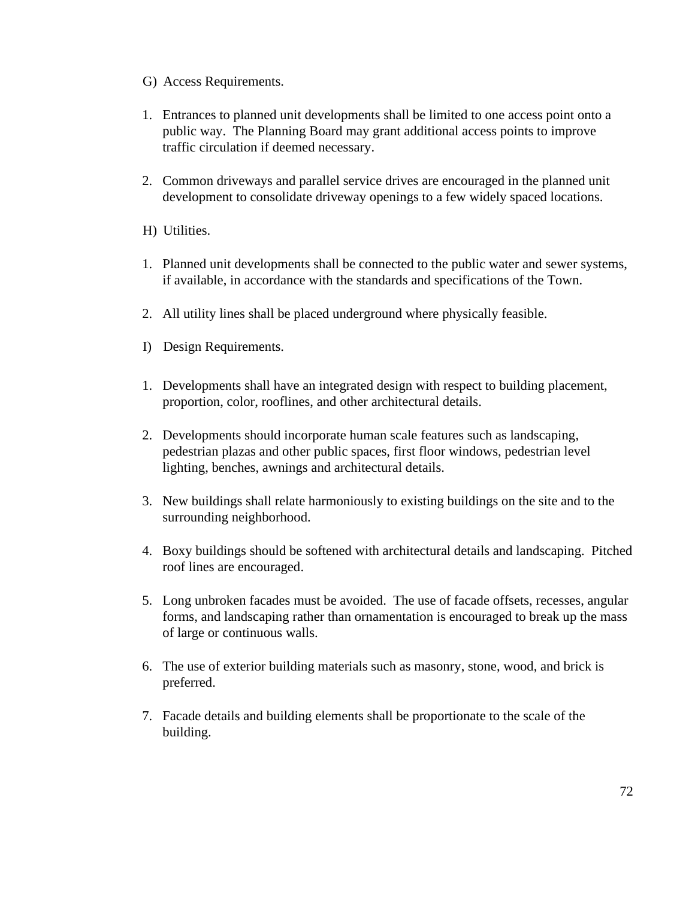G) Access Requirements.

1. Entrances to planned unit developments shall be limited to one access point onto a public way. The Planning Board may grant additional access points to improve traffic circulation if deemed necessary.

2. Common driveways and parallel service drives are encouraged in the planned unit development to consolidate driveway openings to a few widely spaced locations.

H) Utilities.

1. Planned unit developments shall be connected to the public water and sewer systems, if available, in accordance with the standards and specifications of the Town.

2. All utility lines shall be placed underground where physically feasible.

I) Design Requirements.

1. Developments shall have an integrated design with respect to building placement, proportion, color, rooflines, and other architectural details.

2. Developments should incorporate human scale features such as landscaping, pedestrian plazas and other public spaces, first floor windows, pedestrian level lighting, benches, awnings and architectural details.

3. New buildings shall relate harmoniously to existing buildings on the site and to the surrounding neighborhood.

4. Boxy buildings should be softened with architectural details and landscaping. Pitched roof lines are encouraged.

5. Long unbroken facades must be avoided. The use of facade offsets, recesses, angular forms, and landscaping rather than ornamentation is encouraged to break up the mass of large or continuous walls.

6. The use of exterior building materials such as masonry, stone, wood, and brick is preferred.

7. Facade details and building elements shall be proportionate to the scale of the building.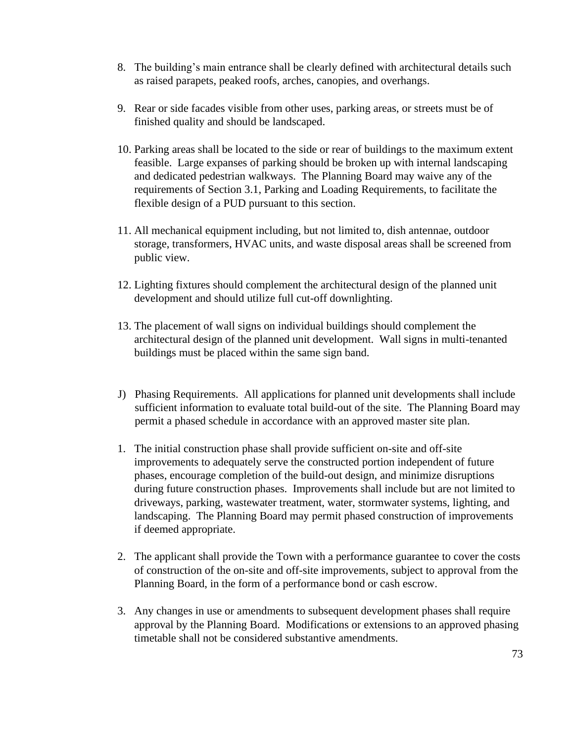8. The building's main entrance shall be clearly defined with architectural details such as raised parapets, peaked roofs, arches, canopies, and overhangs.

9. Rear or side facades visible from other uses, parking areas, or streets must be of finished quality and should be landscaped.

10. Parking areas shall be located to the side or rear of buildings to the maximum extent feasible. Large expanses of parking should be broken up with internal landscaping and dedicated pedestrian walkways. The Planning Board may waive any of the requirements of Section 3.1, Parking and Loading Requirements, to facilitate the flexible design of a PUD pursuant to this section.

11. All mechanical equipment including, but not limited to, dish antennae, outdoor storage, transformers, HVAC units, and waste disposal areas shall be screened from public view.

12. Lighting fixtures should complement the architectural design of the planned unit development and should utilize full cut-off downlighting.

13. The placement of wall signs on individual buildings should complement the architectural design of the planned unit development. Wall signs in multi-tenanted buildings must be placed within the same sign band.

J) Phasing Requirements. All applications for planned unit developments shall include sufficient information to evaluate total build-out of the site. The Planning Board may permit a phased schedule in accordance with an approved master site plan.

1. The initial construction phase shall provide sufficient on-site and off-site improvements to adequately serve the constructed portion independent of future phases, encourage completion of the build-out design, and minimize disruptions during future construction phases. Improvements shall include but are not limited to driveways, parking, wastewater treatment, water, stormwater systems, lighting, and landscaping. The Planning Board may permit phased construction of improvements if deemed appropriate.

2. The applicant shall provide the Town with a performance guarantee to cover the costs of construction of the on-site and off-site improvements, subject to approval from the Planning Board, in the form of a performance bond or cash escrow.

3. Any changes in use or amendments to subsequent development phases shall require approval by the Planning Board. Modifications or extensions to an approved phasing timetable shall not be considered substantive amendments.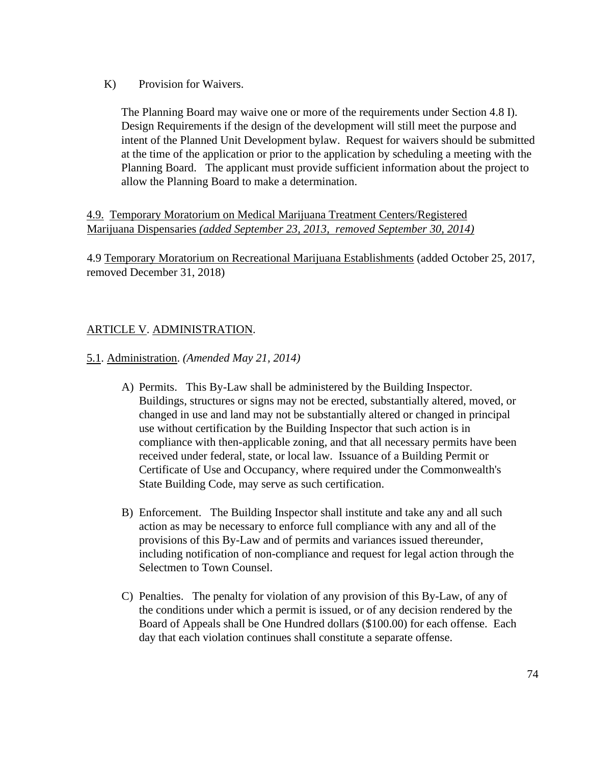K) Provision for Waivers.

The Planning Board may waive one or more of the requirements under Section 4.8 I). Design Requirements if the design of the development will still meet the purpose and intent of the Planned Unit Development bylaw. Request for waivers should be submitted at the time of the application or prior to the application by scheduling a meeting with the Planning Board. The applicant must provide sufficient information about the project to allow the Planning Board to make a determination.

4.9. Temporary Moratorium on Medical Marijuana Treatment Centers/Registered Marijuana Dispensaries *(added September 23, 2013, removed September 30, 2014)*

4.9 Temporary Moratorium on Recreational Marijuana Establishments (added October 25, 2017, removed December 31, 2018)

## ARTICLE V. ADMINISTRATION.

### 5.1. Administration. *(Amended May 21, 2014)*

A) Permits. This By-Law shall be administered by the Building Inspector. Buildings, structures or signs may not be erected, substantially altered, moved, or changed in use and land may not be substantially altered or changed in principal use without certification by the Building Inspector that such action is in compliance with then-applicable zoning, and that all necessary permits have been received under federal, state, or local law. Issuance of a Building Permit or Certificate of Use and Occupancy, where required under the Commonwealth's State Building Code, may serve as such certification.

B) Enforcement. The Building Inspector shall institute and take any and all such action as may be necessary to enforce full compliance with any and all of the provisions of this By-Law and of permits and variances issued thereunder, including notification of non-compliance and request for legal action through the Selectmen to Town Counsel.

C) Penalties. The penalty for violation of any provision of this By-Law, of any of the conditions under which a permit is issued, or of any decision rendered by the Board of Appeals shall be One Hundred dollars ($100.00) for each offense. Each day that each violation continues shall constitute a separate offense.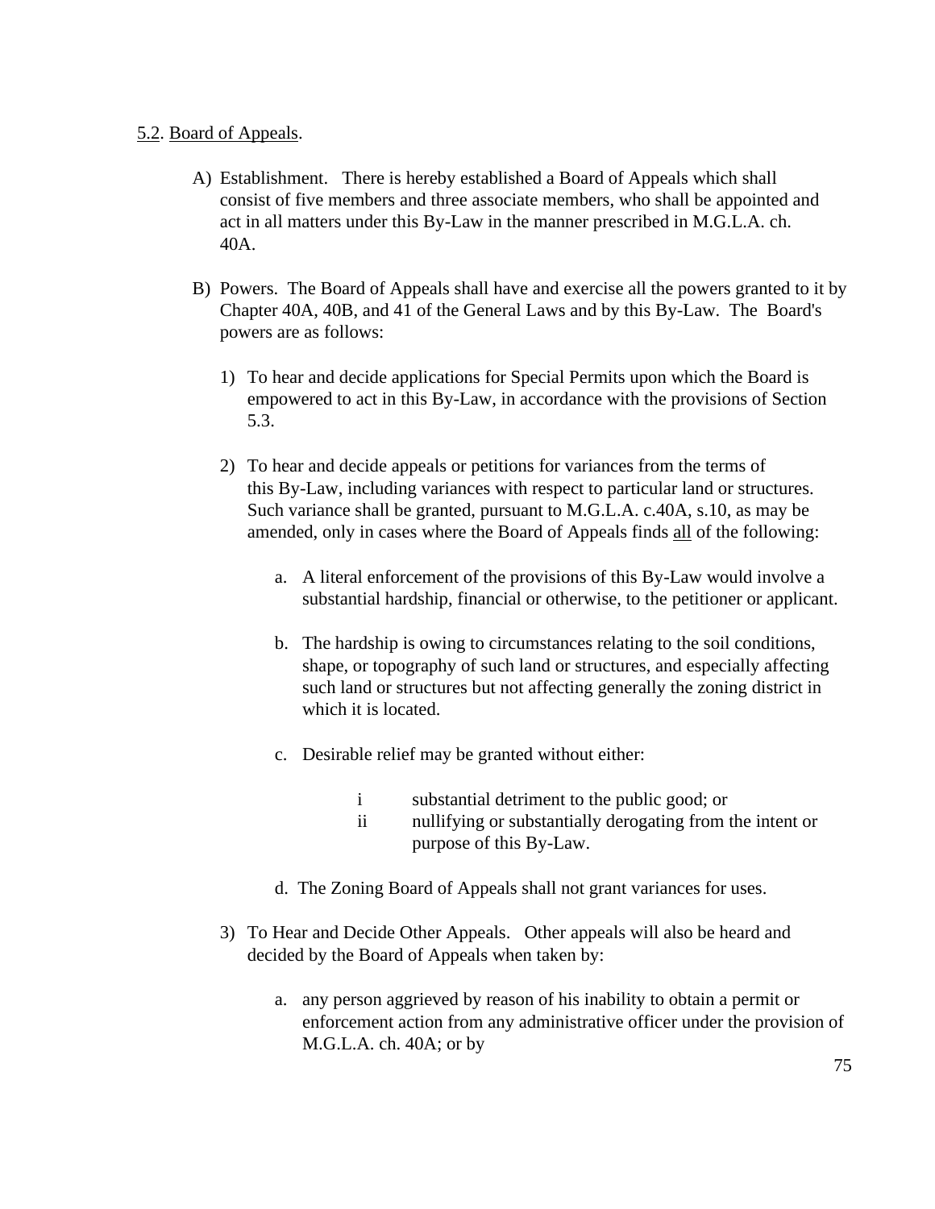5.2. Board of Appeals.

A) Establishment. There is hereby established a Board of Appeals which shall consist of five members and three associate members, who shall be appointed and act in all matters under this By-Law in the manner prescribed in M.G.L.A. ch. 40A.

B) Powers. The Board of Appeals shall have and exercise all the powers granted to it by Chapter 40A, 40B, and 41 of the General Laws and by this By-Law. The Board's powers are as follows:

   1) To hear and decide applications for Special Permits upon which the Board is empowered to act in this By-Law, in accordance with the provisions of Section 5.3.

   2) To hear and decide appeals or petitions for variances from the terms of this By-Law, including variances with respect to particular land or structures. Such variance shall be granted, pursuant to M.G.L.A. c.40A, s.10, as may be amended, only in cases where the Board of Appeals finds all of the following:

      a. A literal enforcement of the provisions of this By-Law would involve a substantial hardship, financial or otherwise, to the petitioner or applicant.

      b. The hardship is owing to circumstances relating to the soil conditions, shape, or topography of such land or structures, and especially affecting such land or structures but not affecting generally the zoning district in which it is located.

      c. Desirable relief may be granted without either:

         i substantial detriment to the public good; or
         ii nullifying or substantially derogating from the intent or purpose of this By-Law.

      d. The Zoning Board of Appeals shall not grant variances for uses.

   3) To Hear and Decide Other Appeals. Other appeals will also be heard and decided by the Board of Appeals when taken by:

      a. any person aggrieved by reason of his inability to obtain a permit or enforcement action from any administrative officer under the provision of M.G.L.A. ch. 40A; or by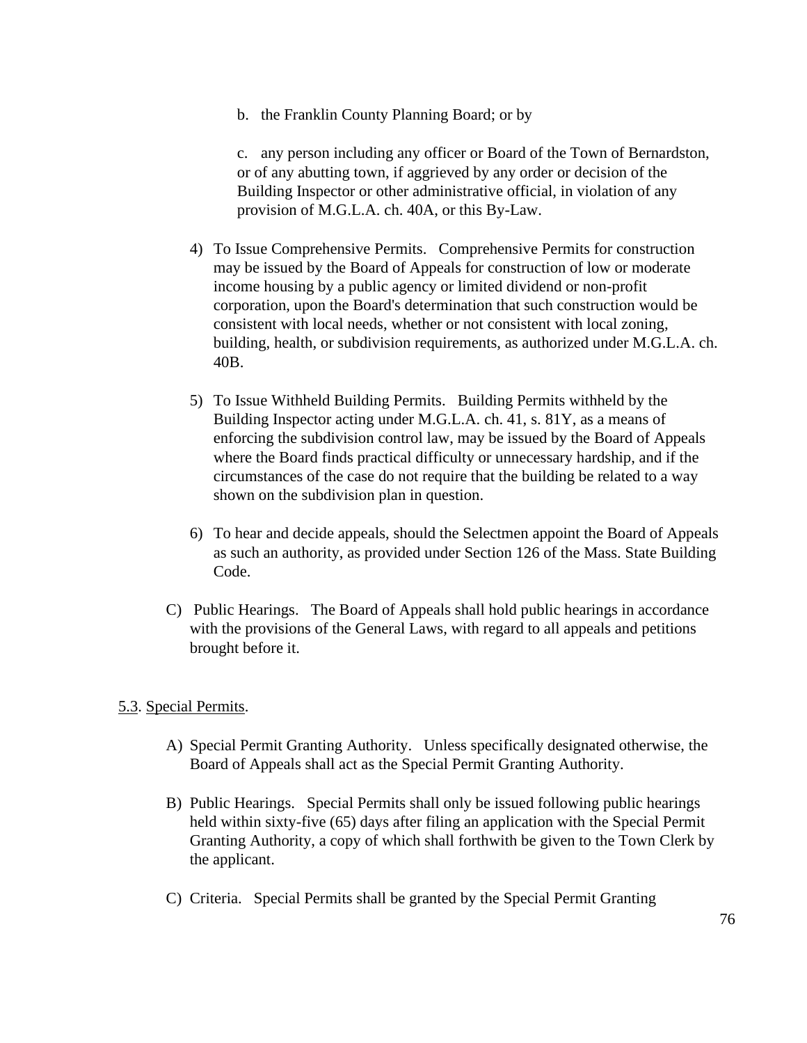b. the Franklin County Planning Board; or by

c. any person including any officer or Board of the Town of Bernardston, or of any abutting town, if aggrieved by any order or decision of the Building Inspector or other administrative official, in violation of any provision of M.G.L.A. ch. 40A, or this By-Law.

4) To Issue Comprehensive Permits. Comprehensive Permits for construction may be issued by the Board of Appeals for construction of low or moderate income housing by a public agency or limited dividend or non-profit corporation, upon the Board's determination that such construction would be consistent with local needs, whether or not consistent with local zoning, building, health, or subdivision requirements, as authorized under M.G.L.A. ch. 40B.

5) To Issue Withheld Building Permits. Building Permits withheld by the Building Inspector acting under M.G.L.A. ch. 41, s. 81Y, as a means of enforcing the subdivision control law, may be issued by the Board of Appeals where the Board finds practical difficulty or unnecessary hardship, and if the circumstances of the case do not require that the building be related to a way shown on the subdivision plan in question.

6) To hear and decide appeals, should the Selectmen appoint the Board of Appeals as such an authority, as provided under Section 126 of the Mass. State Building Code.

C) Public Hearings. The Board of Appeals shall hold public hearings in accordance with the provisions of the General Laws, with regard to all appeals and petitions brought before it.

5.3. Special Permits.

A) Special Permit Granting Authority. Unless specifically designated otherwise, the Board of Appeals shall act as the Special Permit Granting Authority.

B) Public Hearings. Special Permits shall only be issued following public hearings held within sixty-five (65) days after filing an application with the Special Permit Granting Authority, a copy of which shall forthwith be given to the Town Clerk by the applicant.

C) Criteria. Special Permits shall be granted by the Special Permit Granting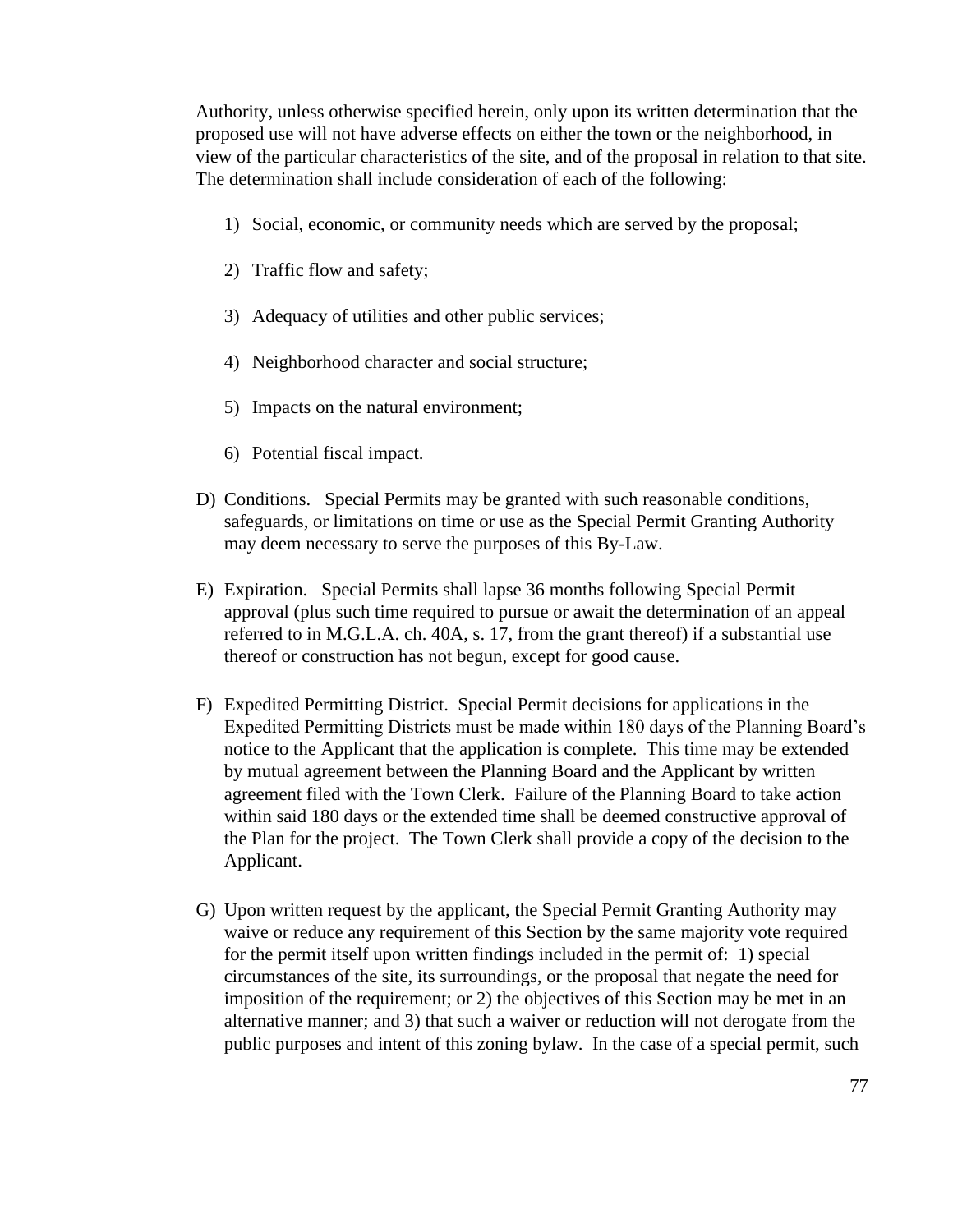Authority, unless otherwise specified herein, only upon its written determination that the proposed use will not have adverse effects on either the town or the neighborhood, in view of the particular characteristics of the site, and of the proposal in relation to that site. The determination shall include consideration of each of the following:

1) Social, economic, or community needs which are served by the proposal;
2) Traffic flow and safety;
3) Adequacy of utilities and other public services;
4) Neighborhood character and social structure;
5) Impacts on the natural environment;
6) Potential fiscal impact.

D) Conditions. Special Permits may be granted with such reasonable conditions, safeguards, or limitations on time or use as the Special Permit Granting Authority may deem necessary to serve the purposes of this By-Law.

E) Expiration. Special Permits shall lapse 36 months following Special Permit approval (plus such time required to pursue or await the determination of an appeal referred to in M.G.L.A. ch. 40A, s. 17, from the grant thereof) if a substantial use thereof or construction has not begun, except for good cause.

F) Expedited Permitting District. Special Permit decisions for applications in the Expedited Permitting Districts must be made within 180 days of the Planning Board's notice to the Applicant that the application is complete. This time may be extended by mutual agreement between the Planning Board and the Applicant by written agreement filed with the Town Clerk. Failure of the Planning Board to take action within said 180 days or the extended time shall be deemed constructive approval of the Plan for the project. The Town Clerk shall provide a copy of the decision to the Applicant.

G) Upon written request by the applicant, the Special Permit Granting Authority may waive or reduce any requirement of this Section by the same majority vote required for the permit itself upon written findings included in the permit of: 1) special circumstances of the site, its surroundings, or the proposal that negate the need for imposition of the requirement; or 2) the objectives of this Section may be met in an alternative manner; and 3) that such a waiver or reduction will not derogate from the public purposes and intent of this zoning bylaw. In the case of a special permit, such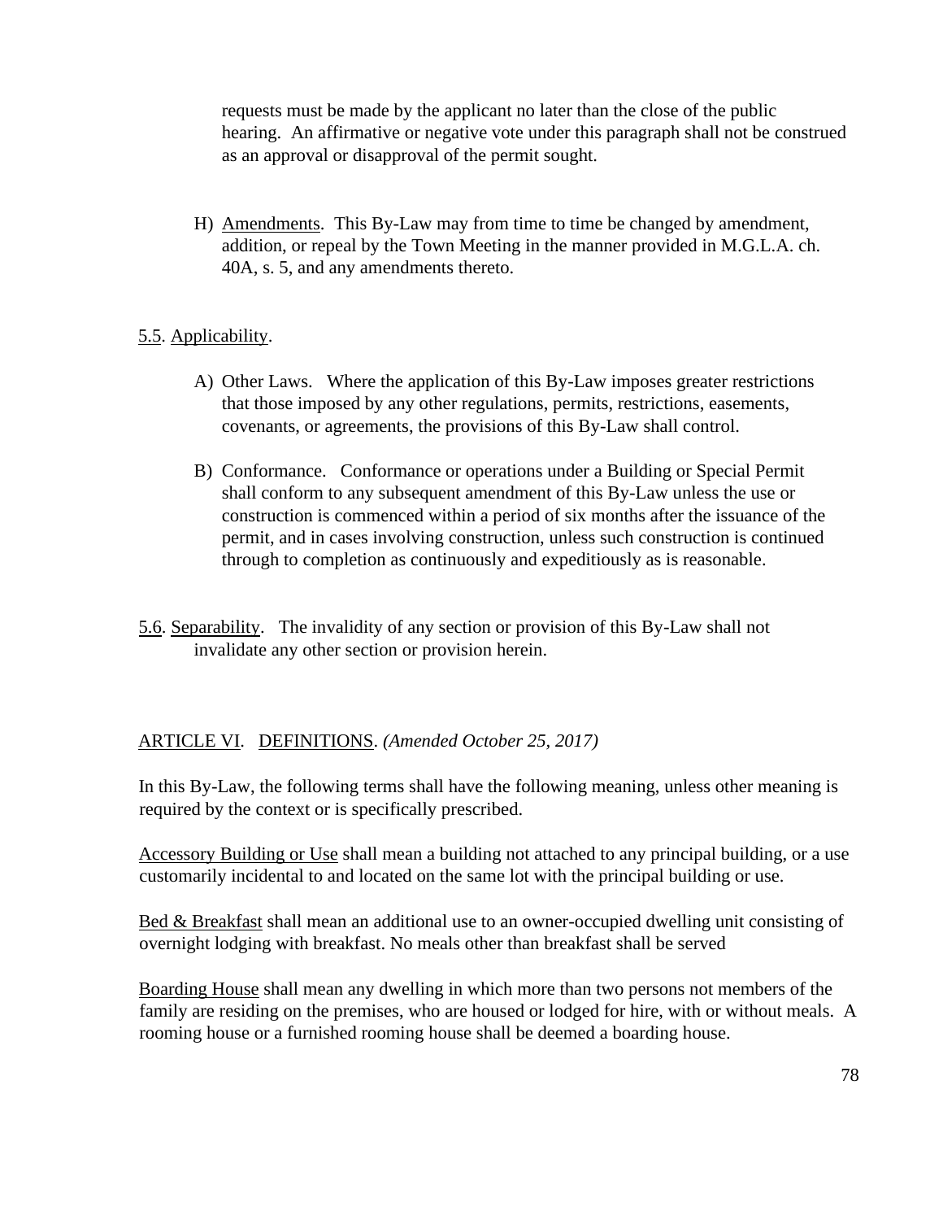requests must be made by the applicant no later than the close of the public hearing. An affirmative or negative vote under this paragraph shall not be construed as an approval or disapproval of the permit sought.

H) Amendments. This By-Law may from time to time be changed by amendment, addition, or repeal by the Town Meeting in the manner provided in M.G.L.A. ch. 40A, s. 5, and any amendments thereto.

5.5. Applicability.

A) Other Laws. Where the application of this By-Law imposes greater restrictions that those imposed by any other regulations, permits, restrictions, easements, covenants, or agreements, the provisions of this By-Law shall control.

B) Conformance. Conformance or operations under a Building or Special Permit shall conform to any subsequent amendment of this By-Law unless the use or construction is commenced within a period of six months after the issuance of the permit, and in cases involving construction, unless such construction is continued through to completion as continuously and expeditiously as is reasonable.

5.6. Separability. The invalidity of any section or provision of this By-Law shall not invalidate any other section or provision herein.

## ARTICLE VI. DEFINITIONS. *(Amended October 25, 2017)*

In this By-Law, the following terms shall have the following meaning, unless other meaning is required by the context or is specifically prescribed.

Accessory Building or Use shall mean a building not attached to any principal building, or a use customarily incidental to and located on the same lot with the principal building or use.

Bed & Breakfast shall mean an additional use to an owner-occupied dwelling unit consisting of overnight lodging with breakfast. No meals other than breakfast shall be served

Boarding House shall mean any dwelling in which more than two persons not members of the family are residing on the premises, who are housed or lodged for hire, with or without meals. A rooming house or a furnished rooming house shall be deemed a boarding house.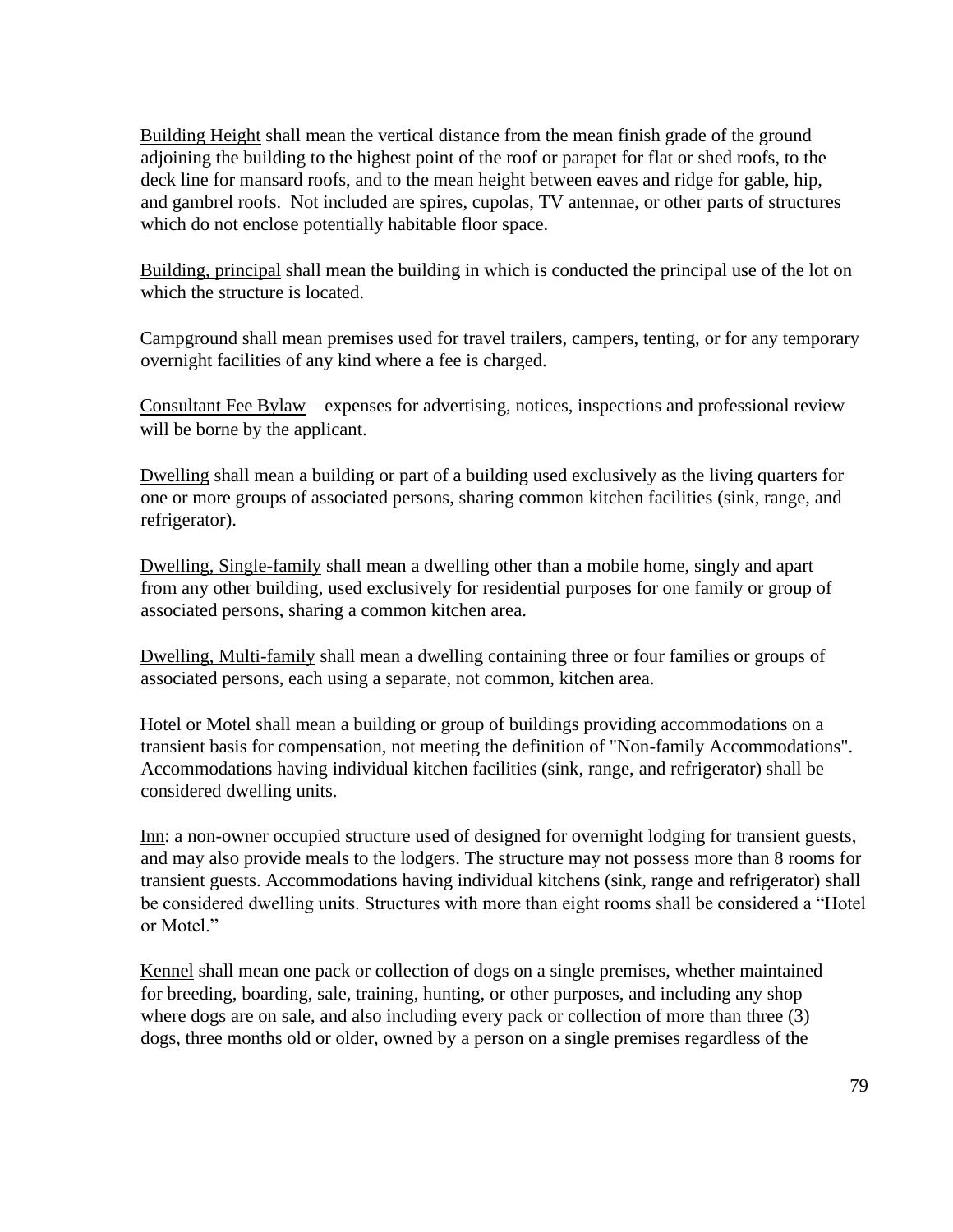<u>Building Height</u> shall mean the vertical distance from the mean finish grade of the ground adjoining the building to the highest point of the roof or parapet for flat or shed roofs, to the deck line for mansard roofs, and to the mean height between eaves and ridge for gable, hip, and gambrel roofs. Not included are spires, cupolas, TV antennae, or other parts of structures which do not enclose potentially habitable floor space.

<u>Building, principal</u> shall mean the building in which is conducted the principal use of the lot on which the structure is located.

<u>Campground</u> shall mean premises used for travel trailers, campers, tenting, or for any temporary overnight facilities of any kind where a fee is charged.

<u>Consultant Fee Bylaw</u> – expenses for advertising, notices, inspections and professional review will be borne by the applicant.

<u>Dwelling</u> shall mean a building or part of a building used exclusively as the living quarters for one or more groups of associated persons, sharing common kitchen facilities (sink, range, and refrigerator).

<u>Dwelling, Single-family</u> shall mean a dwelling other than a mobile home, singly and apart from any other building, used exclusively for residential purposes for one family or group of associated persons, sharing a common kitchen area.

<u>Dwelling, Multi-family</u> shall mean a dwelling containing three or four families or groups of associated persons, each using a separate, not common, kitchen area.

<u>Hotel or Motel</u> shall mean a building or group of buildings providing accommodations on a transient basis for compensation, not meeting the definition of "Non-family Accommodations". Accommodations having individual kitchen facilities (sink, range, and refrigerator) shall be considered dwelling units.

<u>Inn</u>: a non-owner occupied structure used of designed for overnight lodging for transient guests, and may also provide meals to the lodgers. The structure may not possess more than 8 rooms for transient guests. Accommodations having individual kitchens (sink, range and refrigerator) shall be considered dwelling units. Structures with more than eight rooms shall be considered a "Hotel or Motel."

<u>Kennel</u> shall mean one pack or collection of dogs on a single premises, whether maintained for breeding, boarding, sale, training, hunting, or other purposes, and including any shop where dogs are on sale, and also including every pack or collection of more than three (3) dogs, three months old or older, owned by a person on a single premises regardless of the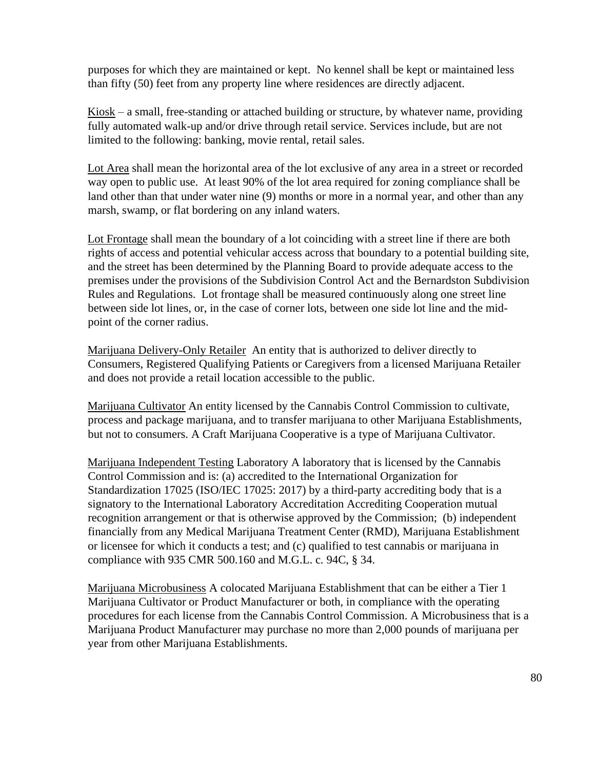purposes for which they are maintained or kept. No kennel shall be kept or maintained less than fifty (50) feet from any property line where residences are directly adjacent.

Kiosk – a small, free-standing or attached building or structure, by whatever name, providing fully automated walk-up and/or drive through retail service. Services include, but are not limited to the following: banking, movie rental, retail sales.

Lot Area shall mean the horizontal area of the lot exclusive of any area in a street or recorded way open to public use. At least 90% of the lot area required for zoning compliance shall be land other than that under water nine (9) months or more in a normal year, and other than any marsh, swamp, or flat bordering on any inland waters.

Lot Frontage shall mean the boundary of a lot coinciding with a street line if there are both rights of access and potential vehicular access across that boundary to a potential building site, and the street has been determined by the Planning Board to provide adequate access to the premises under the provisions of the Subdivision Control Act and the Bernardston Subdivision Rules and Regulations. Lot frontage shall be measured continuously along one street line between side lot lines, or, in the case of corner lots, between one side lot line and the mid-point of the corner radius.

Marijuana Delivery-Only Retailer An entity that is authorized to deliver directly to Consumers, Registered Qualifying Patients or Caregivers from a licensed Marijuana Retailer and does not provide a retail location accessible to the public.

Marijuana Cultivator An entity licensed by the Cannabis Control Commission to cultivate, process and package marijuana, and to transfer marijuana to other Marijuana Establishments, but not to consumers. A Craft Marijuana Cooperative is a type of Marijuana Cultivator.

Marijuana Independent Testing Laboratory A laboratory that is licensed by the Cannabis Control Commission and is: (a) accredited to the International Organization for Standardization 17025 (ISO/IEC 17025: 2017) by a third-party accrediting body that is a signatory to the International Laboratory Accreditation Accrediting Cooperation mutual recognition arrangement or that is otherwise approved by the Commission; (b) independent financially from any Medical Marijuana Treatment Center (RMD), Marijuana Establishment or licensee for which it conducts a test; and (c) qualified to test cannabis or marijuana in compliance with 935 CMR 500.160 and M.G.L. c. 94C, § 34.

Marijuana Microbusiness A colocated Marijuana Establishment that can be either a Tier 1 Marijuana Cultivator or Product Manufacturer or both, in compliance with the operating procedures for each license from the Cannabis Control Commission. A Microbusiness that is a Marijuana Product Manufacturer may purchase no more than 2,000 pounds of marijuana per year from other Marijuana Establishments.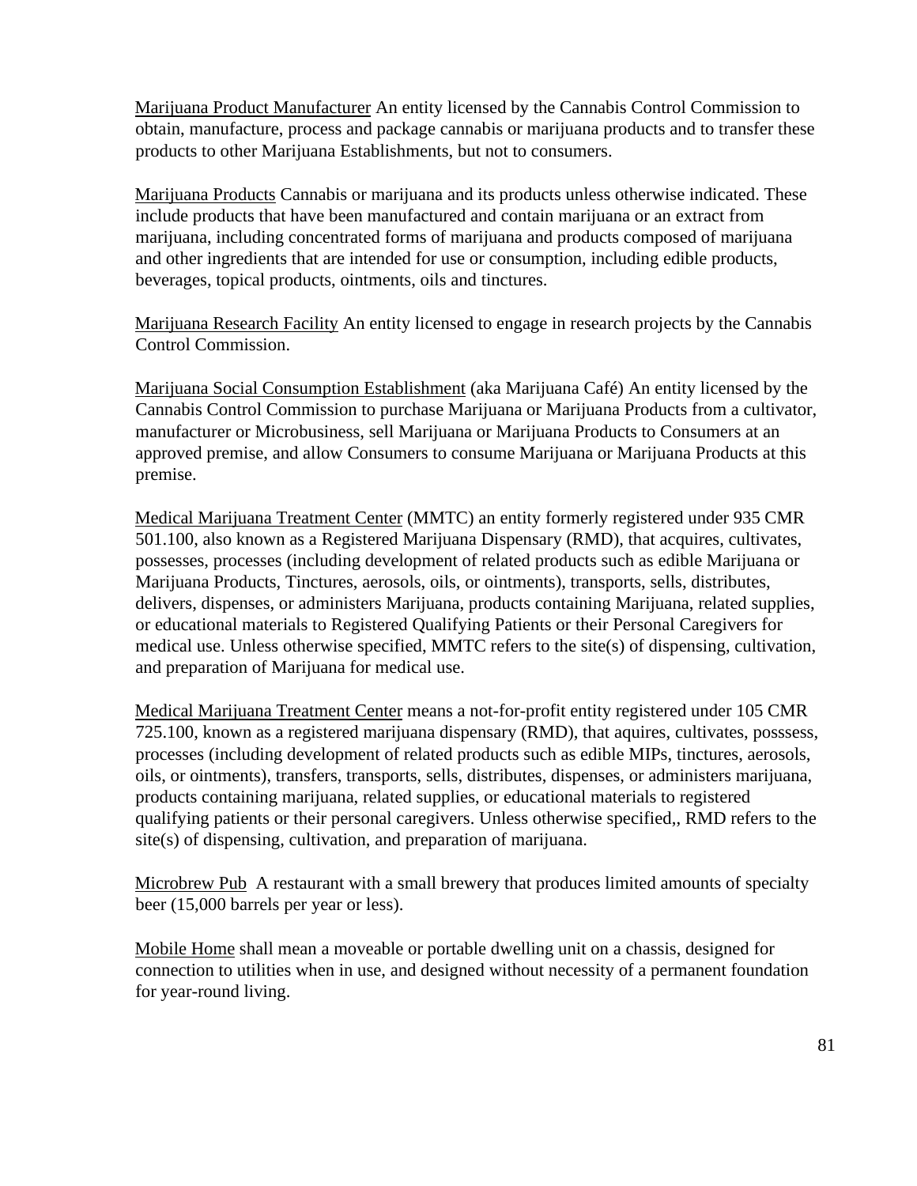Marijuana Product Manufacturer An entity licensed by the Cannabis Control Commission to obtain, manufacture, process and package cannabis or marijuana products and to transfer these products to other Marijuana Establishments, but not to consumers.

Marijuana Products Cannabis or marijuana and its products unless otherwise indicated. These include products that have been manufactured and contain marijuana or an extract from marijuana, including concentrated forms of marijuana and products composed of marijuana and other ingredients that are intended for use or consumption, including edible products, beverages, topical products, ointments, oils and tinctures.

Marijuana Research Facility An entity licensed to engage in research projects by the Cannabis Control Commission.

Marijuana Social Consumption Establishment (aka Marijuana Café) An entity licensed by the Cannabis Control Commission to purchase Marijuana or Marijuana Products from a cultivator, manufacturer or Microbusiness, sell Marijuana or Marijuana Products to Consumers at an approved premise, and allow Consumers to consume Marijuana or Marijuana Products at this premise.

Medical Marijuana Treatment Center (MMTC) an entity formerly registered under 935 CMR 501.100, also known as a Registered Marijuana Dispensary (RMD), that acquires, cultivates, possesses, processes (including development of related products such as edible Marijuana or Marijuana Products, Tinctures, aerosols, oils, or ointments), transports, sells, distributes, delivers, dispenses, or administers Marijuana, products containing Marijuana, related supplies, or educational materials to Registered Qualifying Patients or their Personal Caregivers for medical use. Unless otherwise specified, MMTC refers to the site(s) of dispensing, cultivation, and preparation of Marijuana for medical use.

Medical Marijuana Treatment Center means a not-for-profit entity registered under 105 CMR 725.100, known as a registered marijuana dispensary (RMD), that aquires, cultivates, posssess, processes (including development of related products such as edible MIPs, tinctures, aerosols, oils, or ointments), transfers, transports, sells, distributes, dispenses, or administers marijuana, products containing marijuana, related supplies, or educational materials to registered qualifying patients or their personal caregivers. Unless otherwise specified,, RMD refers to the site(s) of dispensing, cultivation, and preparation of marijuana.

Microbrew Pub A restaurant with a small brewery that produces limited amounts of specialty beer (15,000 barrels per year or less).

Mobile Home shall mean a moveable or portable dwelling unit on a chassis, designed for connection to utilities when in use, and designed without necessity of a permanent foundation for year-round living.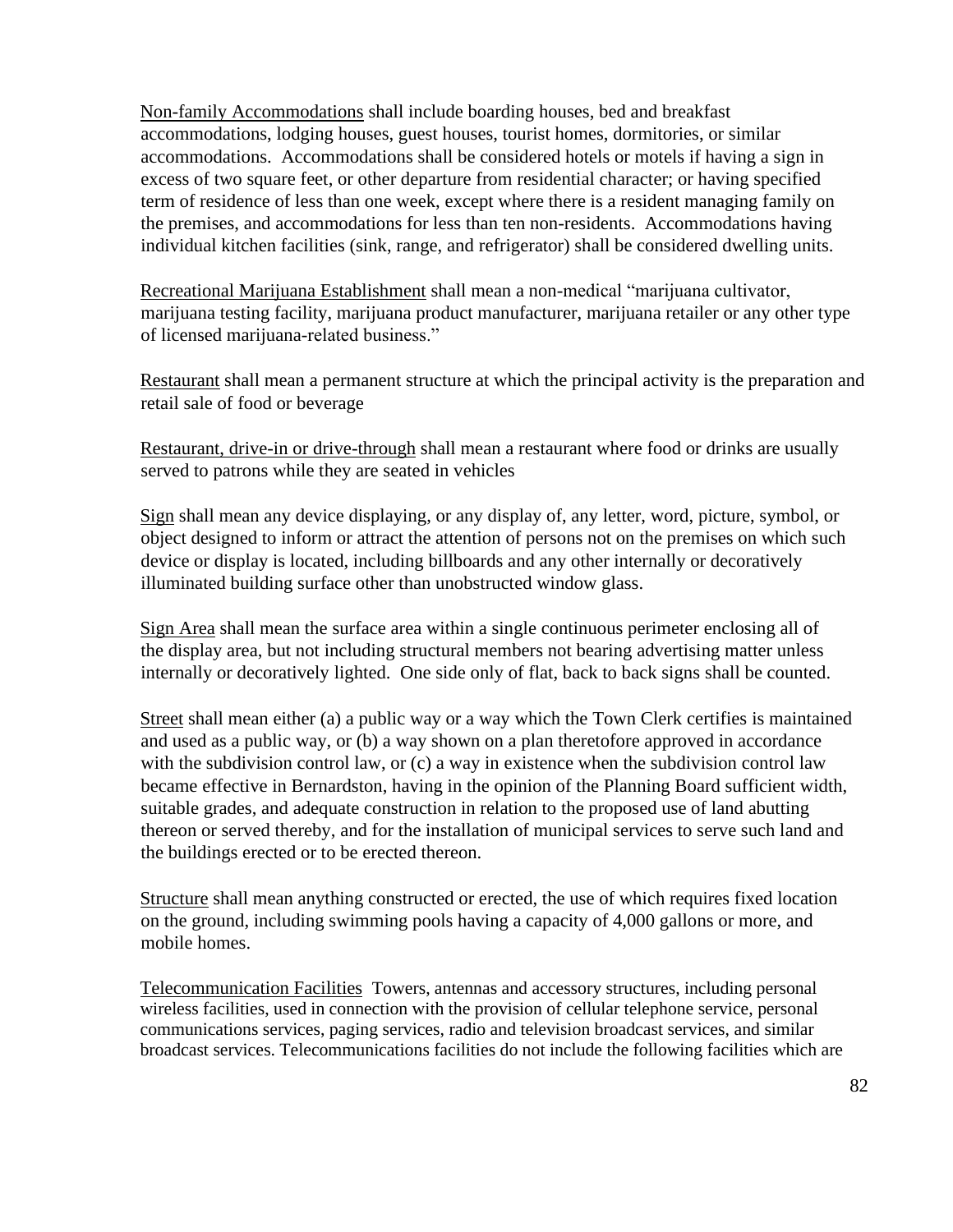<u>Non-family Accommodations</u> shall include boarding houses, bed and breakfast accommodations, lodging houses, guest houses, tourist homes, dormitories, or similar accommodations. Accommodations shall be considered hotels or motels if having a sign in excess of two square feet, or other departure from residential character; or having specified term of residence of less than one week, except where there is a resident managing family on the premises, and accommodations for less than ten non-residents. Accommodations having individual kitchen facilities (sink, range, and refrigerator) shall be considered dwelling units.

<u>Recreational Marijuana Establishment</u> shall mean a non-medical "marijuana cultivator, marijuana testing facility, marijuana product manufacturer, marijuana retailer or any other type of licensed marijuana-related business."

<u>Restaurant</u> shall mean a permanent structure at which the principal activity is the preparation and retail sale of food or beverage

<u>Restaurant, drive-in or drive-through</u> shall mean a restaurant where food or drinks are usually served to patrons while they are seated in vehicles

<u>Sign</u> shall mean any device displaying, or any display of, any letter, word, picture, symbol, or object designed to inform or attract the attention of persons not on the premises on which such device or display is located, including billboards and any other internally or decoratively illuminated building surface other than unobstructed window glass.

<u>Sign Area</u> shall mean the surface area within a single continuous perimeter enclosing all of the display area, but not including structural members not bearing advertising matter unless internally or decoratively lighted. One side only of flat, back to back signs shall be counted.

<u>Street</u> shall mean either (a) a public way or a way which the Town Clerk certifies is maintained and used as a public way, or (b) a way shown on a plan theretofore approved in accordance with the subdivision control law, or (c) a way in existence when the subdivision control law became effective in Bernardston, having in the opinion of the Planning Board sufficient width, suitable grades, and adequate construction in relation to the proposed use of land abutting thereon or served thereby, and for the installation of municipal services to serve such land and the buildings erected or to be erected thereon.

<u>Structure</u> shall mean anything constructed or erected, the use of which requires fixed location on the ground, including swimming pools having a capacity of 4,000 gallons or more, and mobile homes.

<u>Telecommunication Facilities</u> Towers, antennas and accessory structures, including personal wireless facilities, used in connection with the provision of cellular telephone service, personal communications services, paging services, radio and television broadcast services, and similar broadcast services. Telecommunications facilities do not include the following facilities which are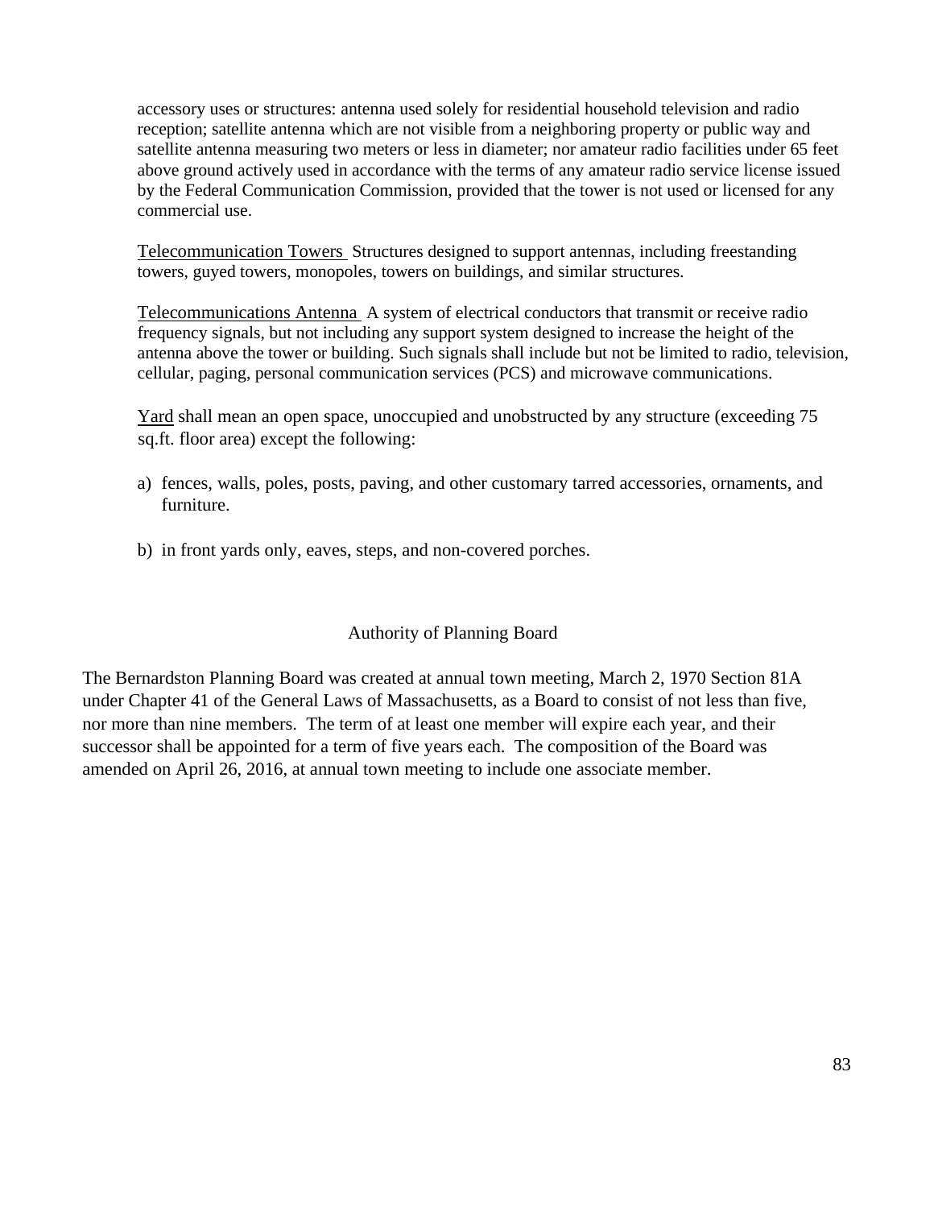accessory uses or structures: antenna used solely for residential household television and radio reception; satellite antenna which are not visible from a neighboring property or public way and satellite antenna measuring two meters or less in diameter; nor amateur radio facilities under 65 feet above ground actively used in accordance with the terms of any amateur radio service license issued by the Federal Communication Commission, provided that the tower is not used or licensed for any commercial use.

Telecommunication Towers Structures designed to support antennas, including freestanding towers, guyed towers, monopoles, towers on buildings, and similar structures.

Telecommunications Antenna A system of electrical conductors that transmit or receive radio frequency signals, but not including any support system designed to increase the height of the antenna above the tower or building. Such signals shall include but not be limited to radio, television, cellular, paging, personal communication services (PCS) and microwave communications.

Yard shall mean an open space, unoccupied and unobstructed by any structure (exceeding 75 sq.ft. floor area) except the following:

a) fences, walls, poles, posts, paving, and other customary tarred accessories, ornaments, and furniture.

b) in front yards only, eaves, steps, and non-covered porches.

## Authority of Planning Board

The Bernardston Planning Board was created at annual town meeting, March 2, 1970 Section 81A under Chapter 41 of the General Laws of Massachusetts, as a Board to consist of not less than five, nor more than nine members. The term of at least one member will expire each year, and their successor shall be appointed for a term of five years each. The composition of the Board was amended on April 26, 2016, at annual town meeting to include one associate member.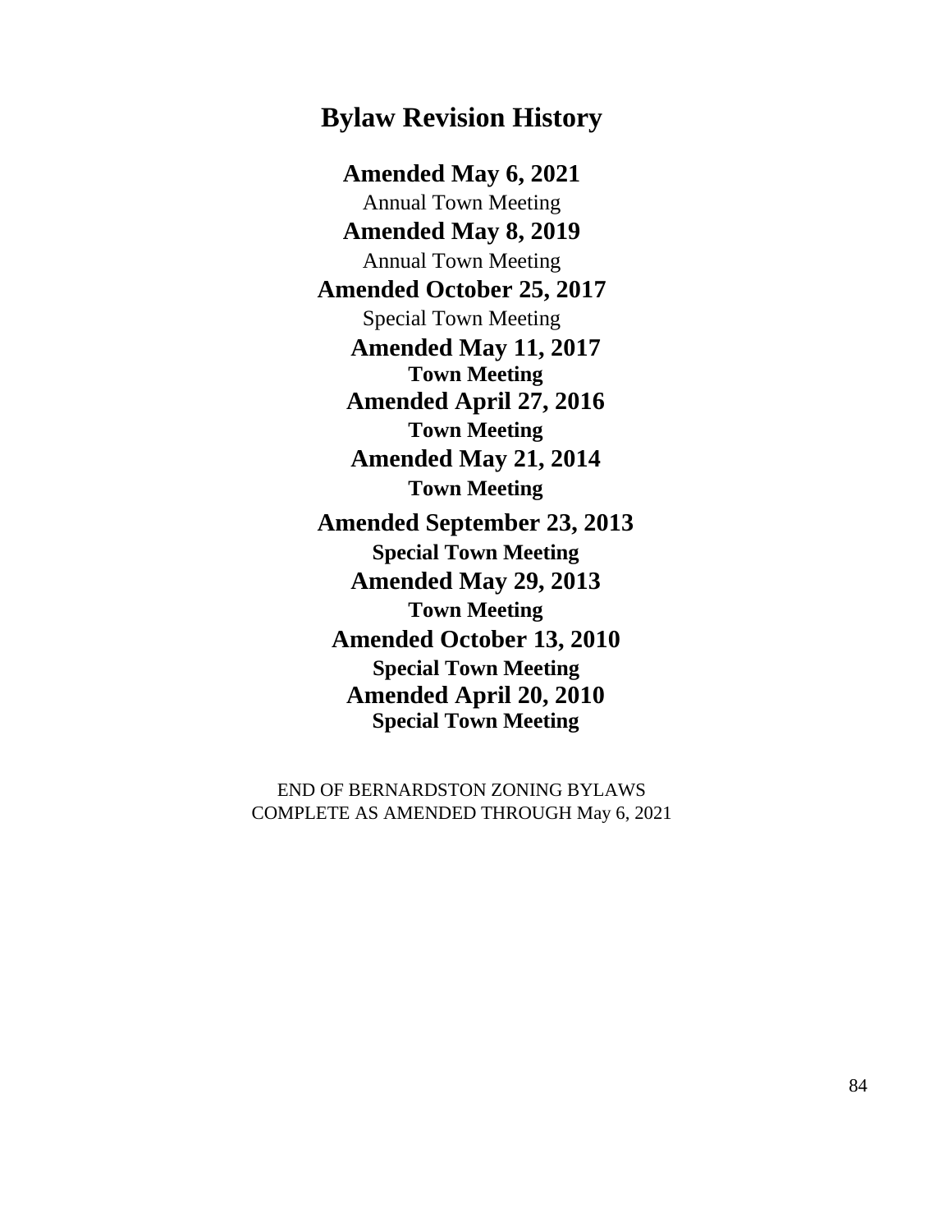# Bylaw Revision History

**Amended May 6, 2021**

Annual Town Meeting

**Amended May 8, 2019**

Annual Town Meeting

**Amended October 25, 2017**

Special Town Meeting

**Amended May 11, 2017**

**Town Meeting**

**Amended April 27, 2016**

**Town Meeting**

**Amended May 21, 2014**

**Town Meeting**

**Amended September 23, 2013**

**Special Town Meeting**

**Amended May 29, 2013**

**Town Meeting**

**Amended October 13, 2010**

**Special Town Meeting**

**Amended April 20, 2010**

**Special Town Meeting**

END OF BERNARDSTON ZONING BYLAWS
COMPLETE AS AMENDED THROUGH May 6, 2021